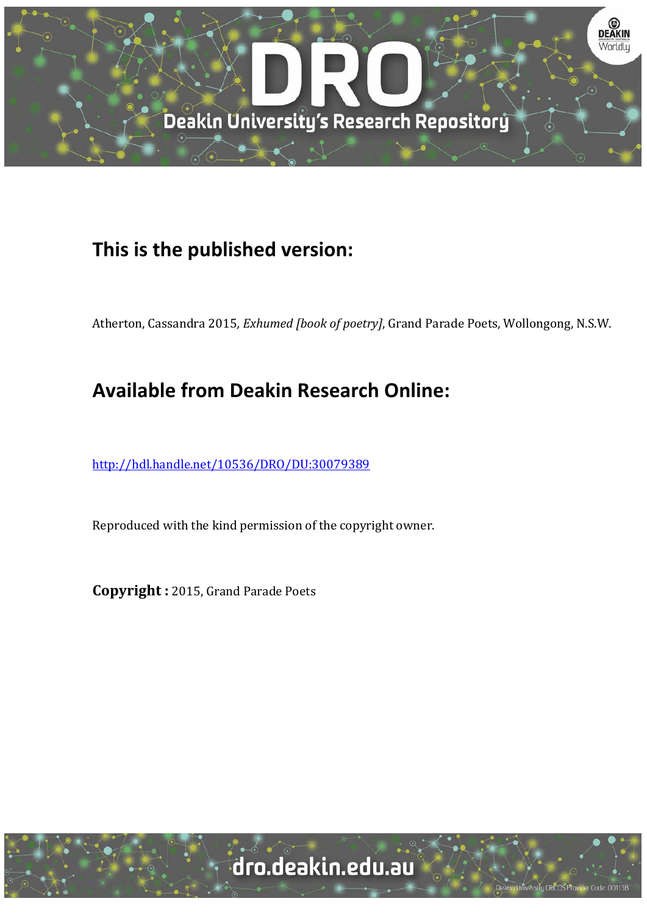## This is the published version:

Atherton, Cassandra 2015, *Exhumed [book of poetry]*, Grand Parade Poets, Wollongong, N.S.W.

## Available from Deakin Research Online:

http://hdl.handle.net/10536/DRO/DU:30079389

Reproduced with the kind permission of the copyright owner.

**Copyright :** 2015, Grand Parade Poets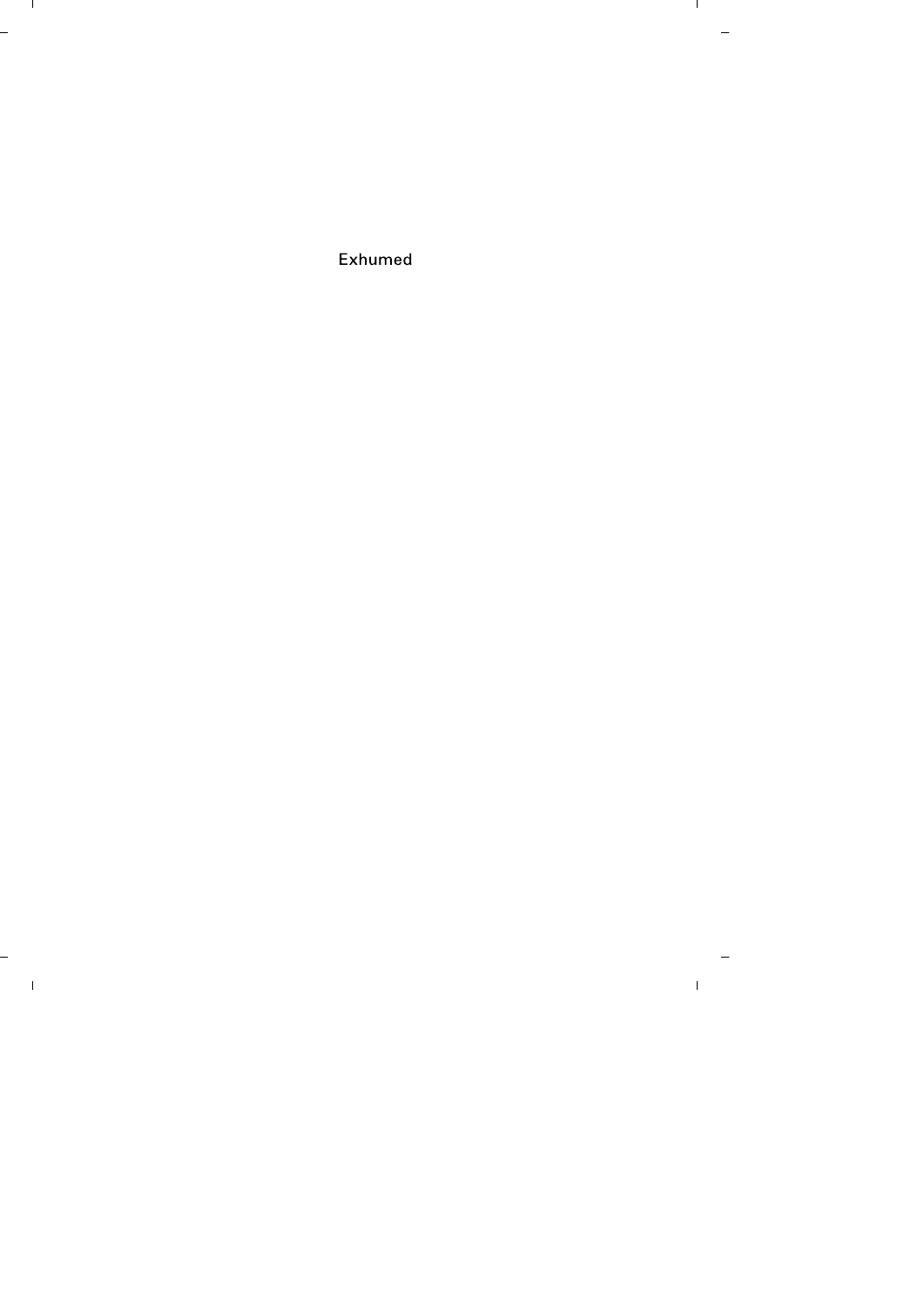Exhumed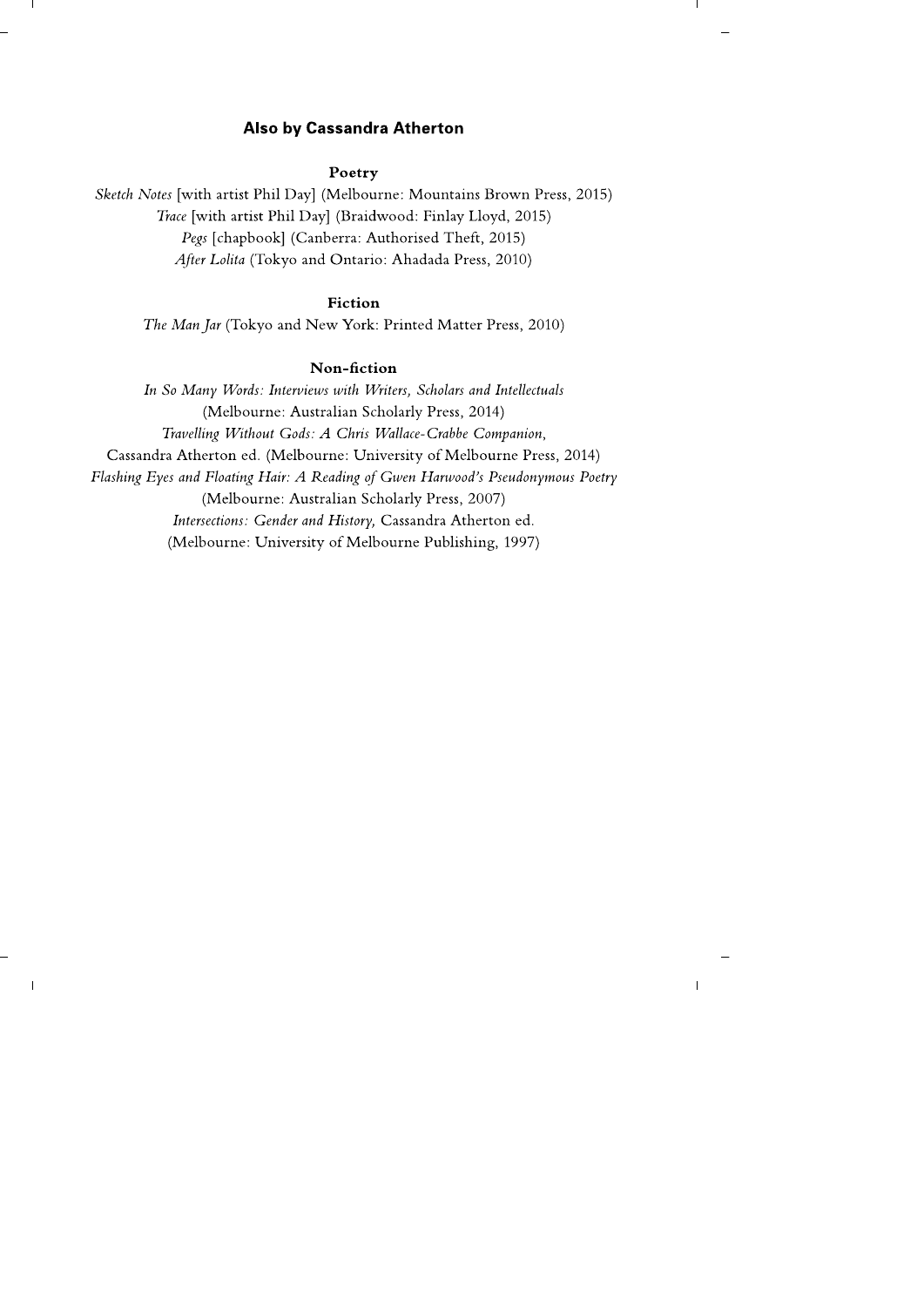## Also by Cassandra Atherton

### Poetry

*Sketch Notes* [with artist Phil Day] (Melbourne: Mountains Brown Press, 2015)
*Trace* [with artist Phil Day] (Braidwood: Finlay Lloyd, 2015)
*Pegs* [chapbook] (Canberra: Authorised Theft, 2015)
*After Lolita* (Tokyo and Ontario: Ahadada Press, 2010)

### Fiction

*The Man Jar* (Tokyo and New York: Printed Matter Press, 2010)

### Non-fiction

*In So Many Words: Interviews with Writers, Scholars and Intellectuals* (Melbourne: Australian Scholarly Press, 2014)
*Travelling Without Gods: A Chris Wallace-Crabbe Companion*, Cassandra Atherton ed. (Melbourne: University of Melbourne Press, 2014)
*Flashing Eyes and Floating Hair: A Reading of Gwen Harwood's Pseudonymous Poetry* (Melbourne: Australian Scholarly Press, 2007)
*Intersections: Gender and History,* Cassandra Atherton ed. (Melbourne: University of Melbourne Publishing, 1997)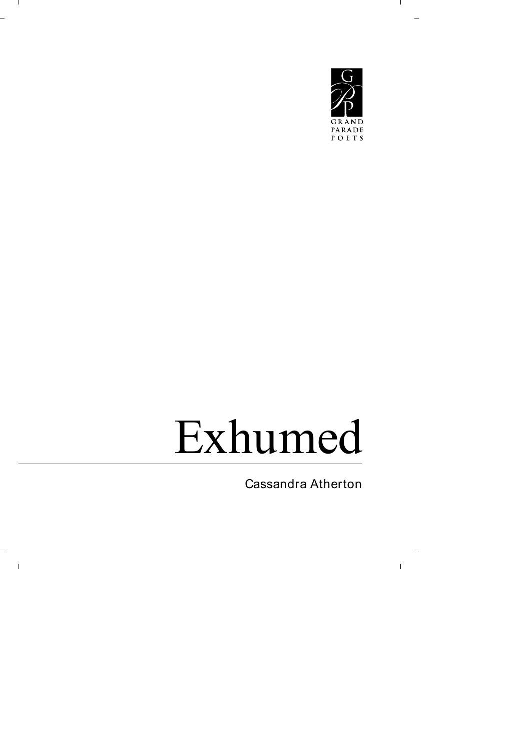GRAND PARADE POETS

# Exhumed

Cassandra Atherton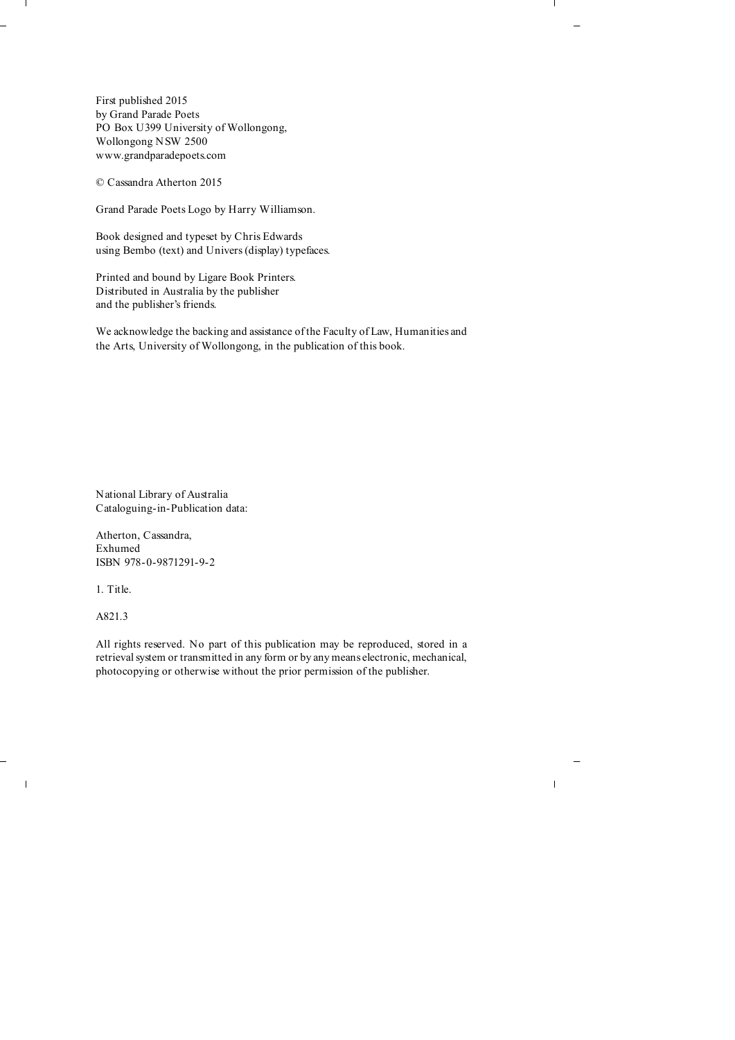First published 2015
by Grand Parade Poets
PO Box U399 University of Wollongong,
Wollongong NSW 2500
www.grandparadepoets.com

© Cassandra Atherton 2015

Grand Parade Poets Logo by Harry Williamson.

Book designed and typeset by Chris Edwards
using Bembo (text) and Univers (display) typefaces.

Printed and bound by Ligare Book Printers.
Distributed in Australia by the publisher
and the publisher's friends.

We acknowledge the backing and assistance of the Faculty of Law, Humanities and the Arts, University of Wollongong, in the publication of this book.

National Library of Australia
Cataloguing-in-Publication data:

Atherton, Cassandra,
Exhumed
ISBN 978-0-9871291-9-2

1. Title.

A821.3

All rights reserved. No part of this publication may be reproduced, stored in a retrieval system or transmitted in any form or by any means electronic, mechanical, photocopying or otherwise without the prior permission of the publisher.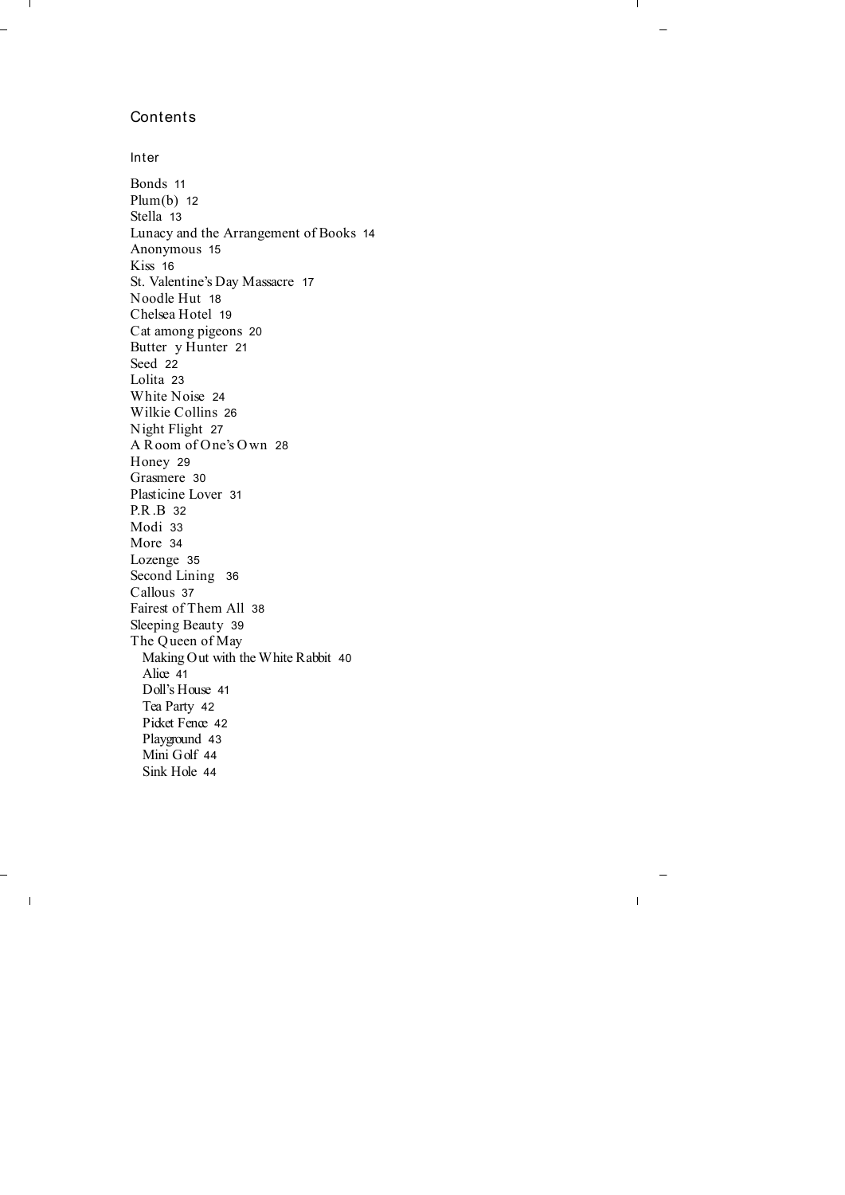# Contents

Inter

Bonds 11
Plum(b) 12
Stella 13
Lunacy and the Arrangement of Books 14
Anonymous 15
Kiss 16
St. Valentine's Day Massacre 17
Noodle Hut 18
Chelsea Hotel 19
Cat among pigeons 20
Butter y Hunter 21
Seed 22
Lolita 23
White Noise 24
Wilkie Collins 26
Night Flight 27
A Room of One's Own 28
Honey 29
Grasmere 30
Plasticine Lover 31
P.R.B 32
Modi 33
More 34
Lozenge 35
Second Lining 36
Callous 37
Fairest of Them All 38
Sleeping Beauty 39
The Queen of May
  Making Out with the White Rabbit 40
  Alice 41
  Doll's House 41
  Tea Party 42
  Picket Fence 42
  Playground 43
  Mini Golf 44
  Sink Hole 44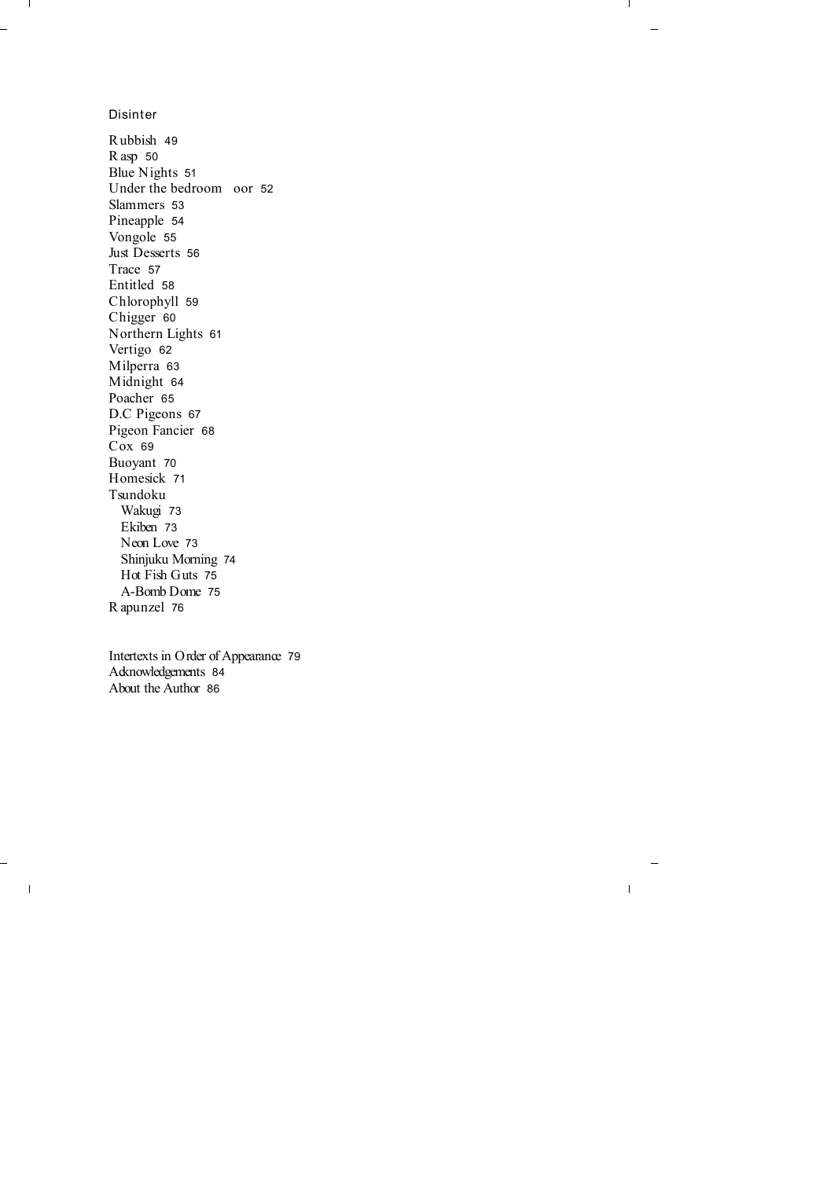## Disinter

Rubbish 49
Rasp 50
Blue Nights 51
Under the bedroom oor 52
Slammers 53
Pineapple 54
Vongole 55
Just Desserts 56
Trace 57
Entitled 58
Chlorophyll 59
Chigger 60
Northern Lights 61
Vertigo 62
Milperra 63
Midnight 64
Poacher 65
D.C Pigeons 67
Pigeon Fancier 68
Cox 69
Buoyant 70
Homesick 71
Tsundoku
  Wakugi 73
  Ekiben 73
  Neon Love 73
  Shinjuku Morning 74
  Hot Fish Guts 75
  A-Bomb Dome 75
Rapunzel 76

Intertexts in Order of Appearance 79
Acknowledgements 84
About the Author 86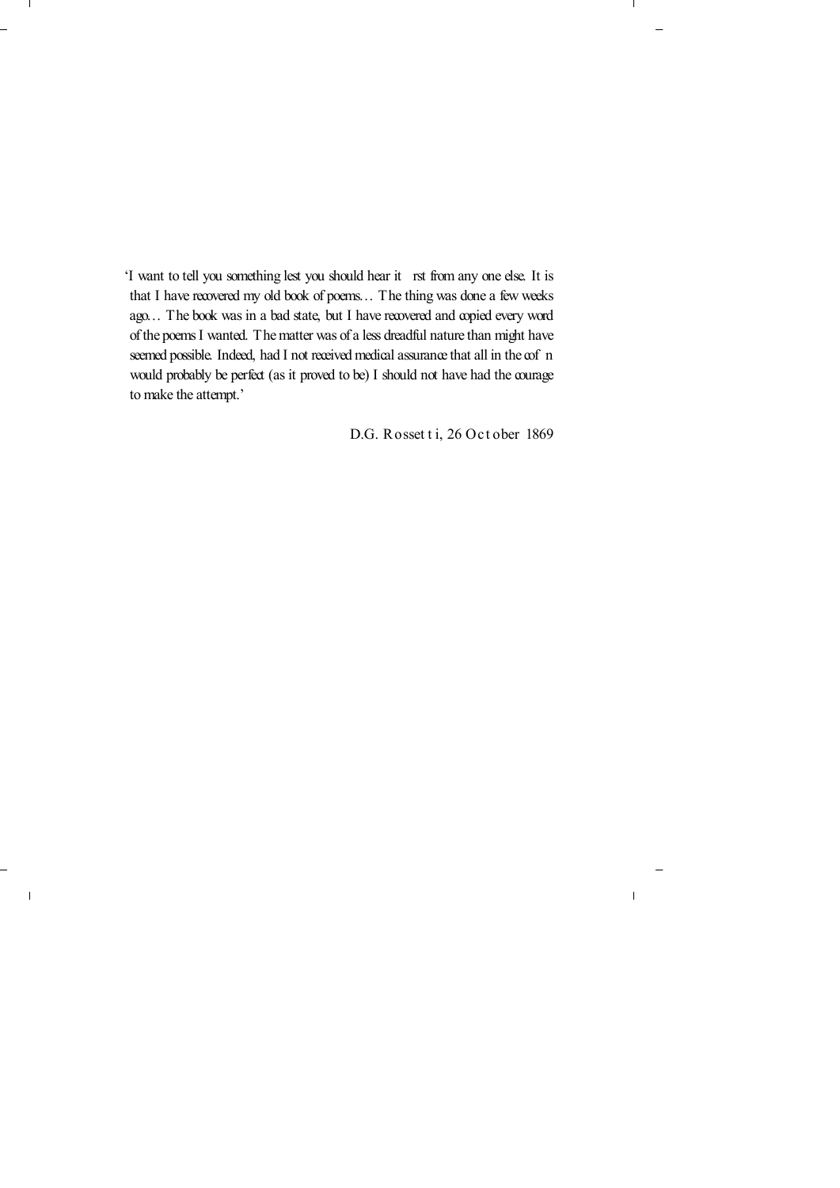'I want to tell you something lest you should hear it first from any one else. It is that I have recovered my old book of poems… The thing was done a few weeks ago… The book was in a bad state, but I have recovered and copied every word of the poems I wanted. The matter was of a less dreadful nature than might have seemed possible. Indeed, had I not received medical assurance that all in the coffin would probably be perfect (as it proved to be) I should not have had the courage to make the attempt.'

D.G. Rossetti, 26 October 1869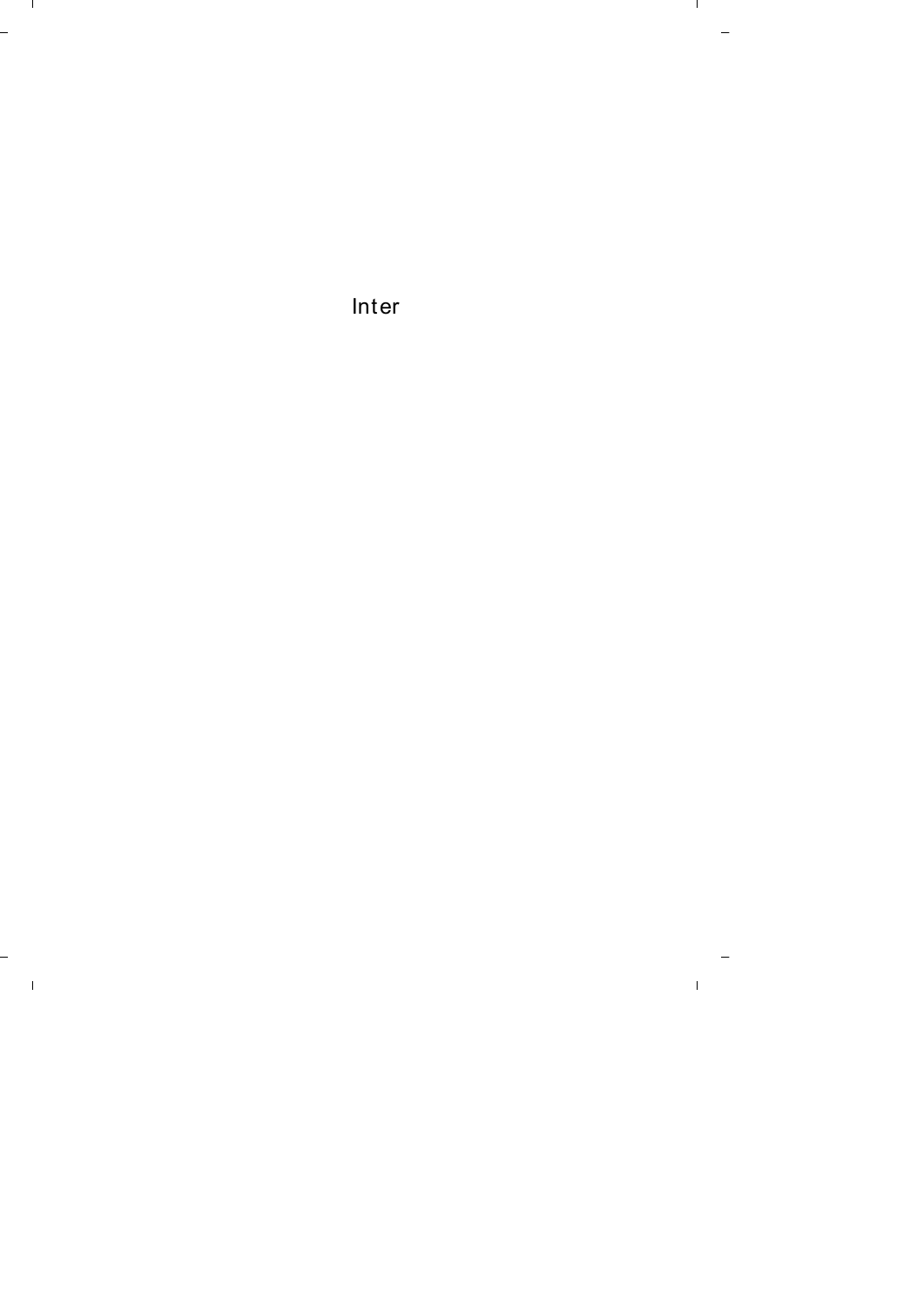Inter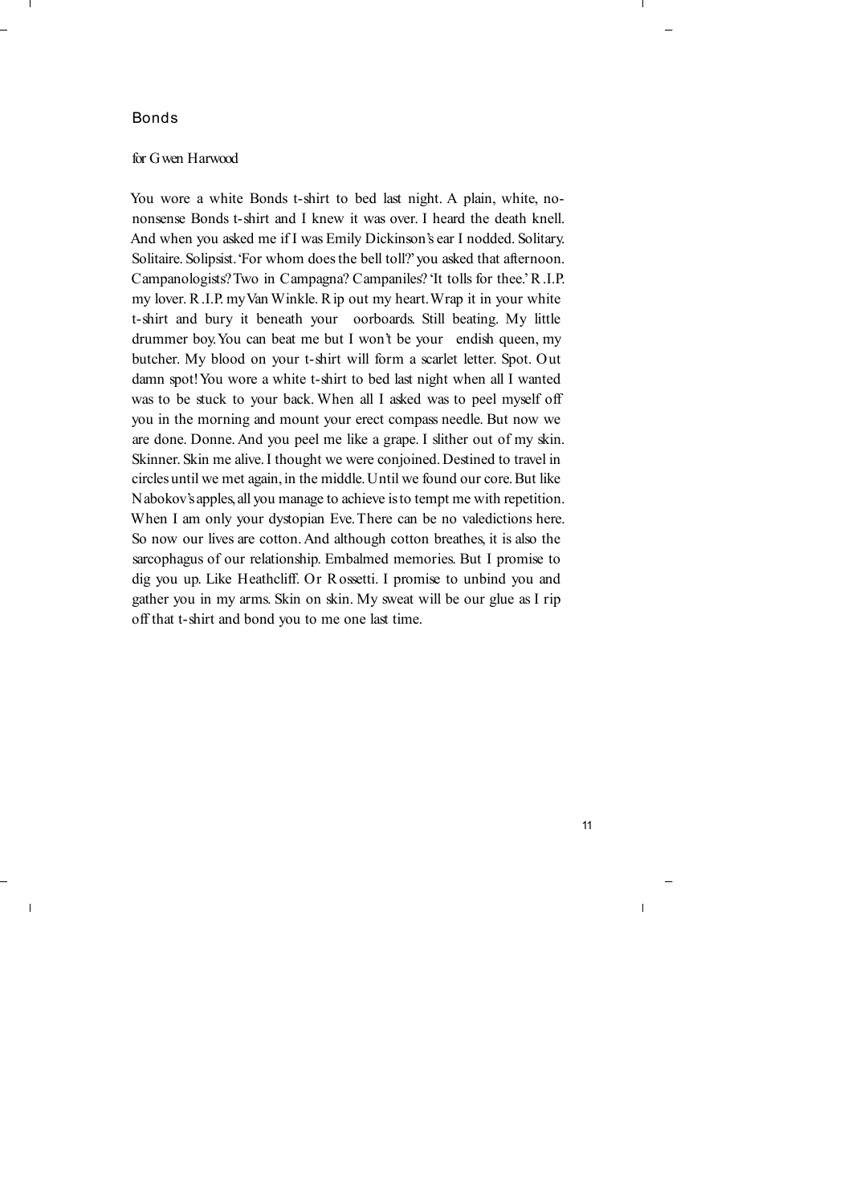## Bonds

for Gwen Harwood

You wore a white Bonds t-shirt to bed last night. A plain, white, no-nonsense Bonds t-shirt and I knew it was over. I heard the death knell. And when you asked me if I was Emily Dickinson's ear I nodded. Solitary. Solitaire. Solipsist. 'For whom does the bell toll?' you asked that afternoon. Campanologists? Two in Campagna? Campaniles? 'It tolls for thee.' R.I.P. my lover. R.I.P. my Van Winkle. Rip out my heart. Wrap it in your white t-shirt and bury it beneath your oorboards. Still beating. My little drummer boy. You can beat me but I won't be your endish queen, my butcher. My blood on your t-shirt will form a scarlet letter. Spot. Out damn spot! You wore a white t-shirt to bed last night when all I wanted was to be stuck to your back. When all I asked was to peel myself off you in the morning and mount your erect compass needle. But now we are done. Donne. And you peel me like a grape. I slither out of my skin. Skinner. Skin me alive. I thought we were conjoined. Destined to travel in circles until we met again, in the middle. Until we found our core. But like Nabokov's apples, all you manage to achieve is to tempt me with repetition. When I am only your dystopian Eve. There can be no valedictions here. So now our lives are cotton. And although cotton breathes, it is also the sarcophagus of our relationship. Embalmed memories. But I promise to dig you up. Like Heathcliff. Or Rossetti. I promise to unbind you and gather you in my arms. Skin on skin. My sweat will be our glue as I rip off that t-shirt and bond you to me one last time.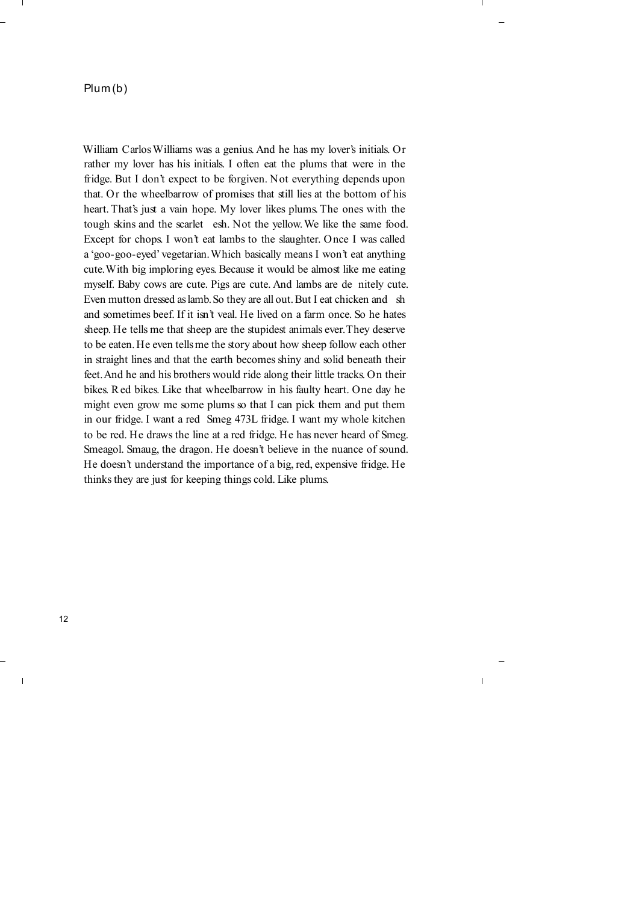## Plum (b)

William Carlos Williams was a genius. And he has my lover's initials. Or rather my lover has his initials. I often eat the plums that were in the fridge. But I don't expect to be forgiven. Not everything depends upon that. Or the wheelbarrow of promises that still lies at the bottom of his heart. That's just a vain hope. My lover likes plums. The ones with the tough skins and the scarlet flesh. Not the yellow. We like the same food. Except for chops. I won't eat lambs to the slaughter. Once I was called a 'goo-goo-eyed' vegetarian. Which basically means I won't eat anything cute. With big imploring eyes. Because it would be almost like me eating myself. Baby cows are cute. Pigs are cute. And lambs are definitely cute. Even mutton dressed as lamb. So they are all out. But I eat chicken and fish and sometimes beef. If it isn't veal. He lived on a farm once. So he hates sheep. He tells me that sheep are the stupidest animals ever. They deserve to be eaten. He even tells me the story about how sheep follow each other in straight lines and that the earth becomes shiny and solid beneath their feet. And he and his brothers would ride along their little tracks. On their bikes. Red bikes. Like that wheelbarrow in his faulty heart. One day he might even grow me some plums so that I can pick them and put them in our fridge. I want a red Smeg 473L fridge. I want my whole kitchen to be red. He draws the line at a red fridge. He has never heard of Smeg. Smeagol. Smaug, the dragon. He doesn't believe in the nuance of sound. He doesn't understand the importance of a big, red, expensive fridge. He thinks they are just for keeping things cold. Like plums.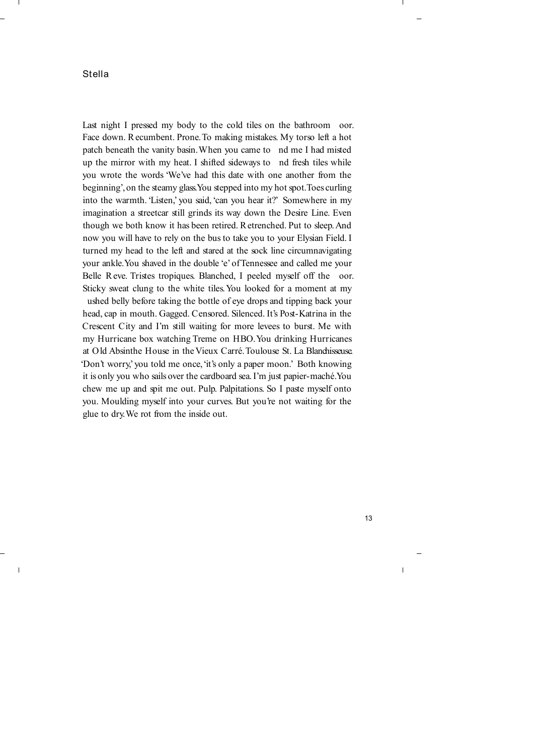## Stella

Last night I pressed my body to the cold tiles on the bathroom floor. Face down. Recumbent. Prone. To making mistakes. My torso left a hot patch beneath the vanity basin. When you came to find me I had misted up the mirror with my heat. I shifted sideways to find fresh tiles while you wrote the words 'We've had this date with one another from the beginning', on the steamy glass. You stepped into my hot spot. Toes curling into the warmth. 'Listen,' you said, 'can you hear it?' Somewhere in my imagination a streetcar still grinds its way down the Desire Line. Even though we both know it has been retired. Retrenched. Put to sleep. And now you will have to rely on the bus to take you to your Elysian Field. I turned my head to the left and stared at the sock line circumnavigating your ankle. You shaved in the double 'e' of Tennessee and called me your Belle Reve. Tristes tropiques. Blanched, I peeled myself off the floor. Sticky sweat clung to the white tiles. You looked for a moment at my flushed belly before taking the bottle of eye drops and tipping back your head, cap in mouth. Gagged. Censored. Silenced. It's Post-Katrina in the Crescent City and I'm still waiting for more levees to burst. Me with my Hurricane box watching Treme on HBO. You drinking Hurricanes at Old Absinthe House in the Vieux Carré. Toulouse St. La Blanchisseuse. 'Don't worry,' you told me once, 'it's only a paper moon.' Both knowing it is only you who sails over the cardboard sea. I'm just papier-maché. You chew me up and spit me out. Pulp. Palpitations. So I paste myself onto you. Moulding myself into your curves. But you're not waiting for the glue to dry. We rot from the inside out.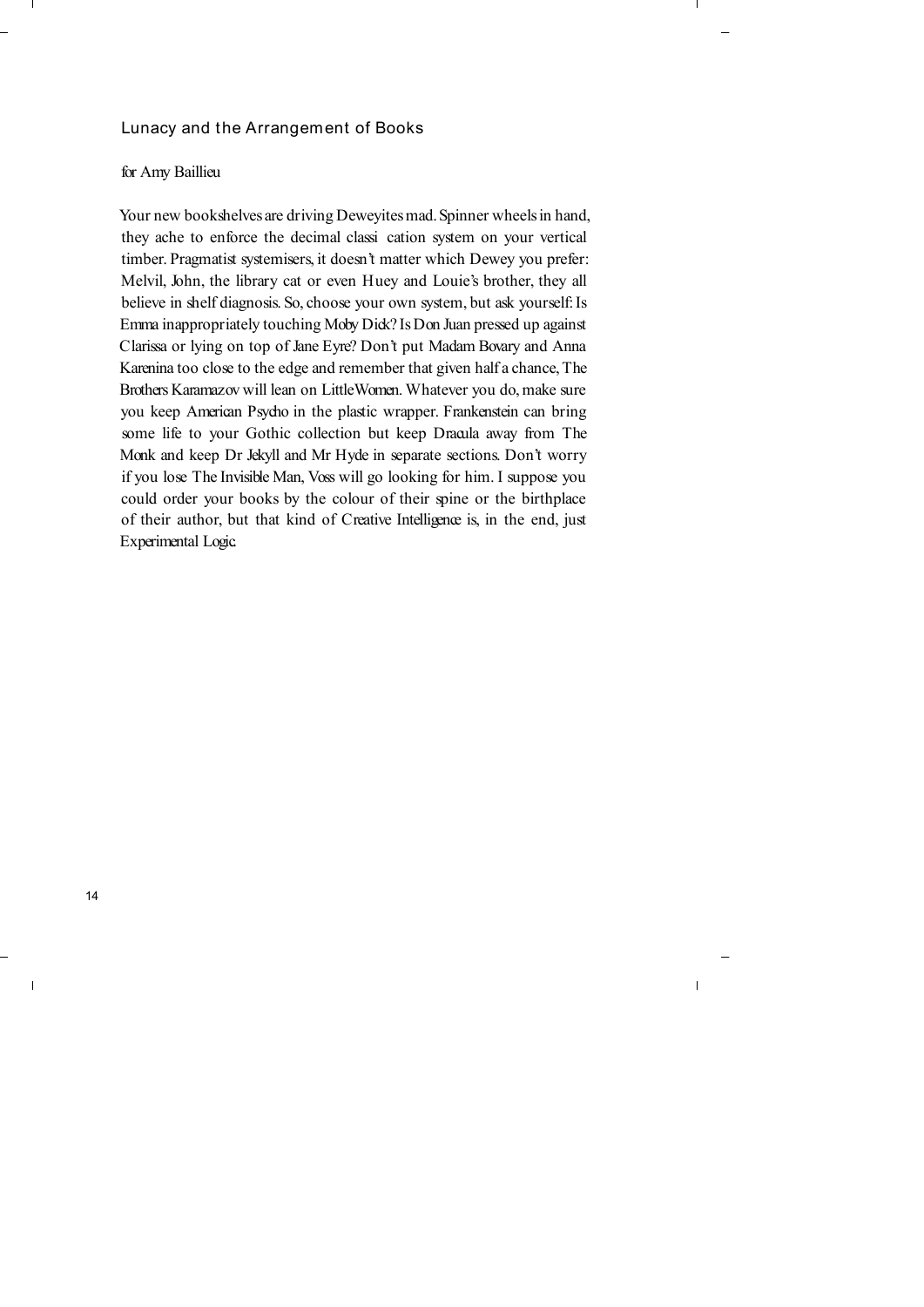## Lunacy and the Arrangement of Books

for Amy Baillieu

Your new bookshelves are driving Deweyites mad. Spinner wheels in hand, they ache to enforce the decimal classi cation system on your vertical timber. Pragmatist systemisers, it doesn't matter which Dewey you prefer: Melvil, John, the library cat or even Huey and Louie's brother, they all believe in shelf diagnosis. So, choose your own system, but ask yourself: Is Emma inappropriately touching Moby Dick? Is Don Juan pressed up against Clarissa or lying on top of Jane Eyre? Don't put Madam Bovary and Anna Karenina too close to the edge and remember that given half a chance, The Brothers Karamazov will lean on LittleWomen. Whatever you do, make sure you keep American Psycho in the plastic wrapper. Frankenstein can bring some life to your Gothic collection but keep Dracula away from The Monk and keep Dr Jekyll and Mr Hyde in separate sections. Don't worry if you lose The Invisible Man, Voss will go looking for him. I suppose you could order your books by the colour of their spine or the birthplace of their author, but that kind of Creative Intelligence is, in the end, just Experimental Logic.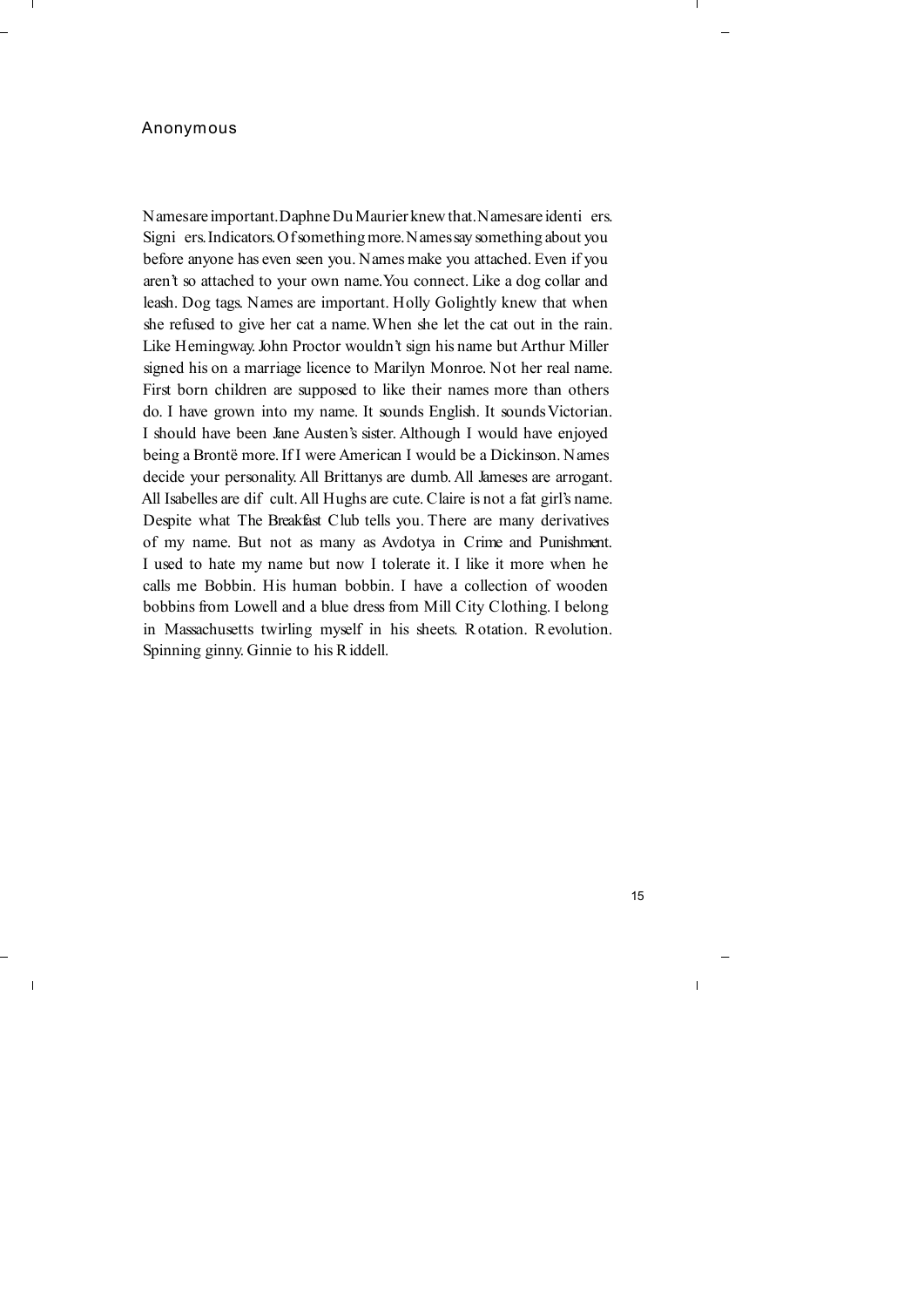## Anonymous

Names are important. Daphne Du Maurier knew that. Names are identi ers. Signi ers. Indicators. Of something more. Names say something about you before anyone has even seen you. Names make you attached. Even if you aren't so attached to your own name. You connect. Like a dog collar and leash. Dog tags. Names are important. Holly Golightly knew that when she refused to give her cat a name. When she let the cat out in the rain. Like Hemingway. John Proctor wouldn't sign his name but Arthur Miller signed his on a marriage licence to Marilyn Monroe. Not her real name. First born children are supposed to like their names more than others do. I have grown into my name. It sounds English. It sounds Victorian. I should have been Jane Austen's sister. Although I would have enjoyed being a Brontë more. If I were American I would be a Dickinson. Names decide your personality. All Brittanys are dumb. All Jameses are arrogant. All Isabelles are dif cult. All Hughs are cute. Claire is not a fat girl's name. Despite what *The Breakfast Club* tells you. There are many derivatives of my name. But not as many as Avdotya in *Crime and Punishment*. I used to hate my name but now I tolerate it. I like it more when he calls me Bobbin. His human bobbin. I have a collection of wooden bobbins from Lowell and a blue dress from Mill City Clothing. I belong in Massachusetts twirling myself in his sheets. Rotation. Revolution. Spinning ginny. Ginnie to his Riddell.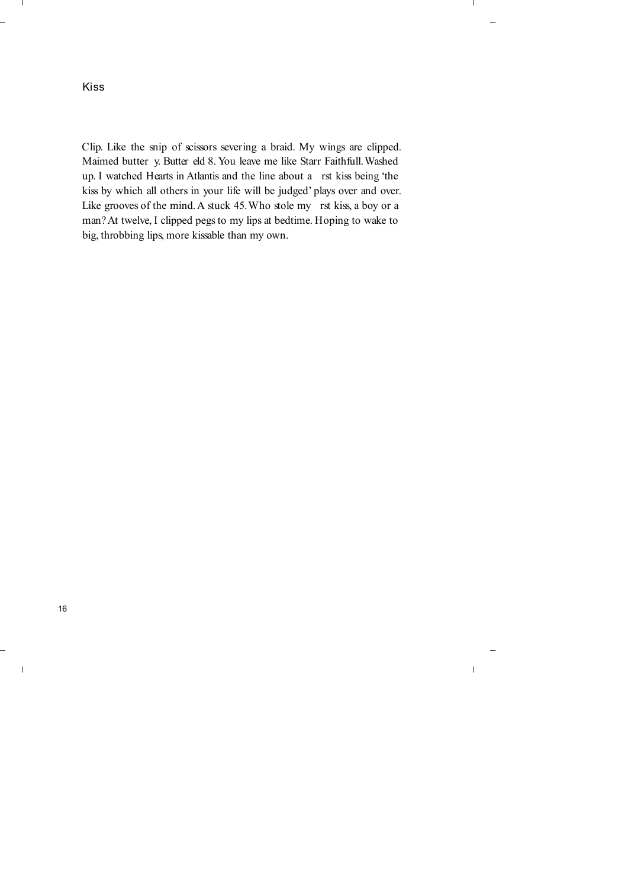# Kiss

Clip. Like the snip of scissors severing a braid. My wings are clipped. Maimed butterfly. Butterfield 8. You leave me like Starr Faithfull. Washed up. I watched Hearts in Atlantis and the line about a first kiss being 'the kiss by which all others in your life will be judged' plays over and over. Like grooves of the mind. A stuck 45. Who stole my first kiss, a boy or a man? At twelve, I clipped pegs to my lips at bedtime. Hoping to wake to big, throbbing lips, more kissable than my own.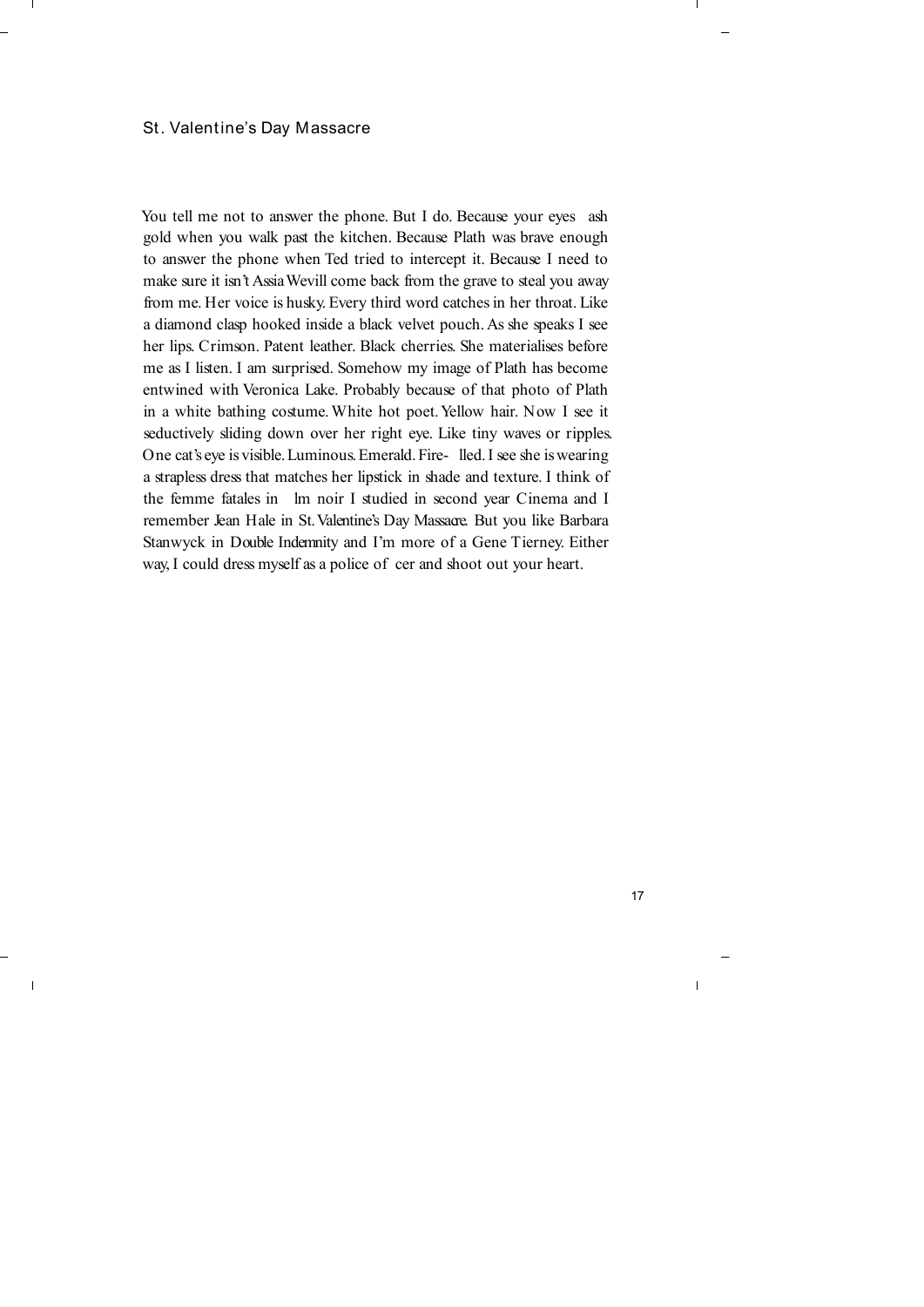## St. Valentine's Day Massacre

You tell me not to answer the phone. But I do. Because your eyes flash gold when you walk past the kitchen. Because Plath was brave enough to answer the phone when Ted tried to intercept it. Because I need to make sure it isn't Assia Wevill come back from the grave to steal you away from me. Her voice is husky. Every third word catches in her throat. Like a diamond clasp hooked inside a black velvet pouch. As she speaks I see her lips. Crimson. Patent leather. Black cherries. She materialises before me as I listen. I am surprised. Somehow my image of Plath has become entwined with Veronica Lake. Probably because of that photo of Plath in a white bathing costume. White hot poet. Yellow hair. Now I see it seductively sliding down over her right eye. Like tiny waves or ripples. One cat's eye is visible. Luminous. Emerald. Fire-filled. I see she is wearing a strapless dress that matches her lipstick in shade and texture. I think of the femme fatales in film noir I studied in second year Cinema and I remember Jean Hale in *St. Valentine's Day Massacre.* But you like Barbara Stanwyck in *Double Indemnity* and I'm more of a Gene Tierney. Either way, I could dress myself as a police officer and shoot out your heart.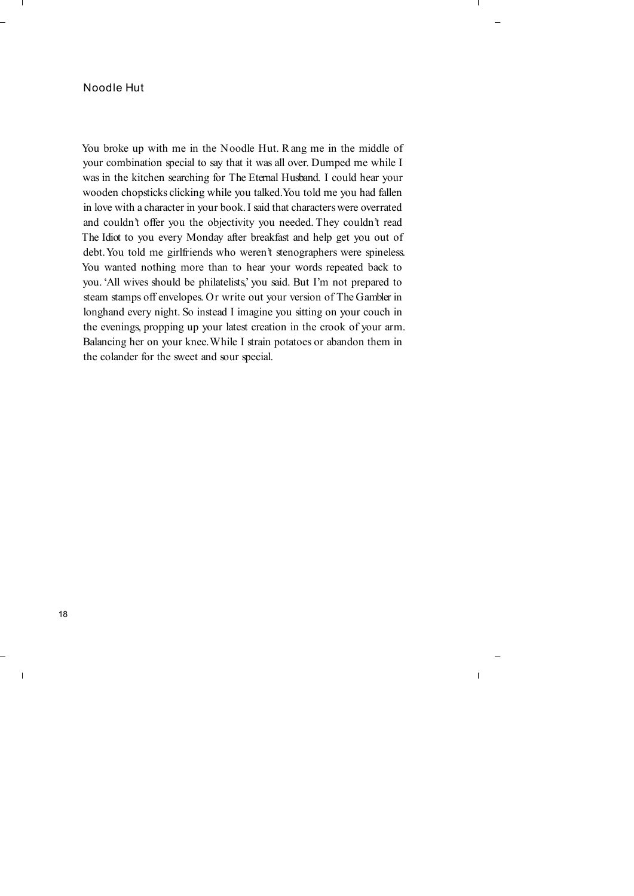# Noodle Hut

You broke up with me in the Noodle Hut. Rang me in the middle of your combination special to say that it was all over. Dumped me while I was in the kitchen searching for *The Eternal Husband*. I could hear your wooden chopsticks clicking while you talked. You told me you had fallen in love with a character in your book. I said that characters were overrated and couldn't offer you the objectivity you needed. They couldn't read *The Idiot* to you every Monday after breakfast and help get you out of debt. You told me girlfriends who weren't stenographers were spineless. You wanted nothing more than to hear your words repeated back to you. 'All wives should be philatelists,' you said. But I'm not prepared to steam stamps off envelopes. Or write out your version of *The Gambler* in longhand every night. So instead I imagine you sitting on your couch in the evenings, propping up your latest creation in the crook of your arm. Balancing her on your knee. While I strain potatoes or abandon them in the colander for the sweet and sour special.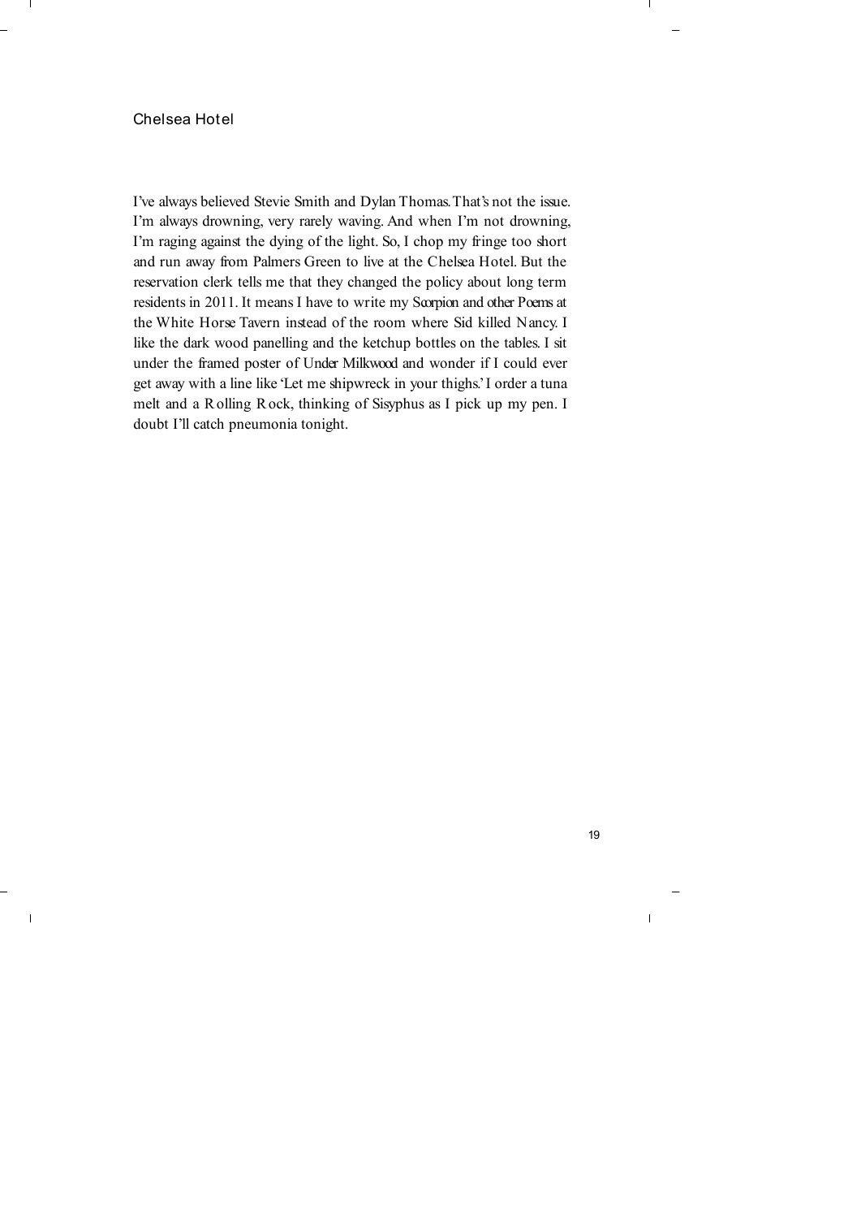## Chelsea Hotel

I've always believed Stevie Smith and Dylan Thomas. That's not the issue. I'm always drowning, very rarely waving. And when I'm not drowning, I'm raging against the dying of the light. So, I chop my fringe too short and run away from Palmers Green to live at the Chelsea Hotel. But the reservation clerk tells me that they changed the policy about long term residents in 2011. It means I have to write my *Scorpion and other Poems* at the White Horse Tavern instead of the room where Sid killed Nancy. I like the dark wood panelling and the ketchup bottles on the tables. I sit under the framed poster of *Under Milkwood* and wonder if I could ever get away with a line like 'Let me shipwreck in your thighs.' I order a tuna melt and a Rolling Rock, thinking of Sisyphus as I pick up my pen. I doubt I'll catch pneumonia tonight.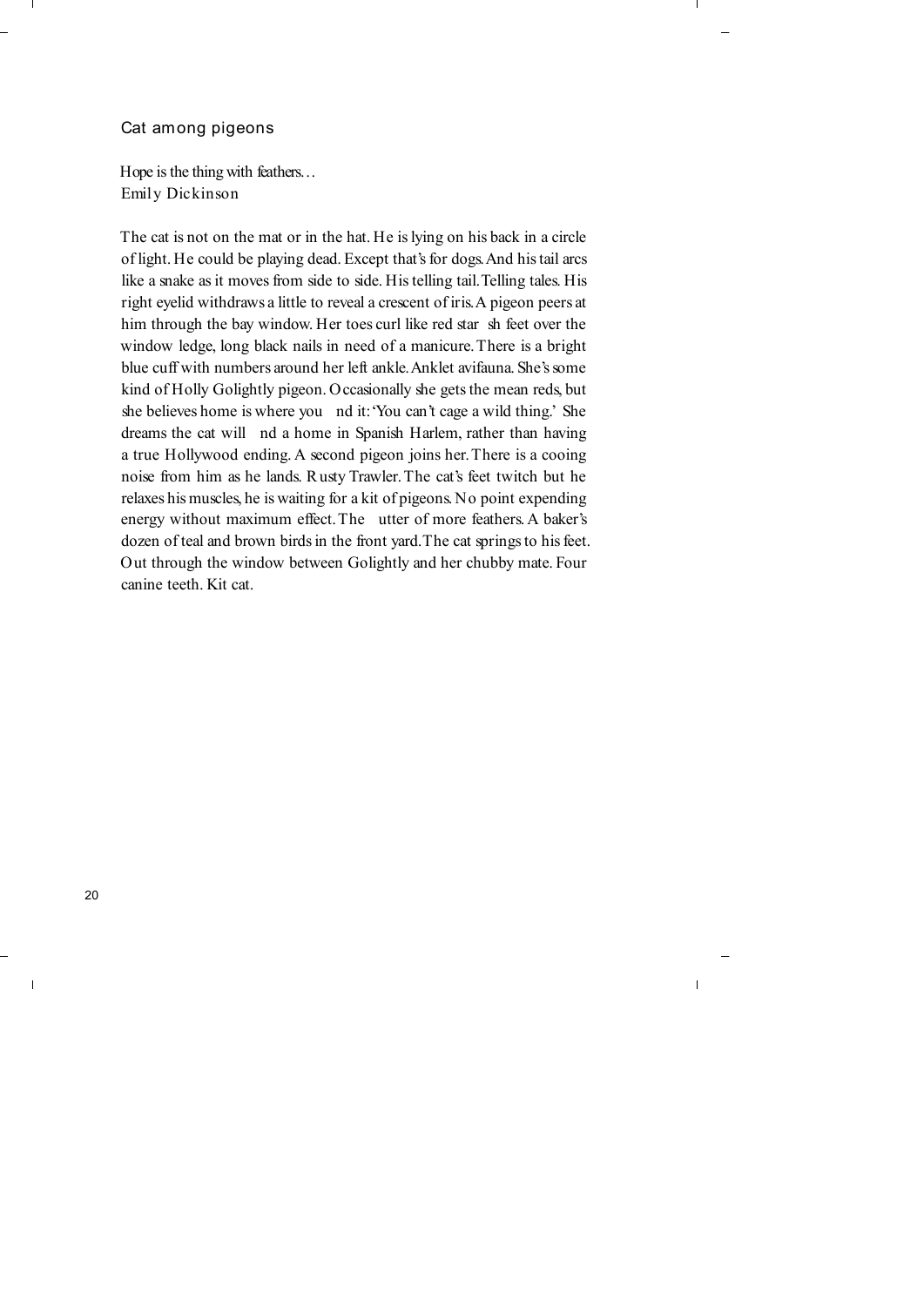## Cat among pigeons

Hope is the thing with feathers…
Emily Dickinson

The cat is not on the mat or in the hat. He is lying on his back in a circle of light. He could be playing dead. Except that's for dogs. And his tail arcs like a snake as it moves from side to side. His telling tail. Telling tales. His right eyelid withdraws a little to reveal a crescent of iris. A pigeon peers at him through the bay window. Her toes curl like red starfish feet over the window ledge, long black nails in need of a manicure. There is a bright blue cuff with numbers around her left ankle. Anklet avifauna. She's some kind of Holly Golightly pigeon. Occasionally she gets the mean reds, but she believes home is where you find it: 'You can't cage a wild thing.' She dreams the cat will find a home in Spanish Harlem, rather than having a true Hollywood ending. A second pigeon joins her. There is a cooing noise from him as he lands. Rusty Trawler. The cat's feet twitch but he relaxes his muscles, he is waiting for a kit of pigeons. No point expending energy without maximum effect. The flutter of more feathers. A baker's dozen of teal and brown birds in the front yard. The cat springs to his feet. Out through the window between Golightly and her chubby mate. Four canine teeth. Kit cat.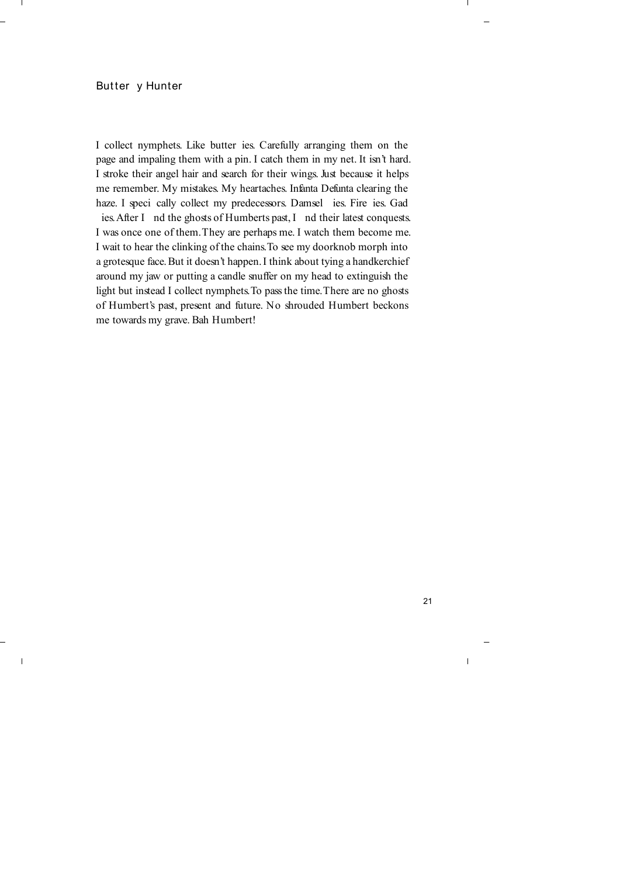# Butterfly Hunter

I collect nymphets. Like butterflies. Carefully arranging them on the page and impaling them with a pin. I catch them in my net. It isn't hard. I stroke their angel hair and search for their wings. Just because it helps me remember. My mistakes. My heartaches. Infanta Defunta clearing the haze. I specifically collect my predecessors. Damselflies. Fireflies. Gadflies. After I find the ghosts of Humberts past, I find their latest conquests. I was once one of them. They are perhaps me. I watch them become me. I wait to hear the clinking of the chains. To see my doorknob morph into a grotesque face. But it doesn't happen. I think about tying a handkerchief around my jaw or putting a candle snuffer on my head to extinguish the light but instead I collect nymphets. To pass the time. There are no ghosts of Humbert's past, present and future. No shrouded Humbert beckons me towards my grave. Bah Humbert!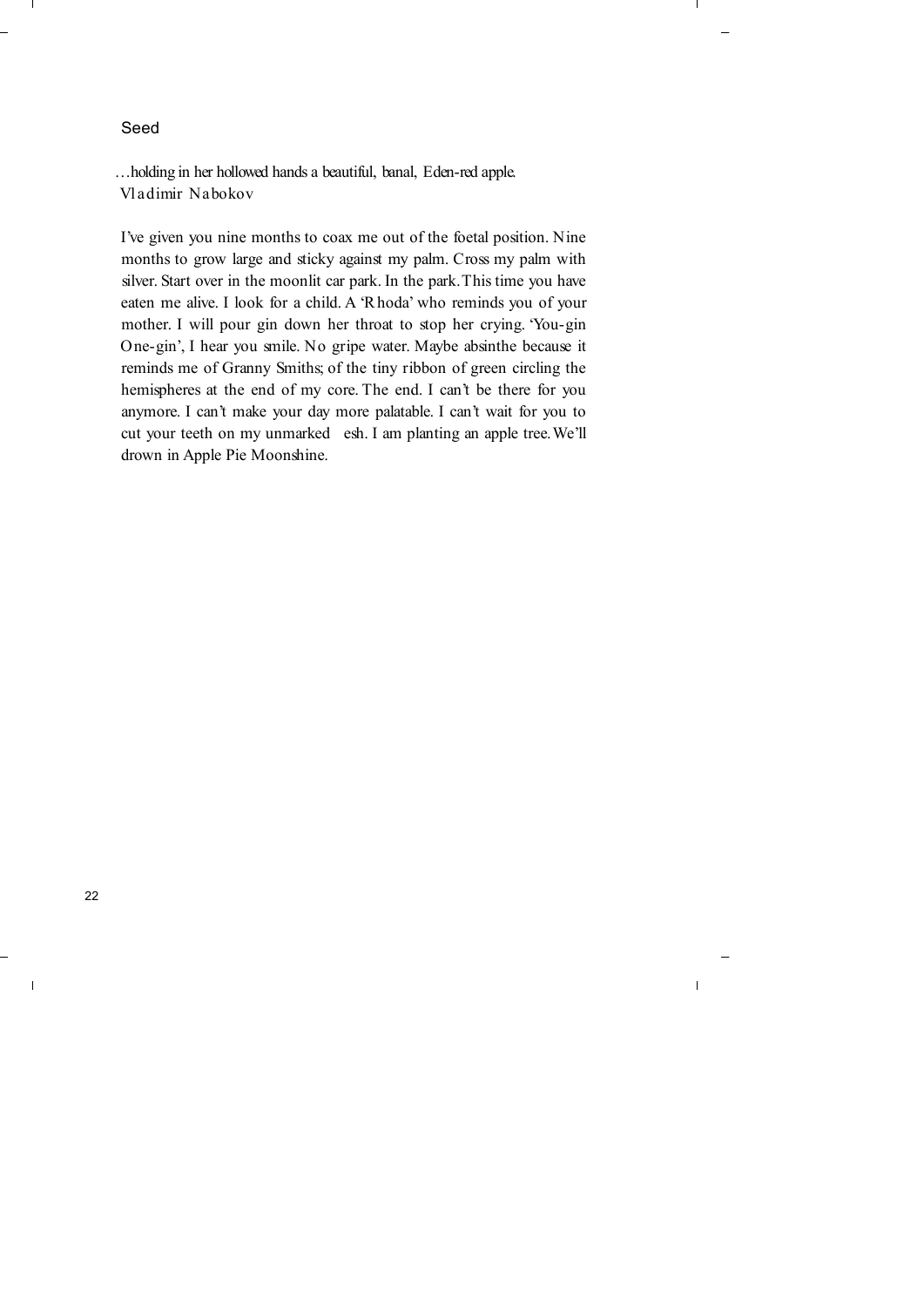# Seed

*…holding in her hollowed hands a beautiful, banal, Eden-red apple.*
Vladimir Nabokov

I've given you nine months to coax me out of the foetal position. Nine months to grow large and sticky against my palm. Cross my palm with silver. Start over in the moonlit car park. In the park. This time you have eaten me alive. I look for a child. A 'Rhoda' who reminds you of your mother. I will pour gin down her throat to stop her crying. 'You-gin One-gin', I hear you smile. No gripe water. Maybe absinthe because it reminds me of Granny Smiths; of the tiny ribbon of green circling the hemispheres at the end of my core. The end. I can't be there for you anymore. I can't make your day more palatable. I can't wait for you to cut your teeth on my unmarked esh. I am planting an apple tree. We'll drown in Apple Pie Moonshine.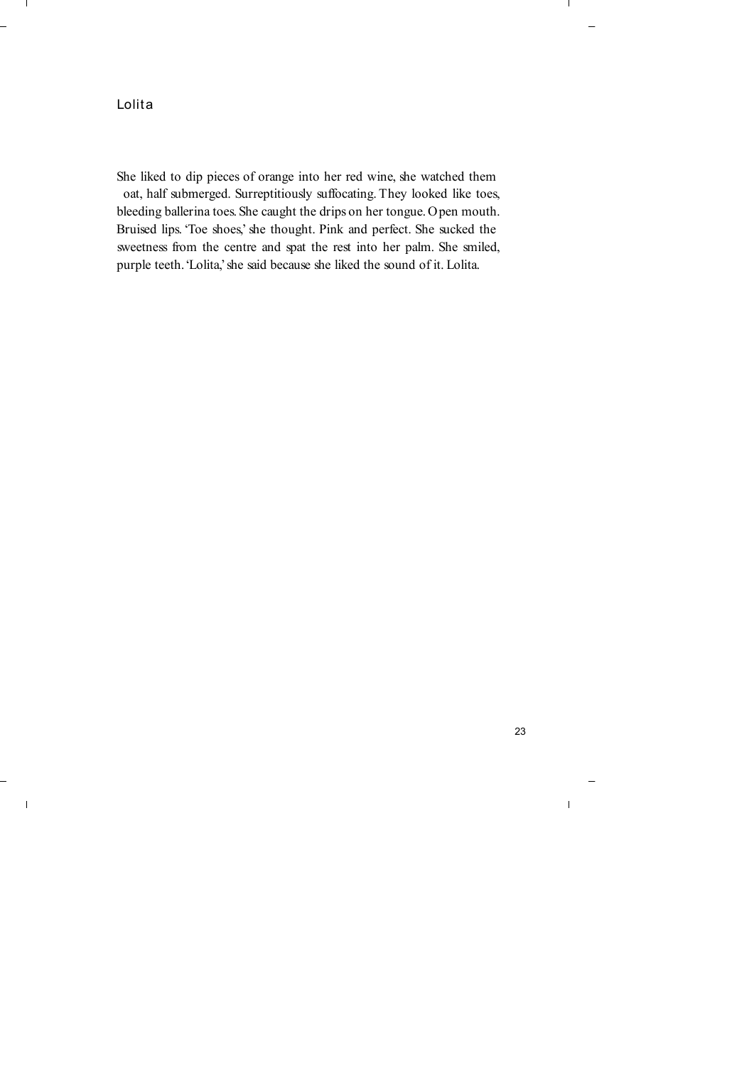# Lolita

She liked to dip pieces of orange into her red wine, she watched them float, half submerged. Surreptitiously suffocating. They looked like toes, bleeding ballerina toes. She caught the drips on her tongue. Open mouth. Bruised lips. 'Toe shoes,' she thought. Pink and perfect. She sucked the sweetness from the centre and spat the rest into her palm. She smiled, purple teeth. 'Lolita,' she said because she liked the sound of it. Lolita.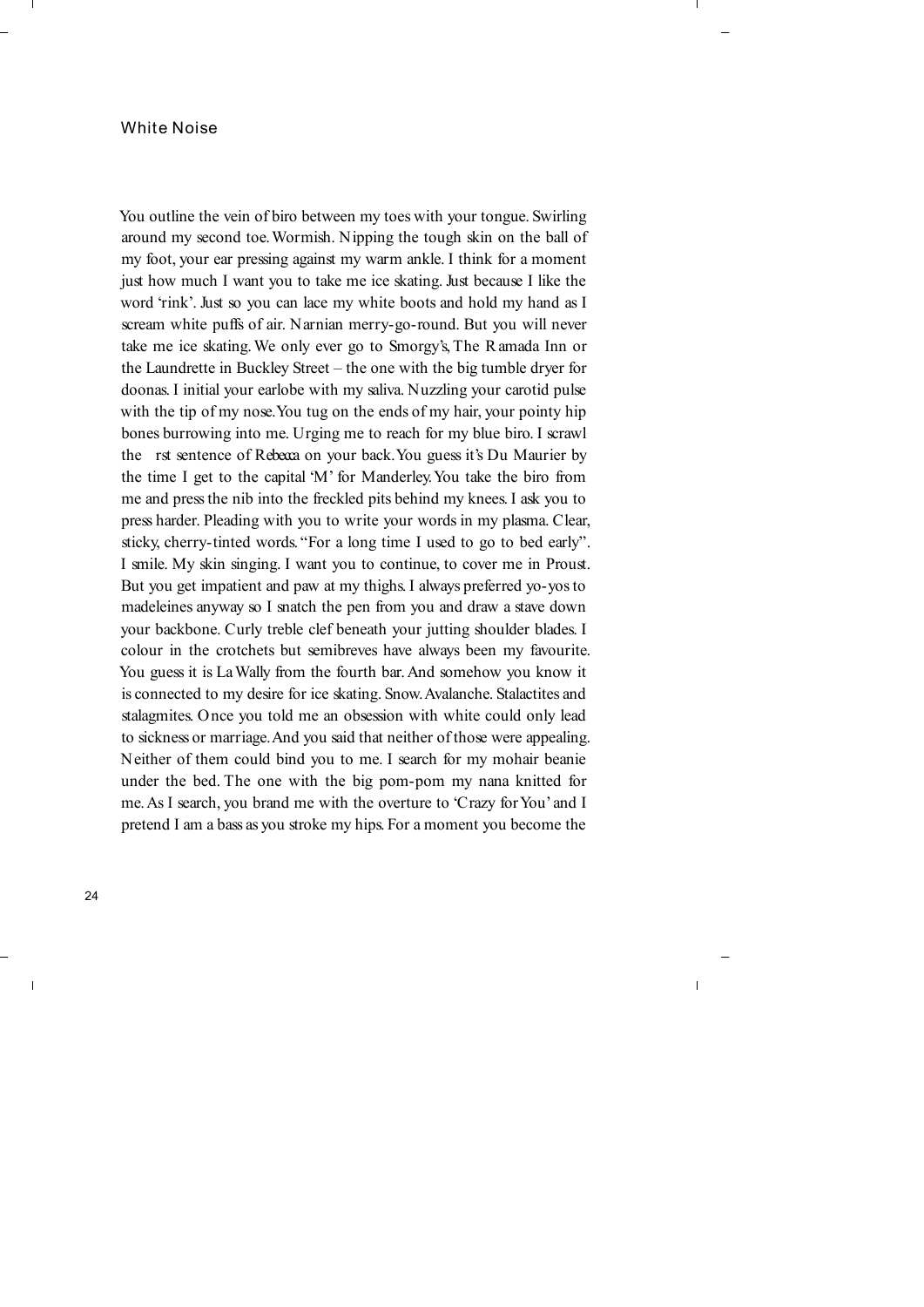# White Noise

You outline the vein of biro between my toes with your tongue. Swirling around my second toe. Wormish. Nipping the tough skin on the ball of my foot, your ear pressing against my warm ankle. I think for a moment just how much I want you to take me ice skating. Just because I like the word 'rink'. Just so you can lace my white boots and hold my hand as I scream white puffs of air. Narnian merry-go-round. But you will never take me ice skating. We only ever go to Smorgy's, The Ramada Inn or the Laundrette in Buckley Street – the one with the big tumble dryer for doonas. I initial your earlobe with my saliva. Nuzzling your carotid pulse with the tip of my nose. You tug on the ends of my hair, your pointy hip bones burrowing into me. Urging me to reach for my blue biro. I scrawl the first sentence of *Rebecca* on your back. You guess it's Du Maurier by the time I get to the capital 'M' for Manderley. You take the biro from me and press the nib into the freckled pits behind my knees. I ask you to press harder. Pleading with you to write your words in my plasma. Clear, sticky, cherry-tinted words. "For a long time I used to go to bed early". I smile. My skin singing. I want you to continue, to cover me in Proust. But you get impatient and paw at my thighs. I always preferred yo-yos to madeleines anyway so I snatch the pen from you and draw a stave down your backbone. Curly treble clef beneath your jutting shoulder blades. I colour in the crotchets but semibreves have always been my favourite. You guess it is La Wally from the fourth bar. And somehow you know it is connected to my desire for ice skating. Snow. Avalanche. Stalactites and stalagmites. Once you told me an obsession with white could only lead to sickness or marriage. And you said that neither of those were appealing. Neither of them could bind you to me. I search for my mohair beanie under the bed. The one with the big pom-pom my nana knitted for me. As I search, you brand me with the overture to 'Crazy for You' and I pretend I am a bass as you stroke my hips. For a moment you become the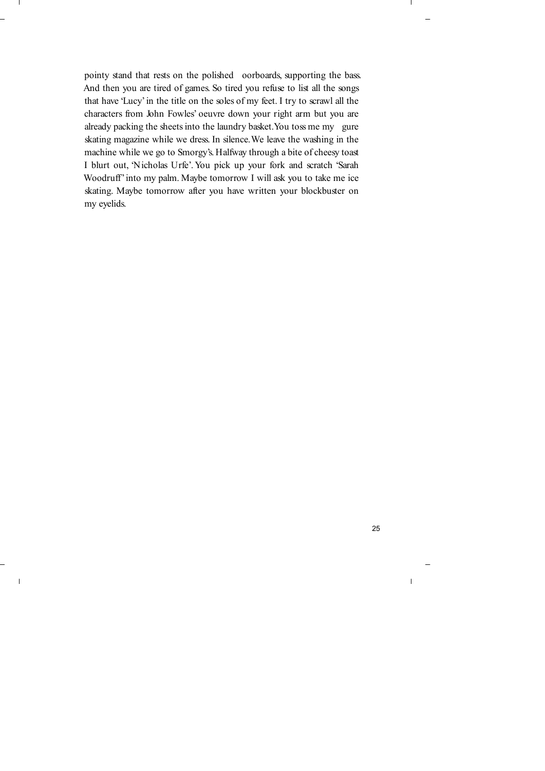pointy stand that rests on the polished floorboards, supporting the bass. And then you are tired of games. So tired you refuse to list all the songs that have 'Lucy' in the title on the soles of my feet. I try to scrawl all the characters from John Fowles' oeuvre down your right arm but you are already packing the sheets into the laundry basket. You toss me my figure skating magazine while we dress. In silence. We leave the washing in the machine while we go to Smorgy's. Halfway through a bite of cheesy toast I blurt out, 'Nicholas Urfe'. You pick up your fork and scratch 'Sarah Woodruff' into my palm. Maybe tomorrow I will ask you to take me ice skating. Maybe tomorrow after you have written your blockbuster on my eyelids.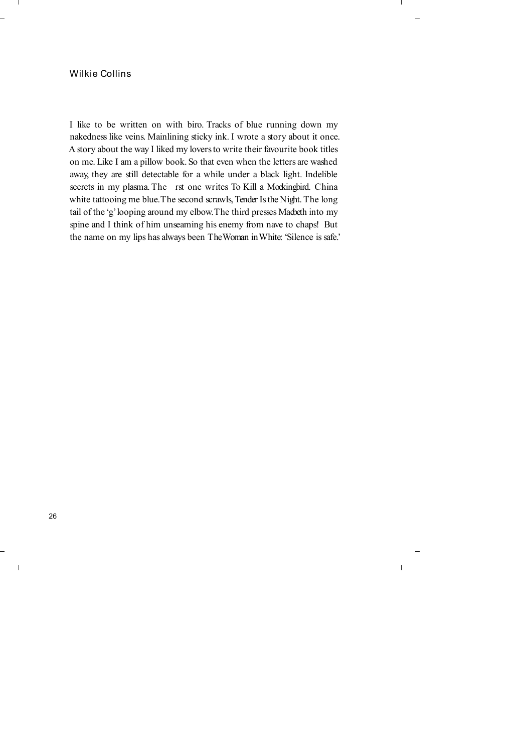## Wilkie Collins

I like to be written on with biro. Tracks of blue running down my nakedness like veins. Mainlining sticky ink. I wrote a story about it once. A story about the way I liked my lovers to write their favourite book titles on me. Like I am a pillow book. So that even when the letters are washed away, they are still detectable for a while under a black light. Indelible secrets in my plasma. The rst one writes *To Kill a Mockingbird*. China white tattooing me blue. The second scrawls, *Tender Is the Night*. The long tail of the 'g' looping around my elbow. The third presses *Macbeth* into my spine and I think of him unseaming his enemy from nave to chaps! But the name on my lips has always been *The Woman in White*: 'Silence is safe.'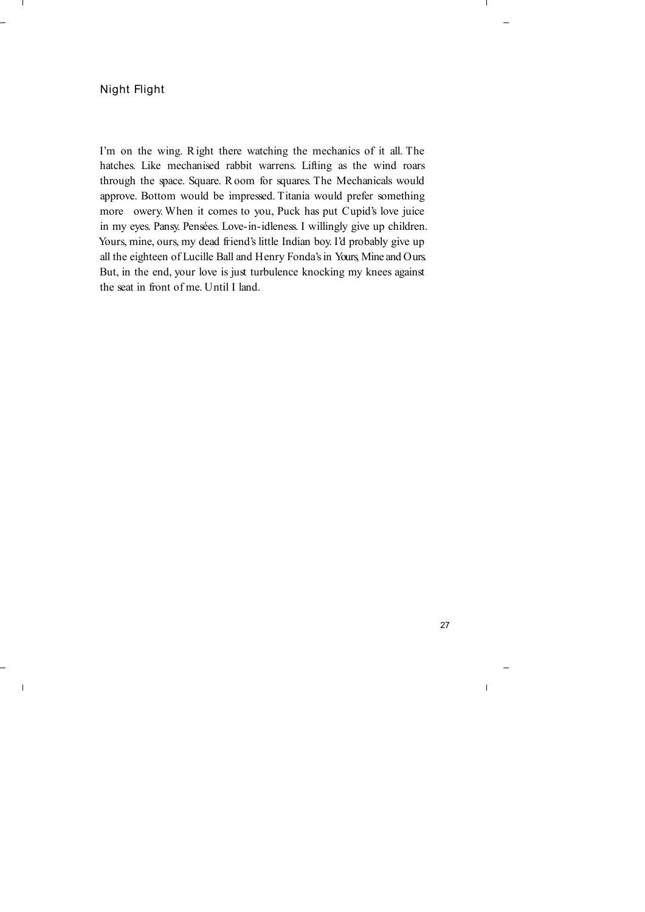# Night Flight

I'm on the wing. Right there watching the mechanics of it all. The hatches. Like mechanised rabbit warrens. Lifting as the wind roars through the space. Square. Room for squares. The Mechanicals would approve. Bottom would be impressed. Titania would prefer something more owery. When it comes to you, Puck has put Cupid's love juice in my eyes. Pansy. Pensées. Love-in-idleness. I willingly give up children. Yours, mine, ours, my dead friend's little Indian boy. I'd probably give up all the eighteen of Lucille Ball and Henry Fonda's in *Yours, Mine and Ours*. But, in the end, your love is just turbulence knocking my knees against the seat in front of me. Until I land.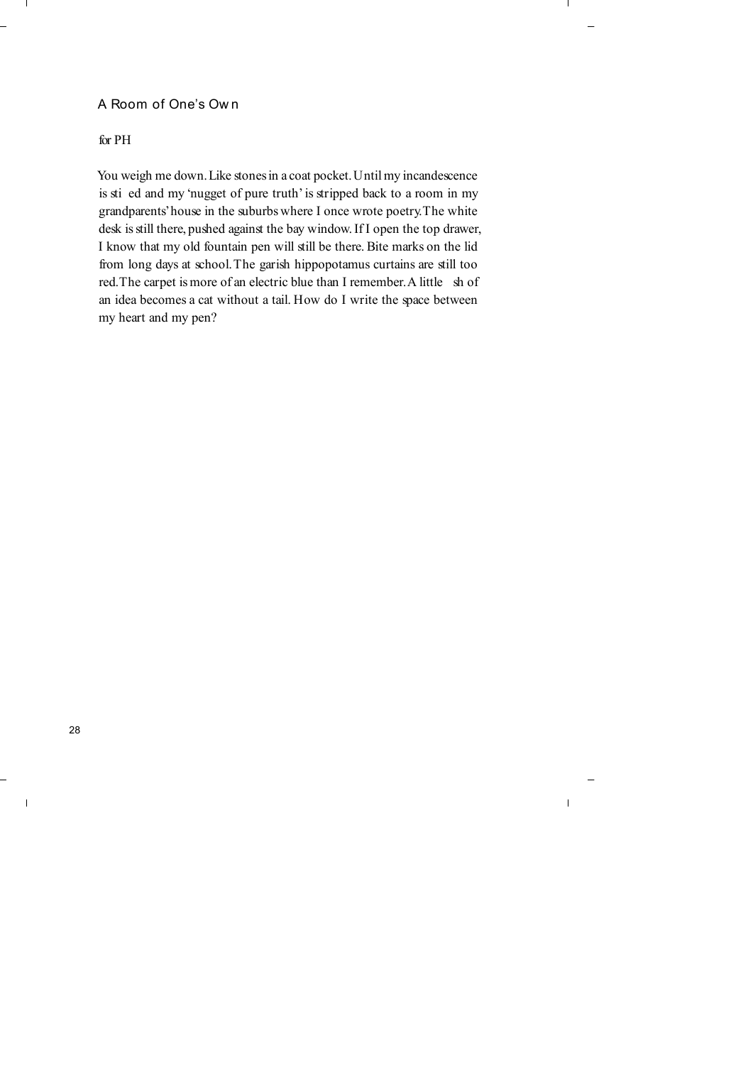## A Room of One's Own

for PH

You weigh me down. Like stones in a coat pocket. Until my incandescence is stifled and my 'nugget of pure truth' is stripped back to a room in my grandparents' house in the suburbs where I once wrote poetry. The white desk is still there, pushed against the bay window. If I open the top drawer, I know that my old fountain pen will still be there. Bite marks on the lid from long days at school. The garish hippopotamus curtains are still too red. The carpet is more of an electric blue than I remember. A little fish of an idea becomes a cat without a tail. How do I write the space between my heart and my pen?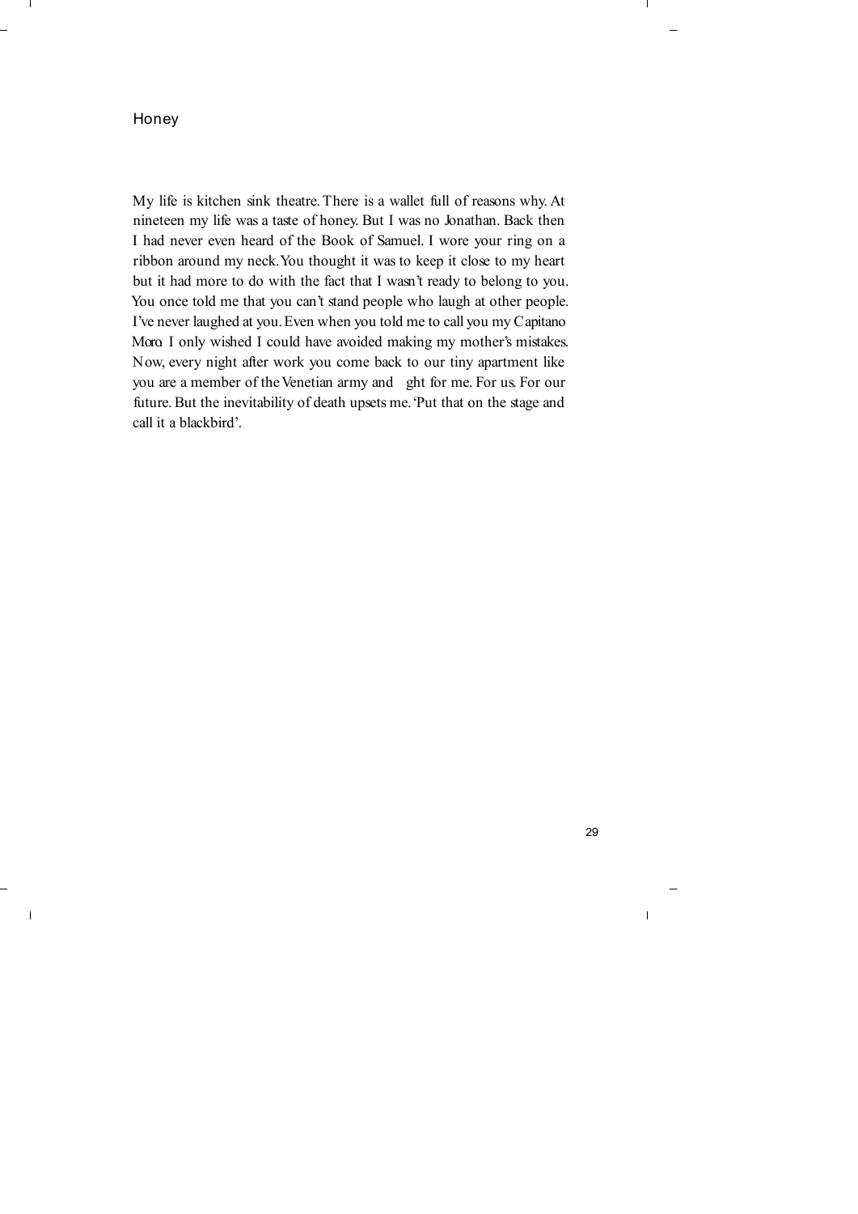# Honey

My life is kitchen sink theatre. There is a wallet full of reasons why. At nineteen my life was a taste of honey. But I was no Jonathan. Back then I had never even heard of the Book of Samuel. I wore your ring on a ribbon around my neck. You thought it was to keep it close to my heart but it had more to do with the fact that I wasn't ready to belong to you. You once told me that you can't stand people who laugh at other people. I've never laughed at you. Even when you told me to call you my Capitano Moro. I only wished I could have avoided making my mother's mistakes. Now, every night after work you come back to our tiny apartment like you are a member of the Venetian army and ght for me. For us. For our future. But the inevitability of death upsets me. 'Put that on the stage and call it a blackbird'.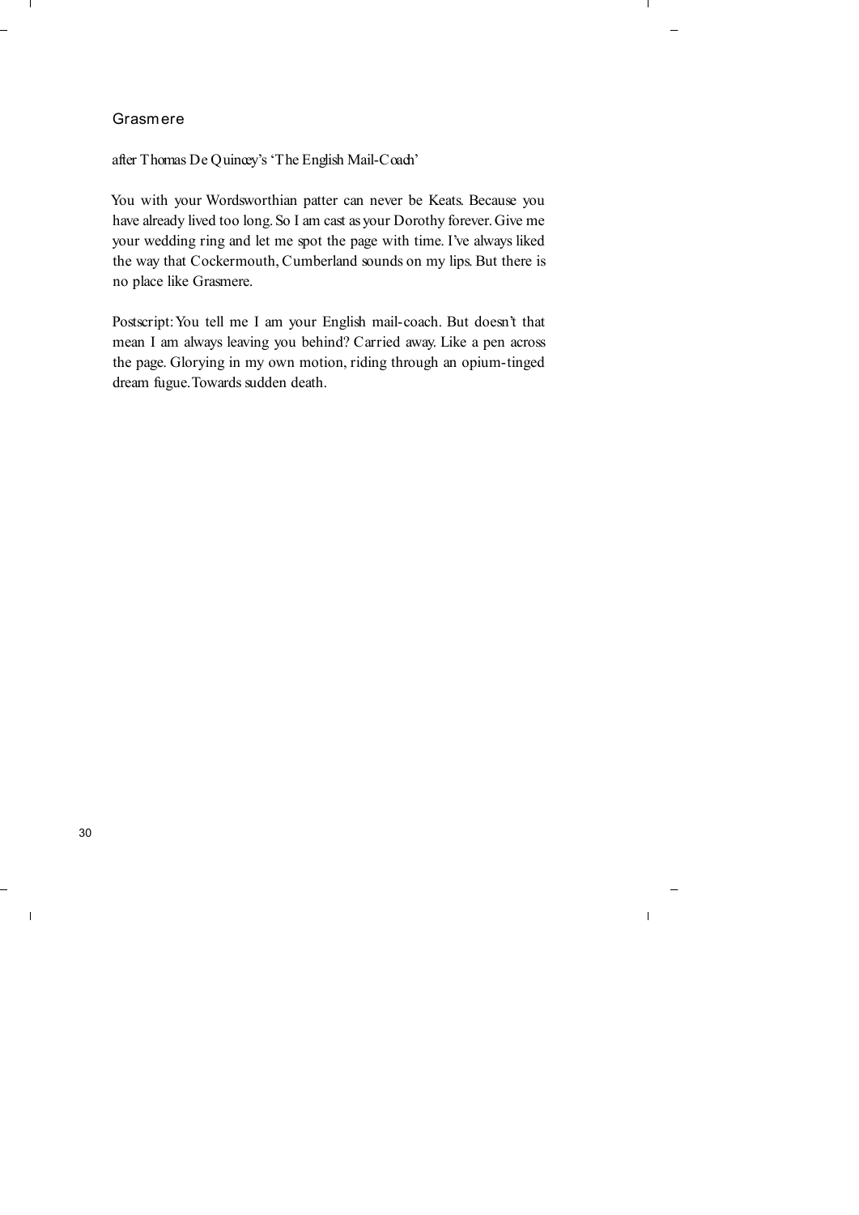## Grasmere

*after Thomas De Quincey's 'The English Mail-Coach'*

You with your Wordsworthian patter can never be Keats. Because you have already lived too long. So I am cast as your Dorothy forever. Give me your wedding ring and let me spot the page with time. I've always liked the way that Cockermouth, Cumberland sounds on my lips. But there is no place like Grasmere.

Postscript: You tell me I am your English mail-coach. But doesn't that mean I am always leaving you behind? Carried away. Like a pen across the page. Glorying in my own motion, riding through an opium-tinged dream fugue. Towards sudden death.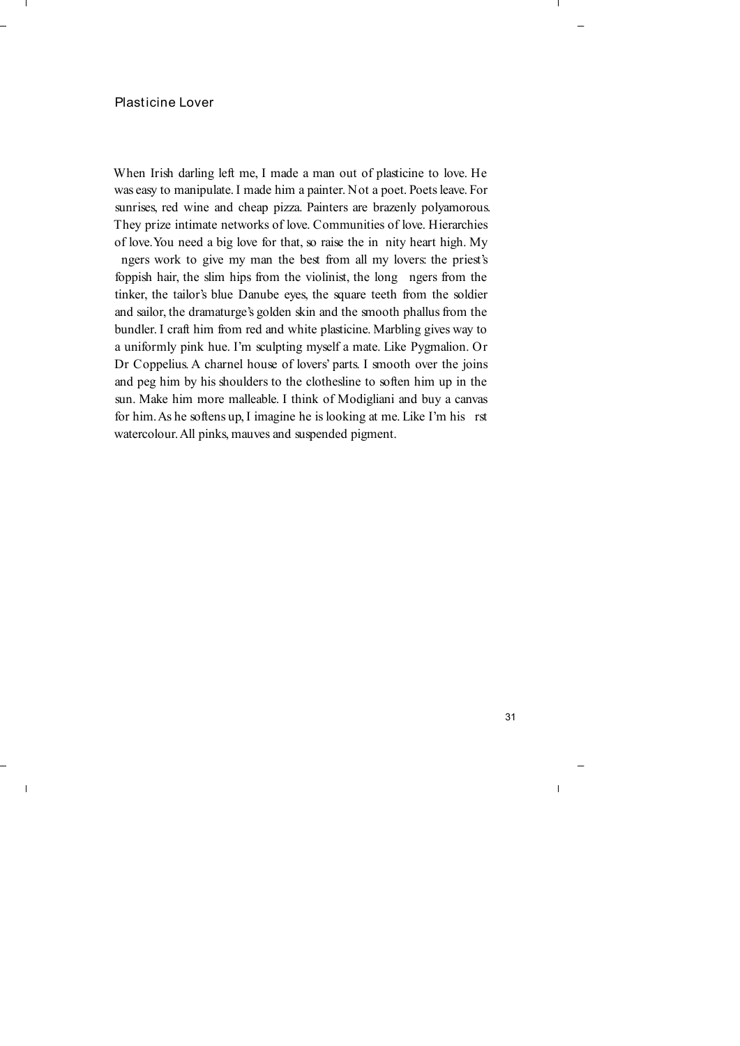## Plasticine Lover

When Irish darling left me, I made a man out of plasticine to love. He was easy to manipulate. I made him a painter. Not a poet. Poets leave. For sunrises, red wine and cheap pizza. Painters are brazenly polyamorous. They prize intimate networks of love. Communities of love. Hierarchies of love. You need a big love for that, so raise the infinity heart high. My fingers work to give my man the best from all my lovers: the priest's foppish hair, the slim hips from the violinist, the long fingers from the tinker, the tailor's blue Danube eyes, the square teeth from the soldier and sailor, the dramaturge's golden skin and the smooth phallus from the bundler. I craft him from red and white plasticine. Marbling gives way to a uniformly pink hue. I'm sculpting myself a mate. Like Pygmalion. Or Dr Coppelius. A charnel house of lovers' parts. I smooth over the joins and peg him by his shoulders to the clothesline to soften him up in the sun. Make him more malleable. I think of Modigliani and buy a canvas for him. As he softens up, I imagine he is looking at me. Like I'm his first watercolour. All pinks, mauves and suspended pigment.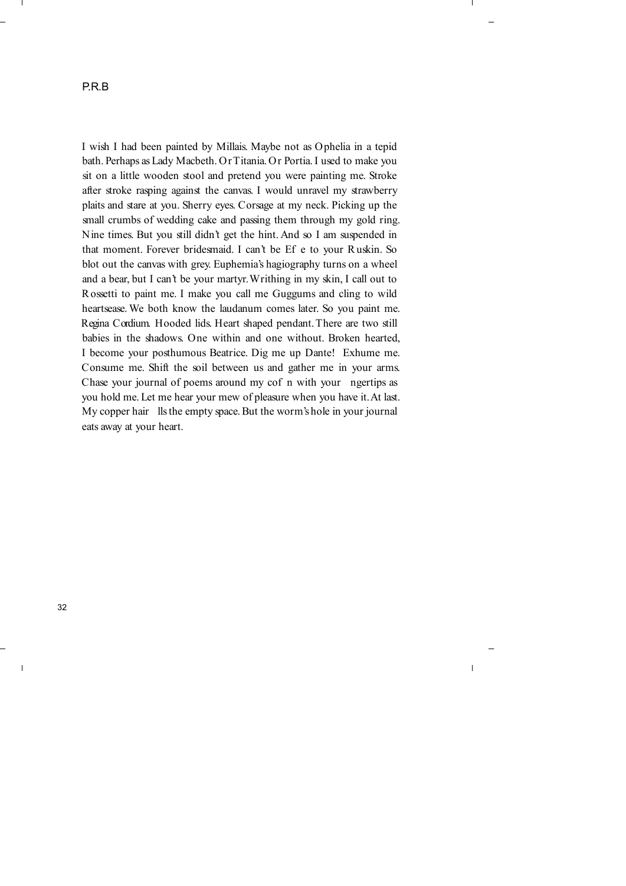# P.R.B

I wish I had been painted by Millais. Maybe not as Ophelia in a tepid bath. Perhaps as Lady Macbeth. Or Titania. Or Portia. I used to make you sit on a little wooden stool and pretend you were painting me. Stroke after stroke rasping against the canvas. I would unravel my strawberry plaits and stare at you. Sherry eyes. Corsage at my neck. Picking up the small crumbs of wedding cake and passing them through my gold ring. Nine times. But you still didn't get the hint. And so I am suspended in that moment. Forever bridesmaid. I can't be Effie to your Ruskin. So blot out the canvas with grey. Euphemia's hagiography turns on a wheel and a bear, but I can't be your martyr. Writhing in my skin, I call out to Rossetti to paint me. I make you call me Guggums and cling to wild heartsease. We both know the laudanum comes later. So you paint me. Regina Cordium. Hooded lids. Heart shaped pendant. There are two still babies in the shadows. One within and one without. Broken hearted, I become your posthumous Beatrice. Dig me up Dante! Exhume me. Consume me. Shift the soil between us and gather me in your arms. Chase your journal of poems around my coffin with your fingertips as you hold me. Let me hear your mew of pleasure when you have it. At last. My copper hair fills the empty space. But the worm's hole in your journal eats away at your heart.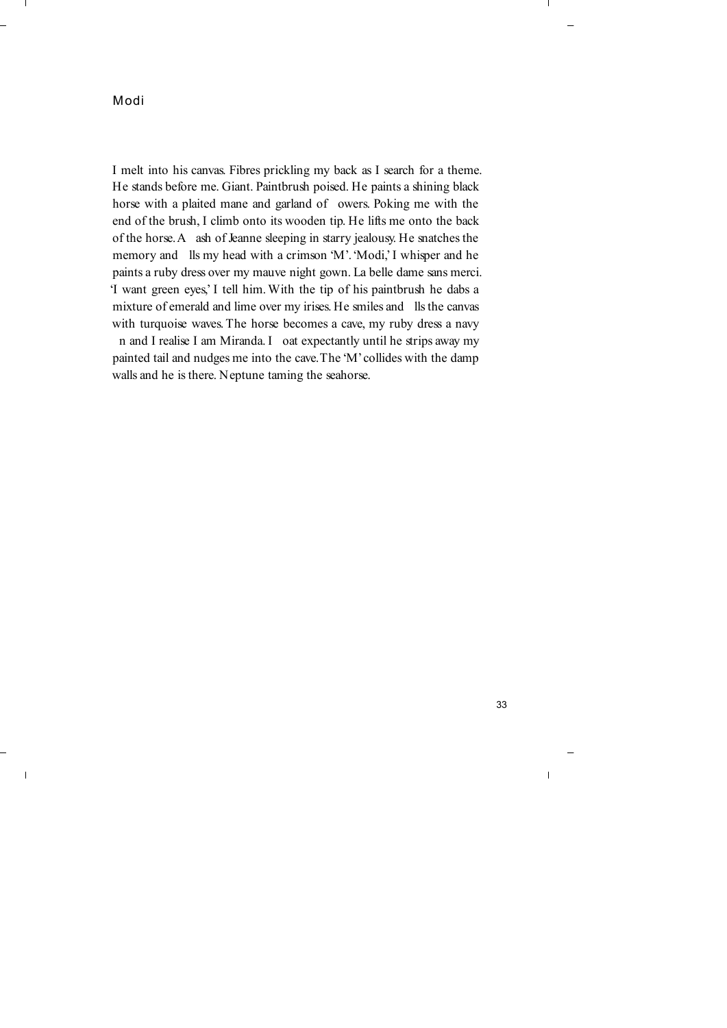# Modi

I melt into his canvas. Fibres prickling my back as I search for a theme. He stands before me. Giant. Paintbrush poised. He paints a shining black horse with a plaited mane and garland of flowers. Poking me with the end of the brush, I climb onto its wooden tip. He lifts me onto the back of the horse. A flash of Jeanne sleeping in starry jealousy. He snatches the memory and fills my head with a crimson 'M'. 'Modi,' I whisper and he paints a ruby dress over my mauve night gown. La belle dame sans merci. 'I want green eyes,' I tell him. With the tip of his paintbrush he dabs a mixture of emerald and lime over my irises. He smiles and fills the canvas with turquoise waves. The horse becomes a cave, my ruby dress a navy fin and I realise I am Miranda. I float expectantly until he strips away my painted tail and nudges me into the cave. The 'M' collides with the damp walls and he is there. Neptune taming the seahorse.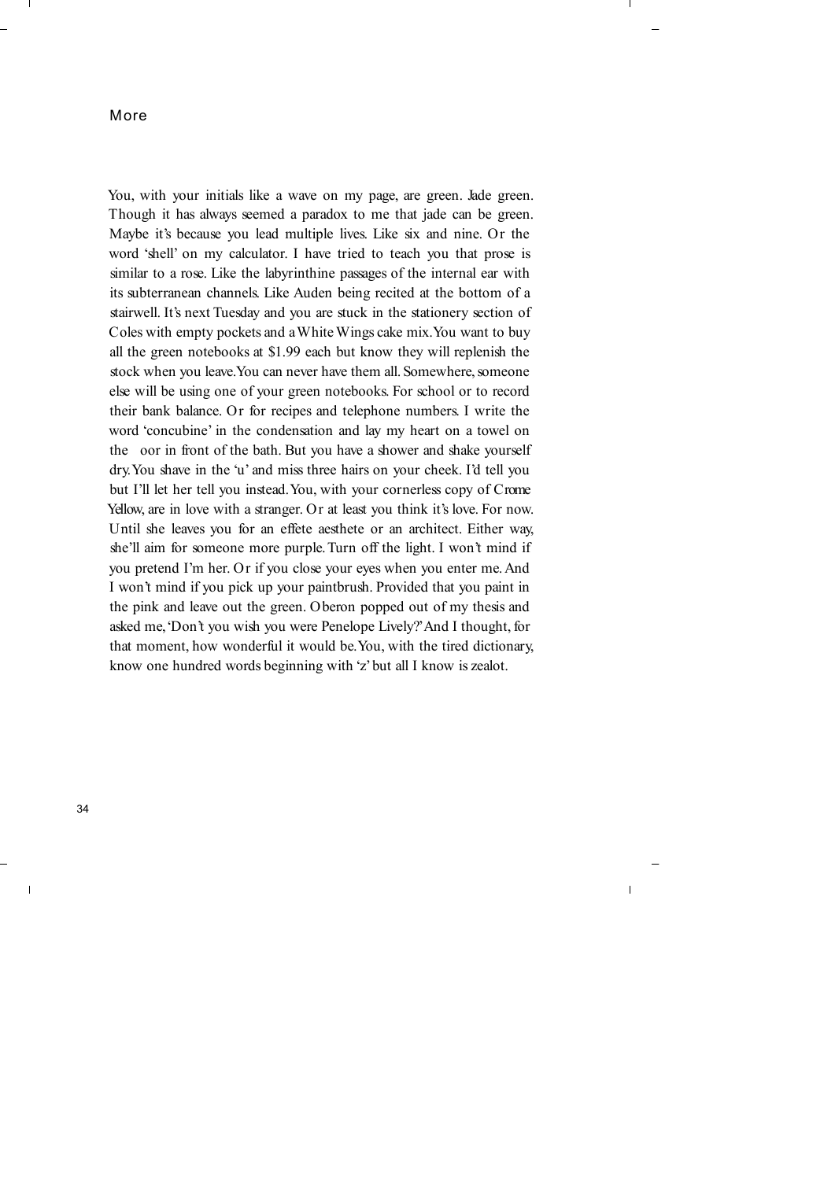# More

You, with your initials like a wave on my page, are green. Jade green. Though it has always seemed a paradox to me that jade can be green. Maybe it's because you lead multiple lives. Like six and nine. Or the word 'shell' on my calculator. I have tried to teach you that prose is similar to a rose. Like the labyrinthine passages of the internal ear with its subterranean channels. Like Auden being recited at the bottom of a stairwell. It's next Tuesday and you are stuck in the stationery section of Coles with empty pockets and a White Wings cake mix. You want to buy all the green notebooks at $1.99 each but know they will replenish the stock when you leave. You can never have them all. Somewhere, someone else will be using one of your green notebooks. For school or to record their bank balance. Or for recipes and telephone numbers. I write the word 'concubine' in the condensation and lay my heart on a towel on the floor in front of the bath. But you have a shower and shake yourself dry. You shave in the 'u' and miss three hairs on your cheek. I'd tell you but I'll let her tell you instead. You, with your cornerless copy of Crome Yellow, are in love with a stranger. Or at least you think it's love. For now. Until she leaves you for an effete aesthete or an architect. Either way, she'll aim for someone more purple. Turn off the light. I won't mind if you pretend I'm her. Or if you close your eyes when you enter me. And I won't mind if you pick up your paintbrush. Provided that you paint in the pink and leave out the green. Oberon popped out of my thesis and asked me, 'Don't you wish you were Penelope Lively?' And I thought, for that moment, how wonderful it would be. You, with the tired dictionary, know one hundred words beginning with 'z' but all I know is zealot.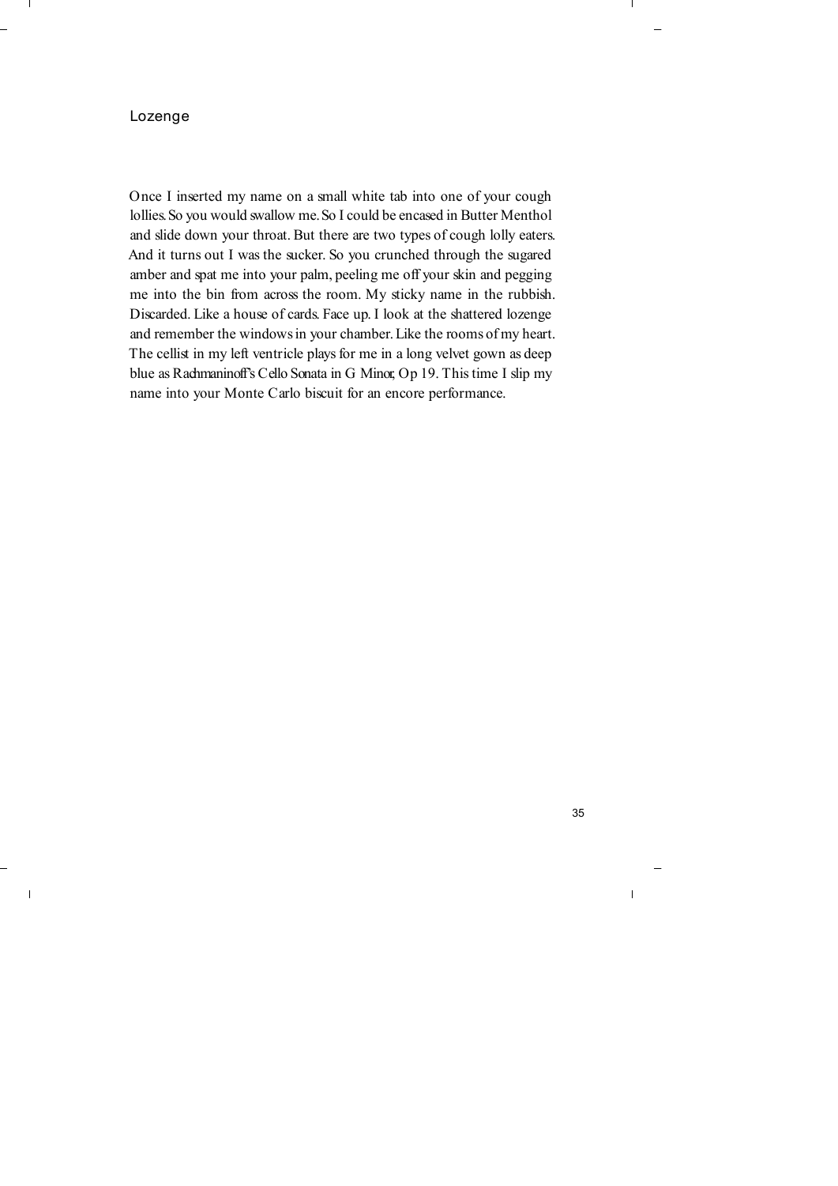## Lozenge

Once I inserted my name on a small white tab into one of your cough lollies. So you would swallow me. So I could be encased in Butter Menthol and slide down your throat. But there are two types of cough lolly eaters. And it turns out I was the sucker. So you crunched through the sugared amber and spat me into your palm, peeling me off your skin and pegging me into the bin from across the room. My sticky name in the rubbish. Discarded. Like a house of cards. Face up. I look at the shattered lozenge and remember the windows in your chamber. Like the rooms of my heart. The cellist in my left ventricle plays for me in a long velvet gown as deep blue as Rachmaninoff's Cello Sonata in G Minor, Op 19. This time I slip my name into your Monte Carlo biscuit for an encore performance.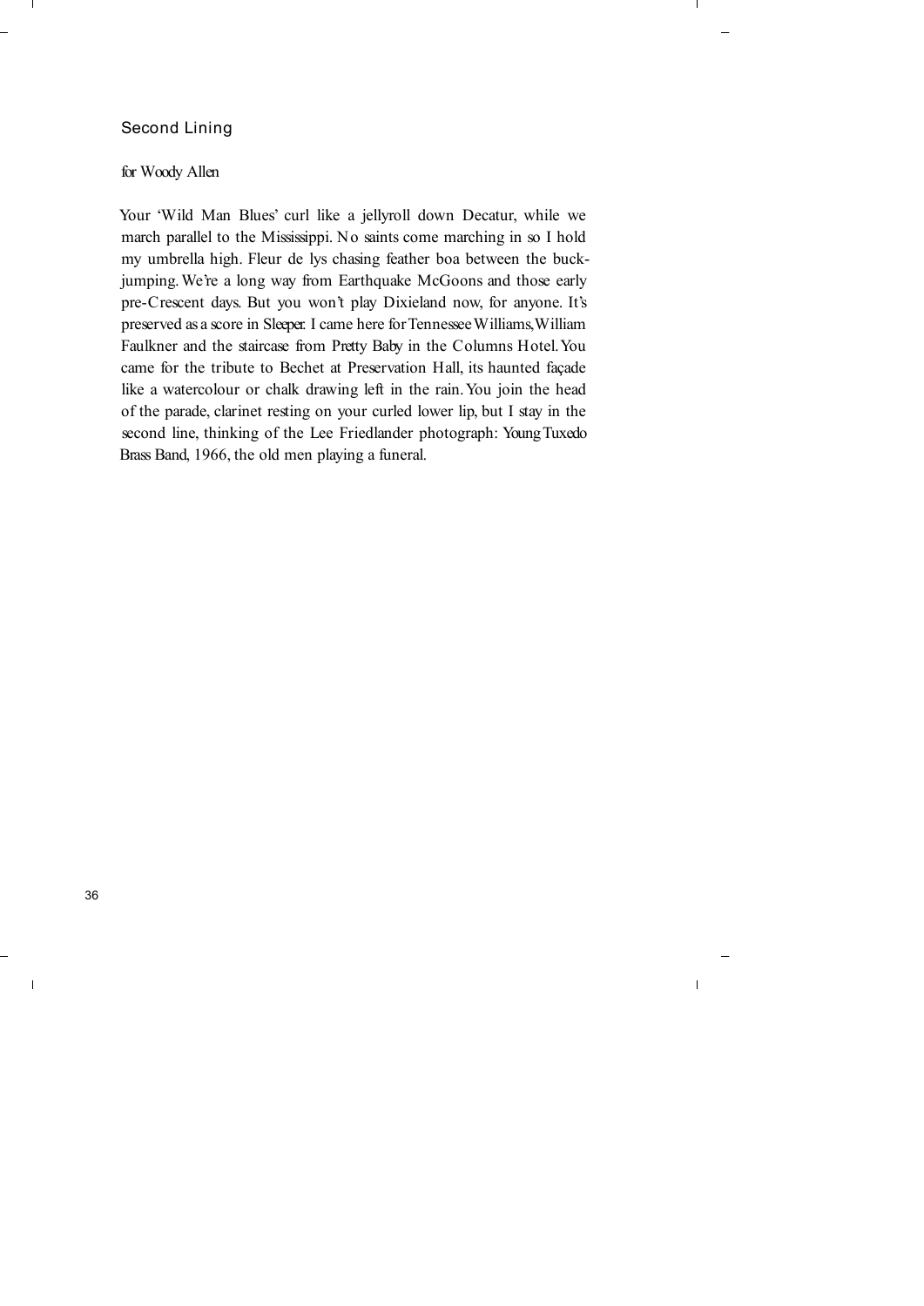## Second Lining

*for Woody Allen*

Your 'Wild Man Blues' curl like a jellyroll down Decatur, while we march parallel to the Mississippi. No saints come marching in so I hold my umbrella high. Fleur de lys chasing feather boa between the buck-jumping. We're a long way from Earthquake McGoons and those early pre-Crescent days. But you won't play Dixieland now, for anyone. It's preserved as a score in *Sleeper*. I came here for Tennessee Williams, William Faulkner and the staircase from *Pretty Baby* in the Columns Hotel. You came for the tribute to Bechet at Preservation Hall, its haunted façade like a watercolour or chalk drawing left in the rain. You join the head of the parade, clarinet resting on your curled lower lip, but I stay in the second line, thinking of the Lee Friedlander photograph: *Young Tuxedo Brass Band, 1966*, the old men playing a funeral.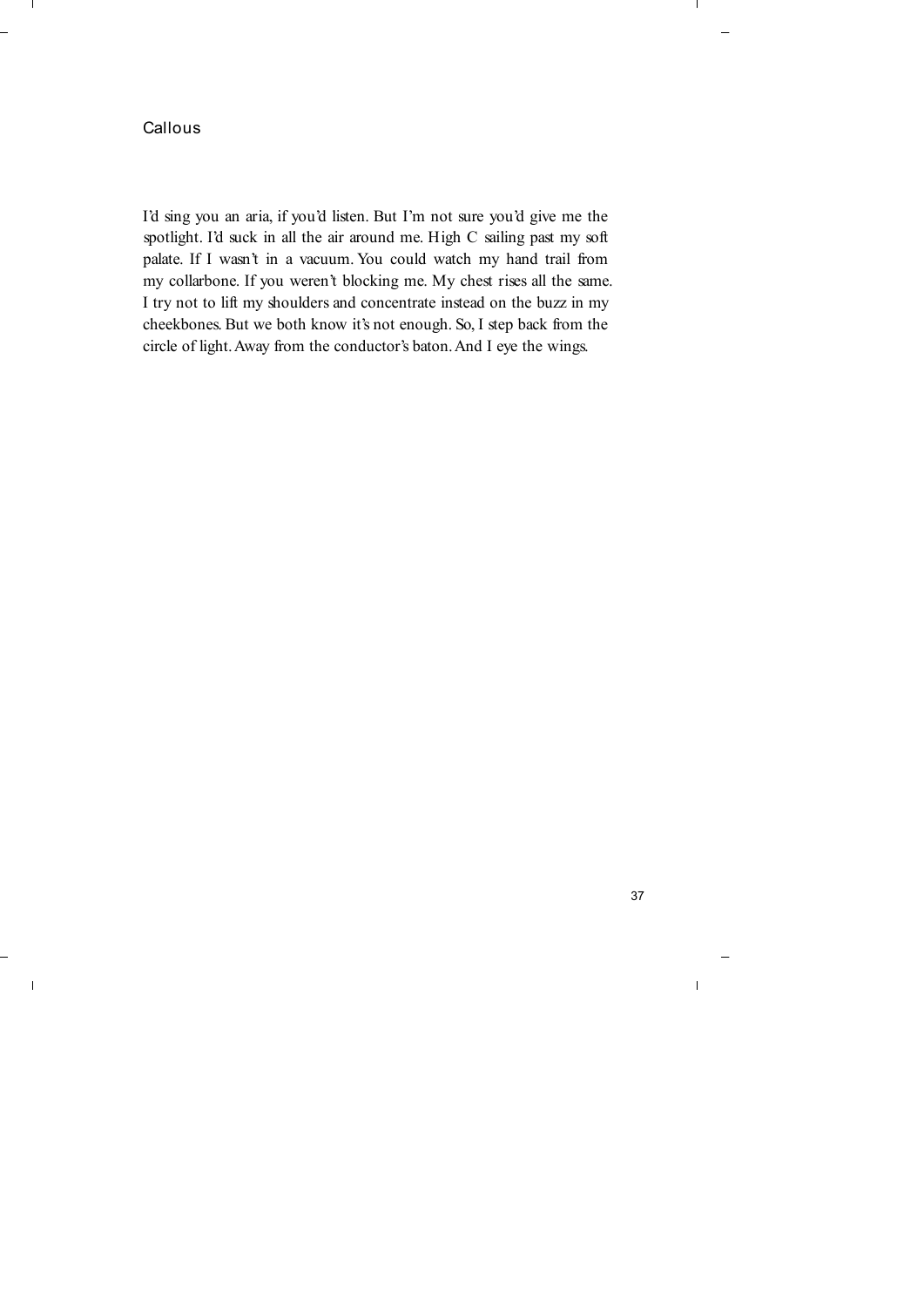## Callous

I'd sing you an aria, if you'd listen. But I'm not sure you'd give me the spotlight. I'd suck in all the air around me. High C sailing past my soft palate. If I wasn't in a vacuum. You could watch my hand trail from my collarbone. If you weren't blocking me. My chest rises all the same. I try not to lift my shoulders and concentrate instead on the buzz in my cheekbones. But we both know it's not enough. So, I step back from the circle of light. Away from the conductor's baton. And I eye the wings.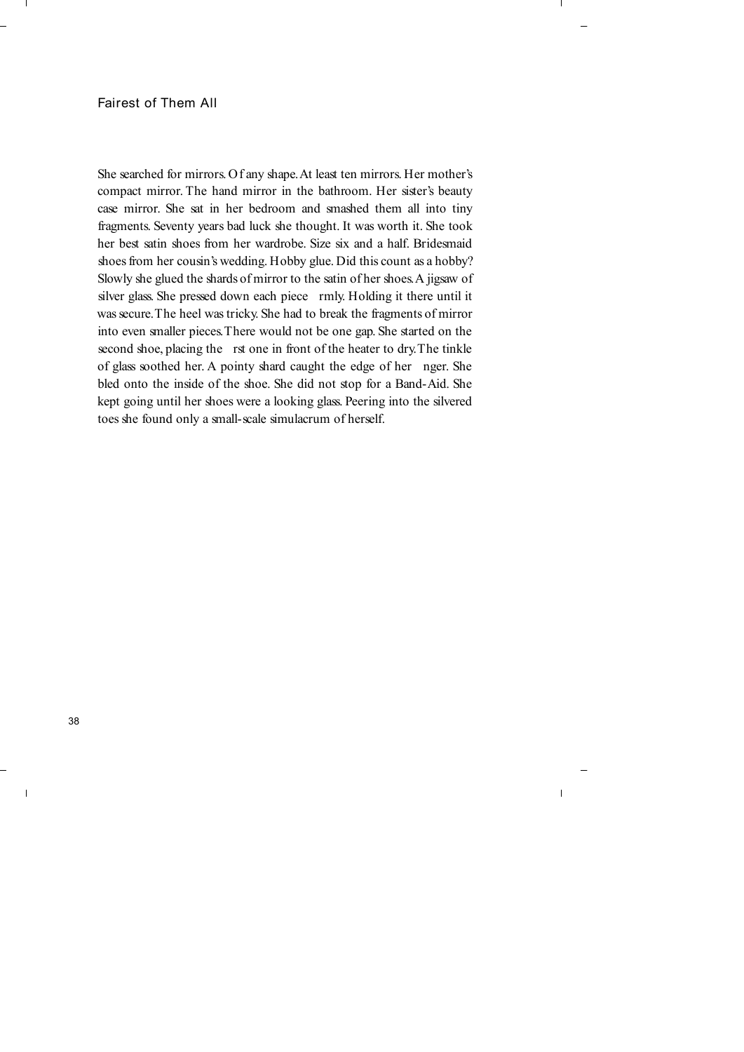## Fairest of Them All

She searched for mirrors. Of any shape. At least ten mirrors. Her mother's compact mirror. The hand mirror in the bathroom. Her sister's beauty case mirror. She sat in her bedroom and smashed them all into tiny fragments. Seventy years bad luck she thought. It was worth it. She took her best satin shoes from her wardrobe. Size six and a half. Bridesmaid shoes from her cousin's wedding. Hobby glue. Did this count as a hobby? Slowly she glued the shards of mirror to the satin of her shoes. A jigsaw of silver glass. She pressed down each piece firmly. Holding it there until it was secure. The heel was tricky. She had to break the fragments of mirror into even smaller pieces. There would not be one gap. She started on the second shoe, placing the first one in front of the heater to dry. The tinkle of glass soothed her. A pointy shard caught the edge of her finger. She bled onto the inside of the shoe. She did not stop for a Band-Aid. She kept going until her shoes were a looking glass. Peering into the silvered toes she found only a small-scale simulacrum of herself.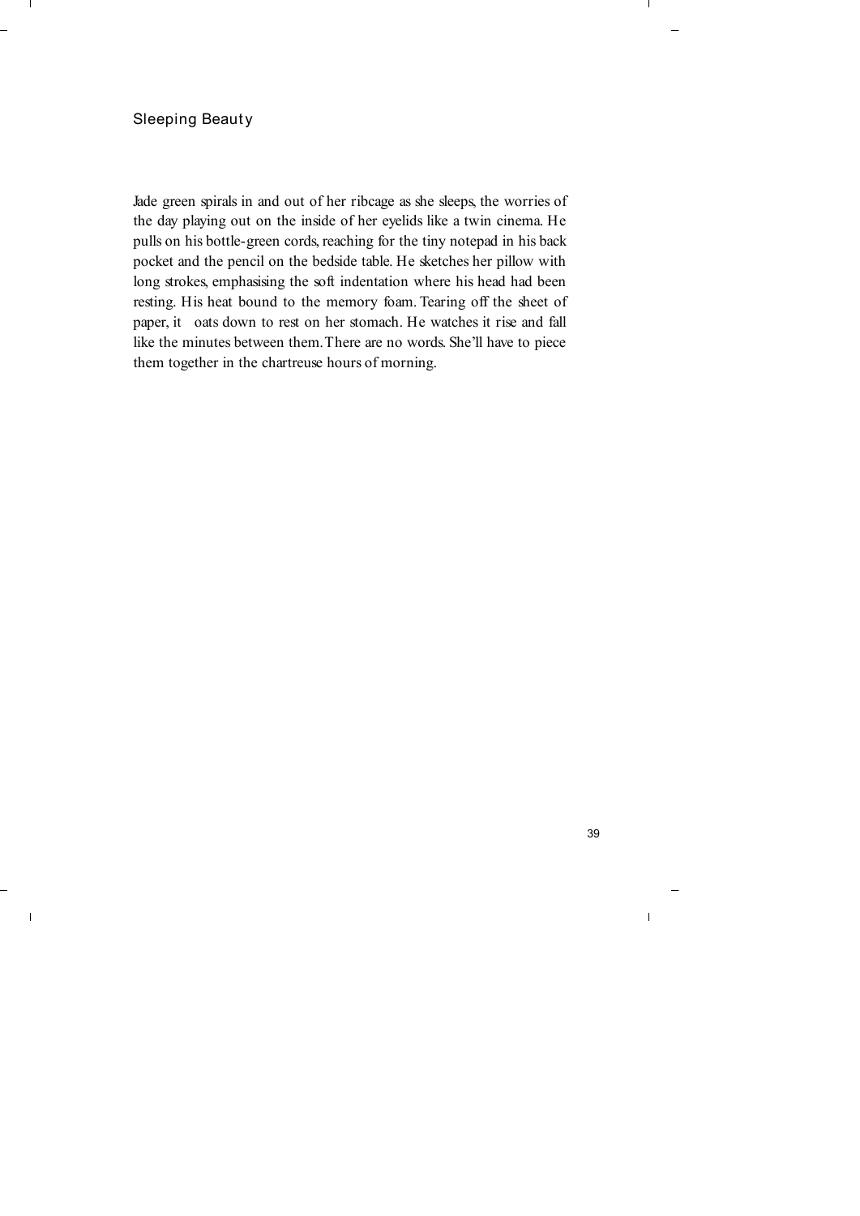# Sleeping Beauty

Jade green spirals in and out of her ribcage as she sleeps, the worries of the day playing out on the inside of her eyelids like a twin cinema. He pulls on his bottle-green cords, reaching for the tiny notepad in his back pocket and the pencil on the bedside table. He sketches her pillow with long strokes, emphasising the soft indentation where his head had been resting. His heat bound to the memory foam. Tearing off the sheet of paper, it oats down to rest on her stomach. He watches it rise and fall like the minutes between them. There are no words. She'll have to piece them together in the chartreuse hours of morning.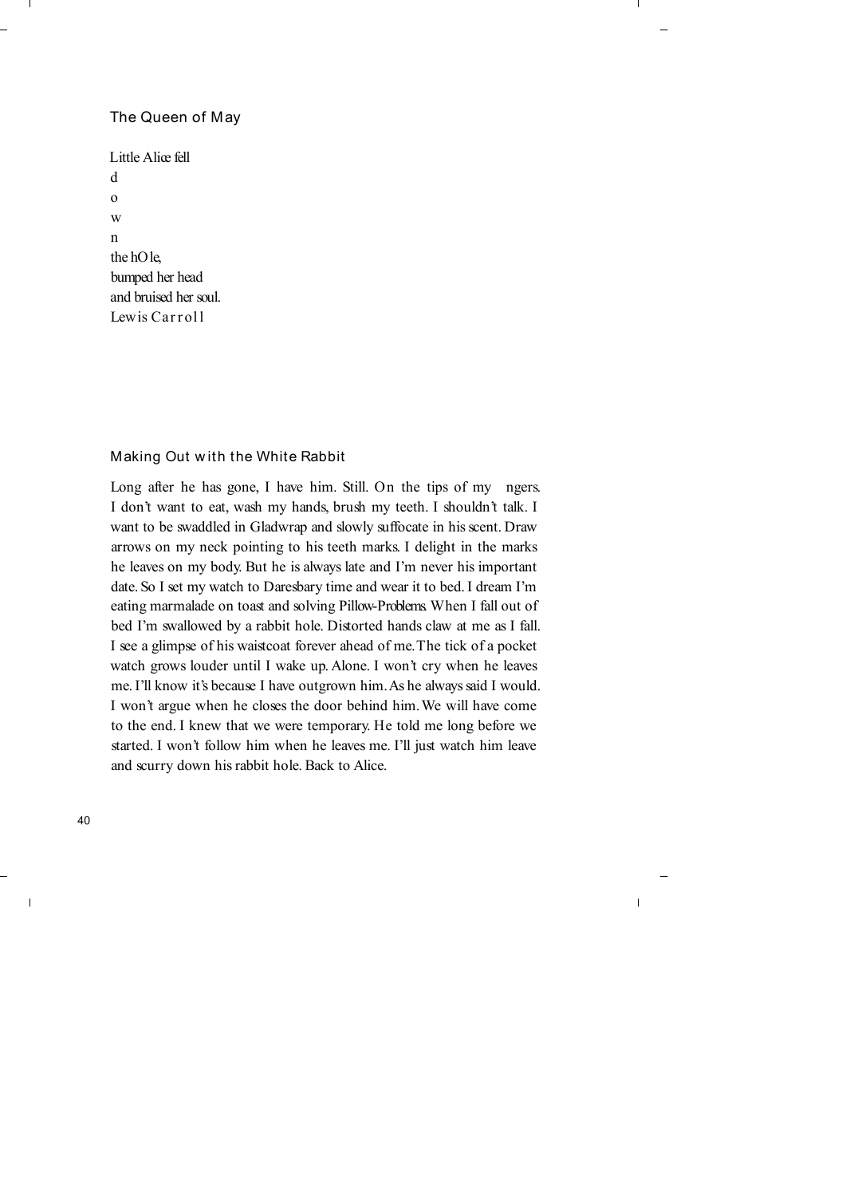## The Queen of May

Little Alice fell  
d  
o  
w  
n  
the hOle,  
bumped her head  
and bruised her soul.  
Lewis Carroll

## Making Out with the White Rabbit

Long after he has gone, I have him. Still. On the tips of my ngers. I don't want to eat, wash my hands, brush my teeth. I shouldn't talk. I want to be swaddled in Gladwrap and slowly suffocate in his scent. Draw arrows on my neck pointing to his teeth marks. I delight in the marks he leaves on my body. But he is always late and I'm never his important date. So I set my watch to Daresbary time and wear it to bed. I dream I'm eating marmalade on toast and solving Pillow-Problems. When I fall out of bed I'm swallowed by a rabbit hole. Distorted hands claw at me as I fall. I see a glimpse of his waistcoat forever ahead of me. The tick of a pocket watch grows louder until I wake up. Alone. I won't cry when he leaves me. I'll know it's because I have outgrown him. As he always said I would. I won't argue when he closes the door behind him. We will have come to the end. I knew that we were temporary. He told me long before we started. I won't follow him when he leaves me. I'll just watch him leave and scurry down his rabbit hole. Back to Alice.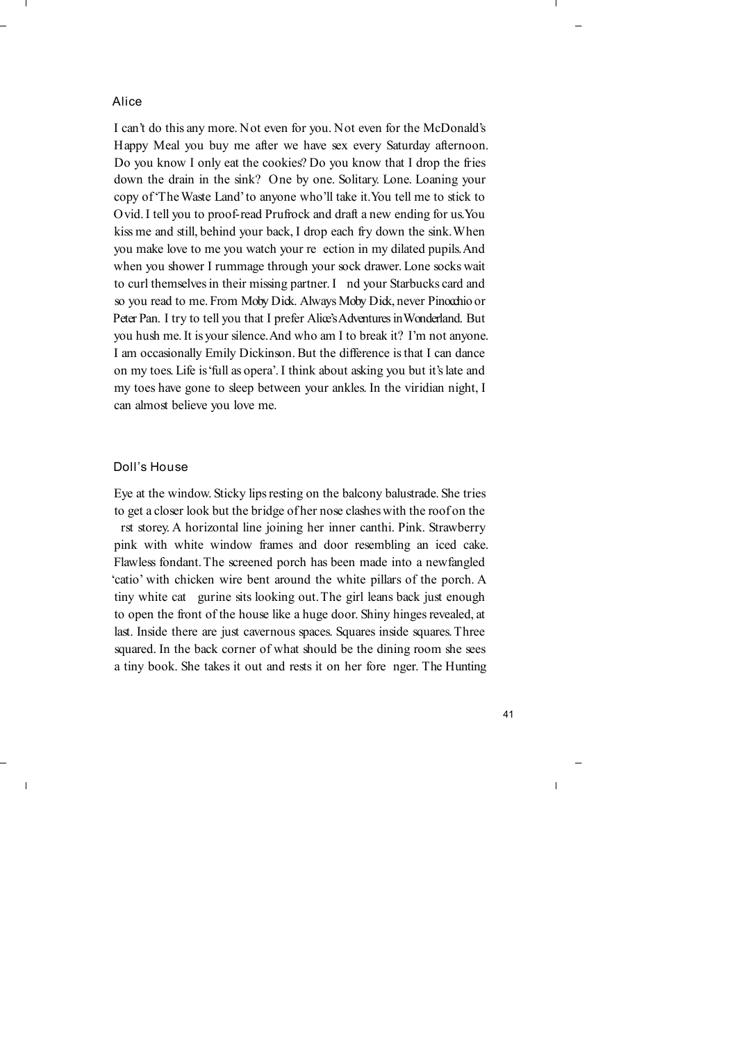## Alice

I can't do this any more. Not even for you. Not even for the McDonald's Happy Meal you buy me after we have sex every Saturday afternoon. Do you know I only eat the cookies? Do you know that I drop the fries down the drain in the sink? One by one. Solitary. Lone. Loaning your copy of 'The Waste Land' to anyone who'll take it. You tell me to stick to Ovid. I tell you to proof-read Prufrock and draft a new ending for us. You kiss me and still, behind your back, I drop each fry down the sink. When you make love to me you watch your reflection in my dilated pupils. And when you shower I rummage through your sock drawer. Lone socks wait to curl themselves in their missing partner. I find your Starbucks card and so you read to me. From Moby Dick. Always Moby Dick, never Pinocchio or Peter Pan. I try to tell you that I prefer Alice's Adventures in Wonderland. But you hush me. It is your silence. And who am I to break it? I'm not anyone. I am occasionally Emily Dickinson. But the difference is that I can dance on my toes. Life is 'full as opera'. I think about asking you but it's late and my toes have gone to sleep between your ankles. In the viridian night, I can almost believe you love me.

## Doll's House

Eye at the window. Sticky lips resting on the balcony balustrade. She tries to get a closer look but the bridge of her nose clashes with the roof on the first storey. A horizontal line joining her inner canthi. Pink. Strawberry pink with white window frames and door resembling an iced cake. Flawless fondant. The screened porch has been made into a newfangled 'catio' with chicken wire bent around the white pillars of the porch. A tiny white cat figurine sits looking out. The girl leans back just enough to open the front of the house like a huge door. Shiny hinges revealed, at last. Inside there are just cavernous spaces. Squares inside squares. Three squared. In the back corner of what should be the dining room she sees a tiny book. She takes it out and rests it on her forefinger. The Hunting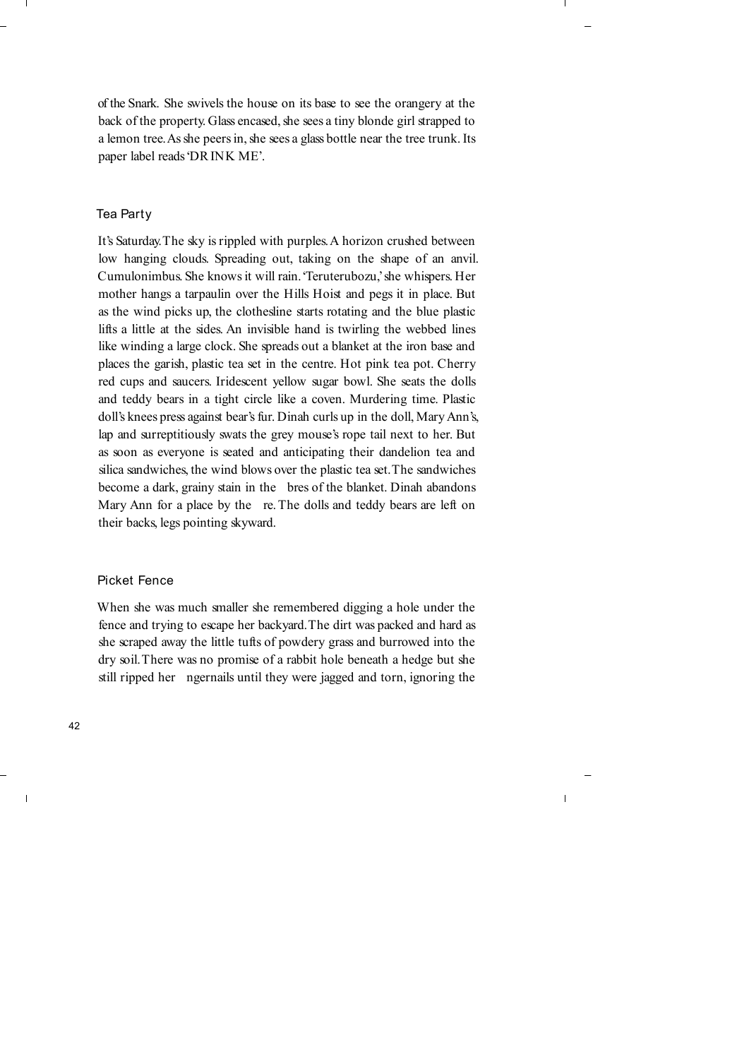of the Snark. She swivels the house on its base to see the orangery at the back of the property. Glass encased, she sees a tiny blonde girl strapped to a lemon tree. As she peers in, she sees a glass bottle near the tree trunk. Its paper label reads 'DRINK ME'.

### Tea Party

It's Saturday. The sky is rippled with purples. A horizon crushed between low hanging clouds. Spreading out, taking on the shape of an anvil. Cumulonimbus. She knows it will rain. 'Teruterubozu,' she whispers. Her mother hangs a tarpaulin over the Hills Hoist and pegs it in place. But as the wind picks up, the clothesline starts rotating and the blue plastic lifts a little at the sides. An invisible hand is twirling the webbed lines like winding a large clock. She spreads out a blanket at the iron base and places the garish, plastic tea set in the centre. Hot pink tea pot. Cherry red cups and saucers. Iridescent yellow sugar bowl. She seats the dolls and teddy bears in a tight circle like a coven. Murdering time. Plastic doll's knees press against bear's fur. Dinah curls up in the doll, Mary Ann's, lap and surreptitiously swats the grey mouse's rope tail next to her. But as soon as everyone is seated and anticipating their dandelion tea and silica sandwiches, the wind blows over the plastic tea set. The sandwiches become a dark, grainy stain in the fibres of the blanket. Dinah abandons Mary Ann for a place by the fire. The dolls and teddy bears are left on their backs, legs pointing skyward.

### Picket Fence

When she was much smaller she remembered digging a hole under the fence and trying to escape her backyard. The dirt was packed and hard as she scraped away the little tufts of powdery grass and burrowed into the dry soil. There was no promise of a rabbit hole beneath a hedge but she still ripped her fingernails until they were jagged and torn, ignoring the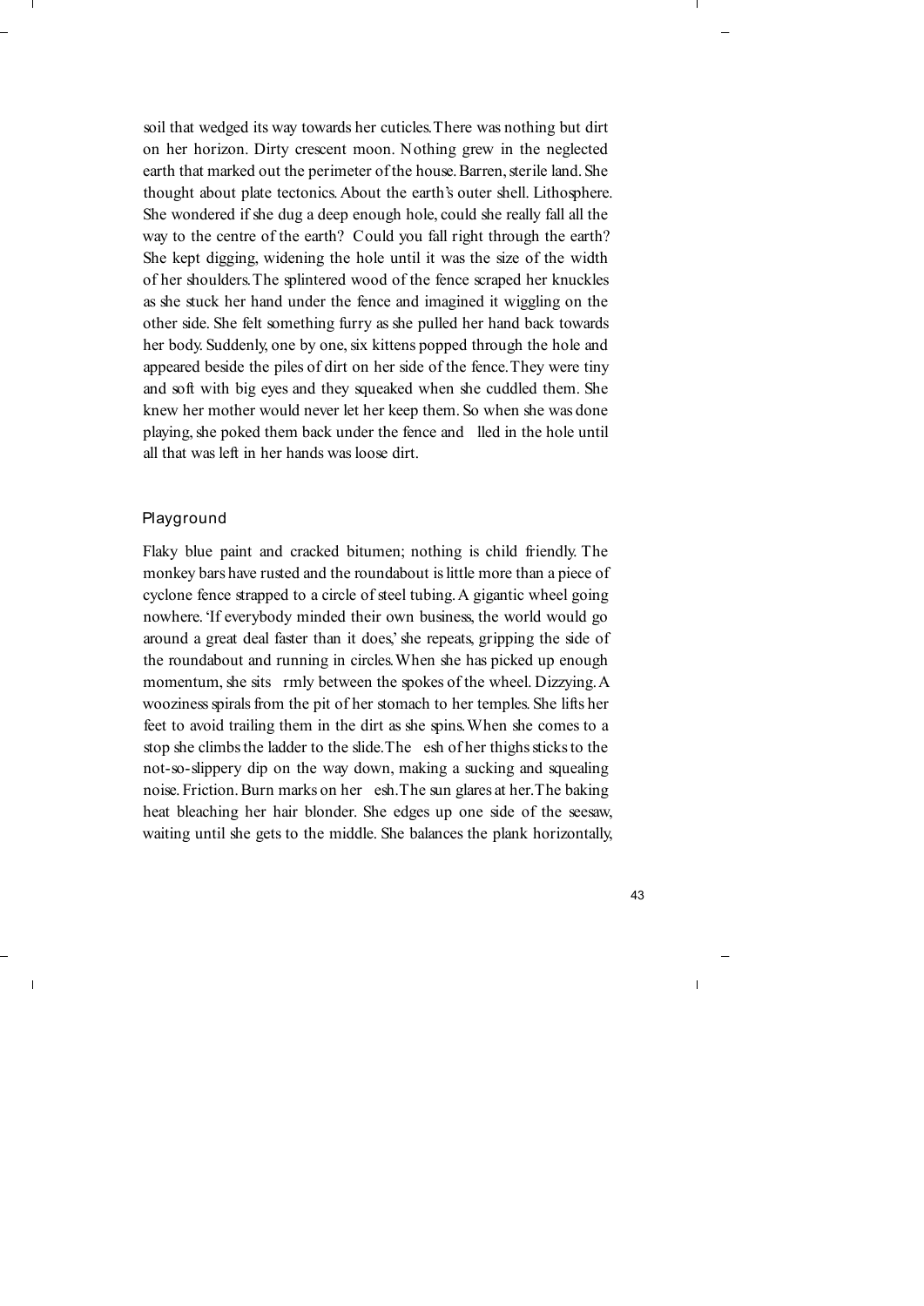soil that wedged its way towards her cuticles. There was nothing but dirt on her horizon. Dirty crescent moon. Nothing grew in the neglected earth that marked out the perimeter of the house. Barren, sterile land. She thought about plate tectonics. About the earth's outer shell. Lithosphere. She wondered if she dug a deep enough hole, could she really fall all the way to the centre of the earth? Could you fall right through the earth? She kept digging, widening the hole until it was the size of the width of her shoulders. The splintered wood of the fence scraped her knuckles as she stuck her hand under the fence and imagined it wiggling on the other side. She felt something furry as she pulled her hand back towards her body. Suddenly, one by one, six kittens popped through the hole and appeared beside the piles of dirt on her side of the fence. They were tiny and soft with big eyes and they squeaked when she cuddled them. She knew her mother would never let her keep them. So when she was done playing, she poked them back under the fence and filled in the hole until all that was left in her hands was loose dirt.

### Playground

Flaky blue paint and cracked bitumen; nothing is child friendly. The monkey bars have rusted and the roundabout is little more than a piece of cyclone fence strapped to a circle of steel tubing. A gigantic wheel going nowhere. 'If everybody minded their own business, the world would go around a great deal faster than it does,' she repeats, gripping the side of the roundabout and running in circles. When she has picked up enough momentum, she sits firmly between the spokes of the wheel. Dizzying. A wooziness spirals from the pit of her stomach to her temples. She lifts her feet to avoid trailing them in the dirt as she spins. When she comes to a stop she climbs the ladder to the slide. The flesh of her thighs sticks to the not-so-slippery dip on the way down, making a sucking and squealing noise. Friction. Burn marks on her flesh. The sun glares at her. The baking heat bleaching her hair blonder. She edges up one side of the seesaw, waiting until she gets to the middle. She balances the plank horizontally,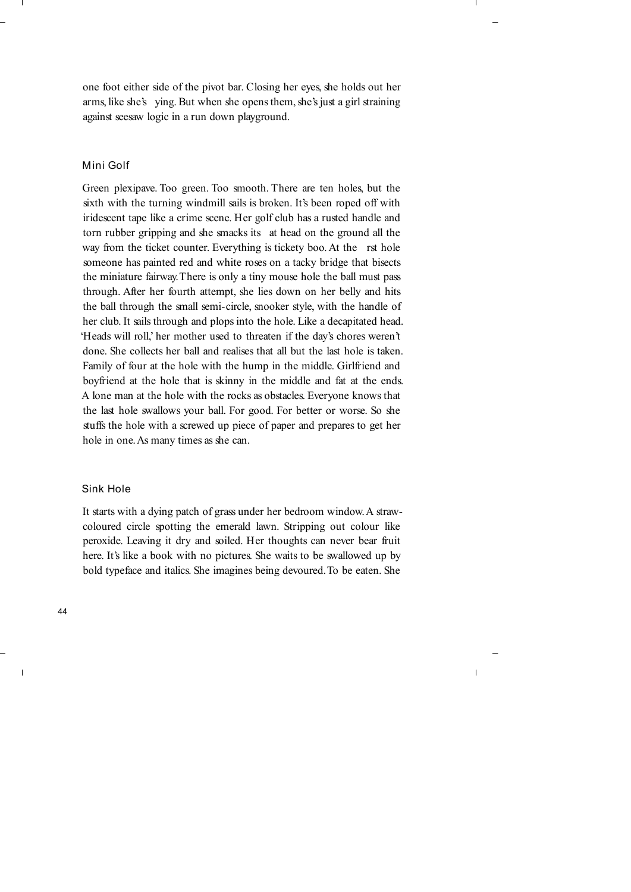one foot either side of the pivot bar. Closing her eyes, she holds out her arms, like she's  ying. But when she opens them, she's just a girl straining against seesaw logic in a run down playground.

### Mini Golf

Green plexipave. Too green. Too smooth. There are ten holes, but the sixth with the turning windmill sails is broken. It's been roped off with iridescent tape like a crime scene. Her golf club has a rusted handle and torn rubber gripping and she smacks its  at head on the ground all the way from the ticket counter. Everything is tickety boo. At the  rst hole someone has painted red and white roses on a tacky bridge that bisects the miniature fairway. There is only a tiny mouse hole the ball must pass through. After her fourth attempt, she lies down on her belly and hits the ball through the small semi-circle, snooker style, with the handle of her club. It sails through and plops into the hole. Like a decapitated head. 'Heads will roll,' her mother used to threaten if the day's chores weren't done. She collects her ball and realises that all but the last hole is taken. Family of four at the hole with the hump in the middle. Girlfriend and boyfriend at the hole that is skinny in the middle and fat at the ends. A lone man at the hole with the rocks as obstacles. Everyone knows that the last hole swallows your ball. For good. For better or worse. So she stuffs the hole with a screwed up piece of paper and prepares to get her hole in one. As many times as she can.

### Sink Hole

It starts with a dying patch of grass under her bedroom window. A straw-coloured circle spotting the emerald lawn. Stripping out colour like peroxide. Leaving it dry and soiled. Her thoughts can never bear fruit here. It's like a book with no pictures. She waits to be swallowed up by bold typeface and italics. She imagines being devoured. To be eaten. She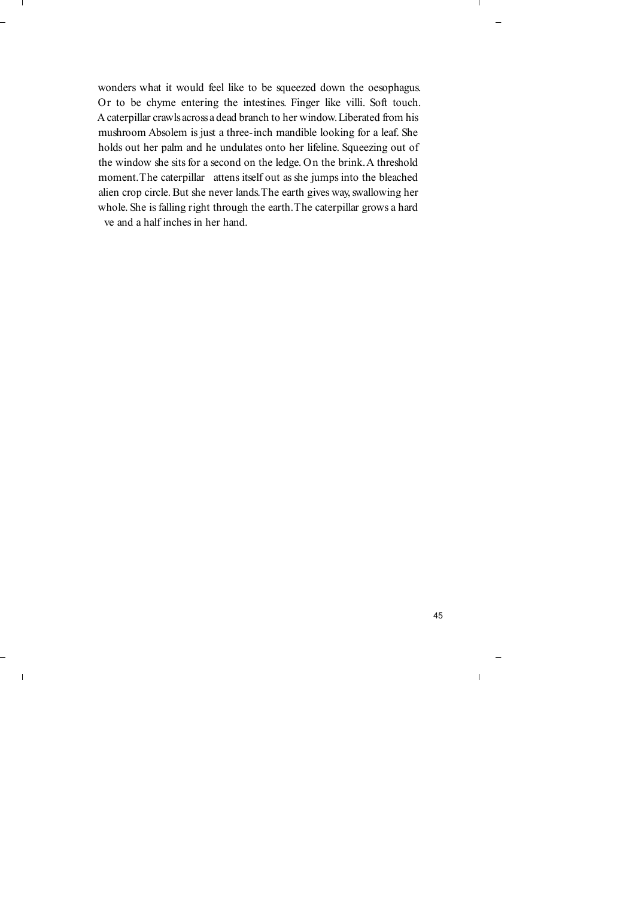wonders what it would feel like to be squeezed down the oesophagus. Or to be chyme entering the intestines. Finger like villi. Soft touch. A caterpillar crawls across a dead branch to her window. Liberated from his mushroom Absolem is just a three-inch mandible looking for a leaf. She holds out her palm and he undulates onto her lifeline. Squeezing out of the window she sits for a second on the ledge. On the brink. A threshold moment. The caterpillar attens itself out as she jumps into the bleached alien crop circle. But she never lands. The earth gives way, swallowing her whole. She is falling right through the earth. The caterpillar grows a hard ve and a half inches in her hand.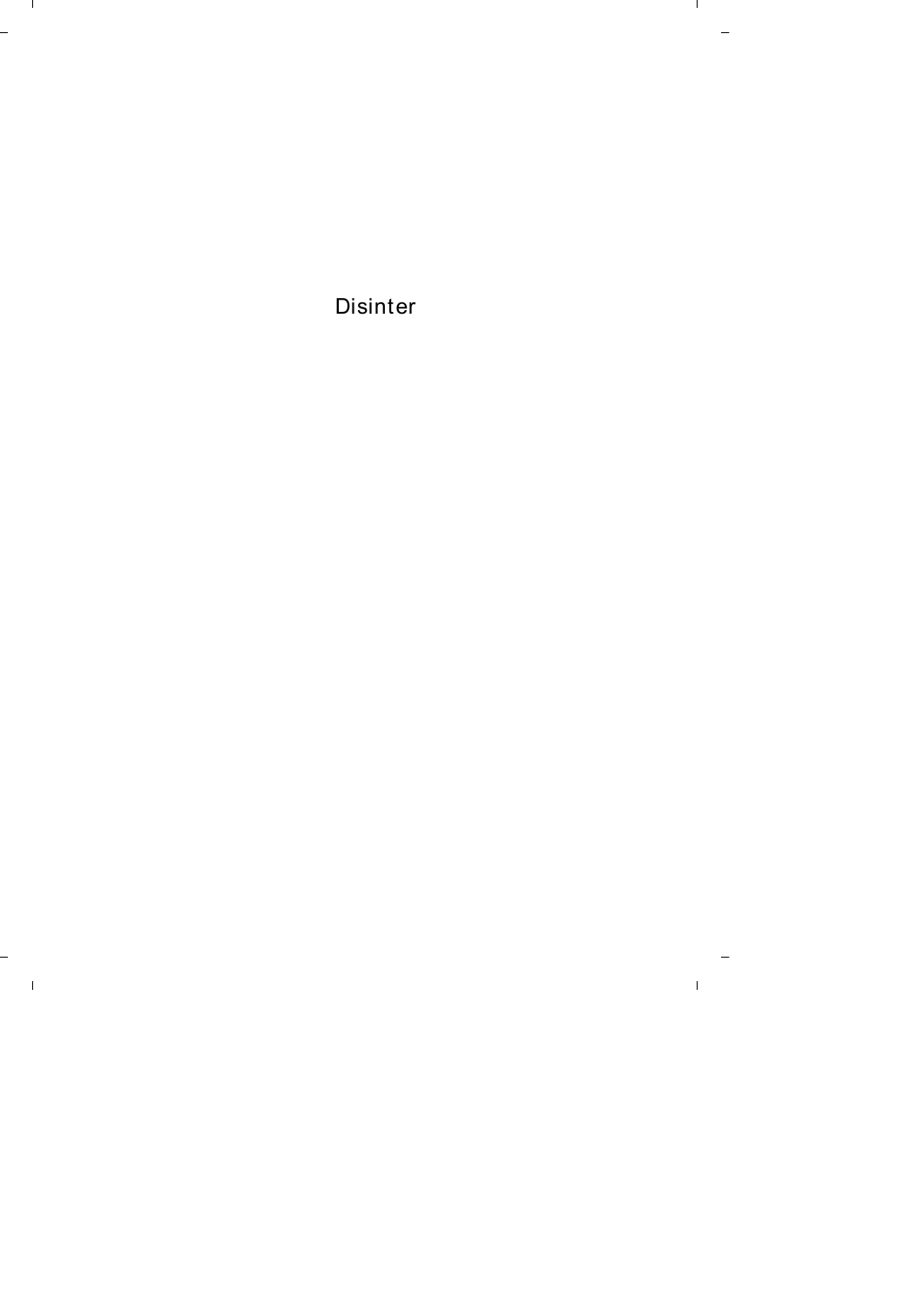Disinter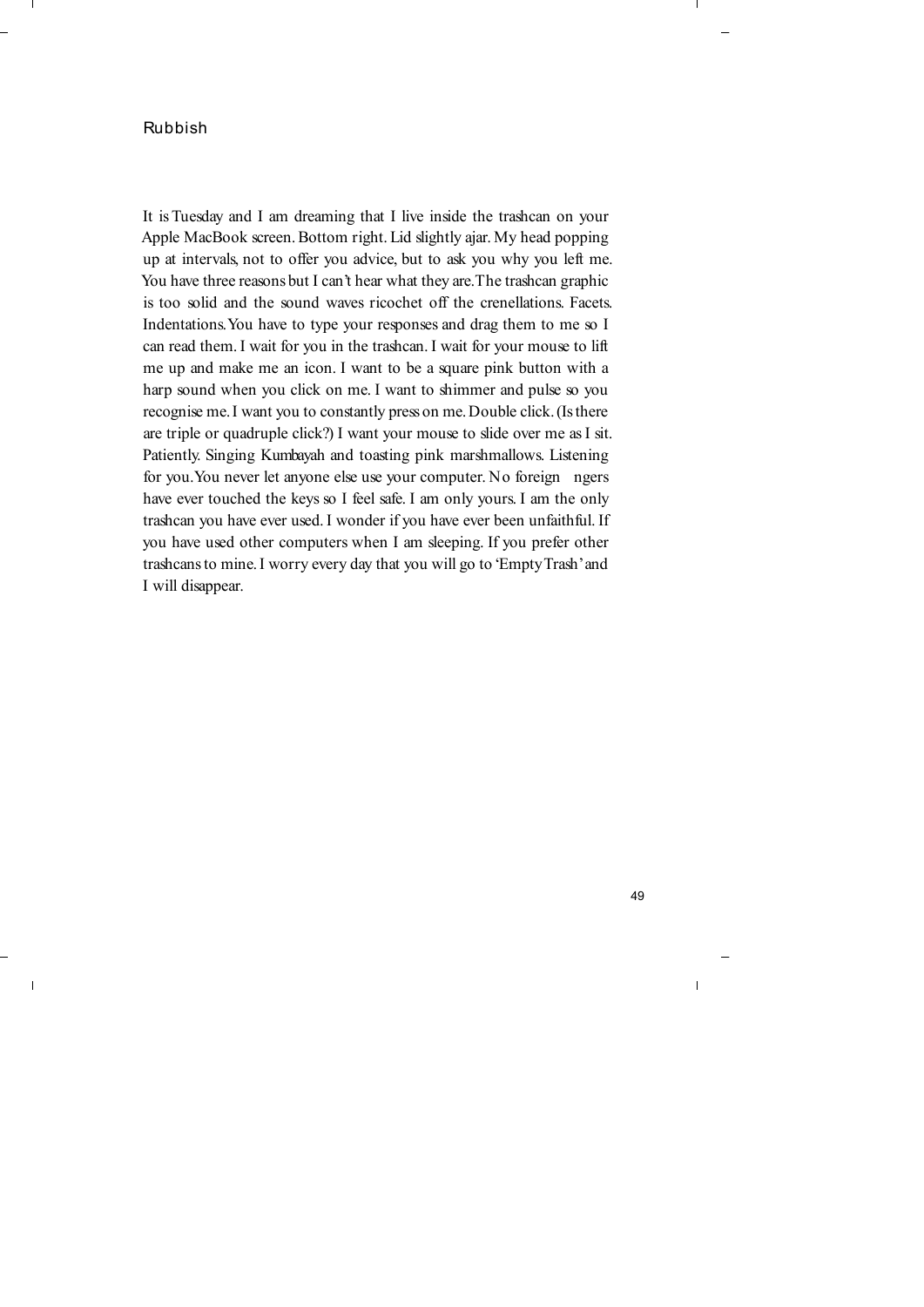# Rubbish

It is Tuesday and I am dreaming that I live inside the trashcan on your Apple MacBook screen. Bottom right. Lid slightly ajar. My head popping up at intervals, not to offer you advice, but to ask you why you left me. You have three reasons but I can't hear what they are. The trashcan graphic is too solid and the sound waves ricochet off the crenellations. Facets. Indentations. You have to type your responses and drag them to me so I can read them. I wait for you in the trashcan. I wait for your mouse to lift me up and make me an icon. I want to be a square pink button with a harp sound when you click on me. I want to shimmer and pulse so you recognise me. I want you to constantly press on me. Double click. (Is there are triple or quadruple click?) I want your mouse to slide over me as I sit. Patiently. Singing Kumbayah and toasting pink marshmallows. Listening for you. You never let anyone else use your computer. No foreign ngers have ever touched the keys so I feel safe. I am only yours. I am the only trashcan you have ever used. I wonder if you have ever been unfaithful. If you have used other computers when I am sleeping. If you prefer other trashcans to mine. I worry every day that you will go to 'Empty Trash' and I will disappear.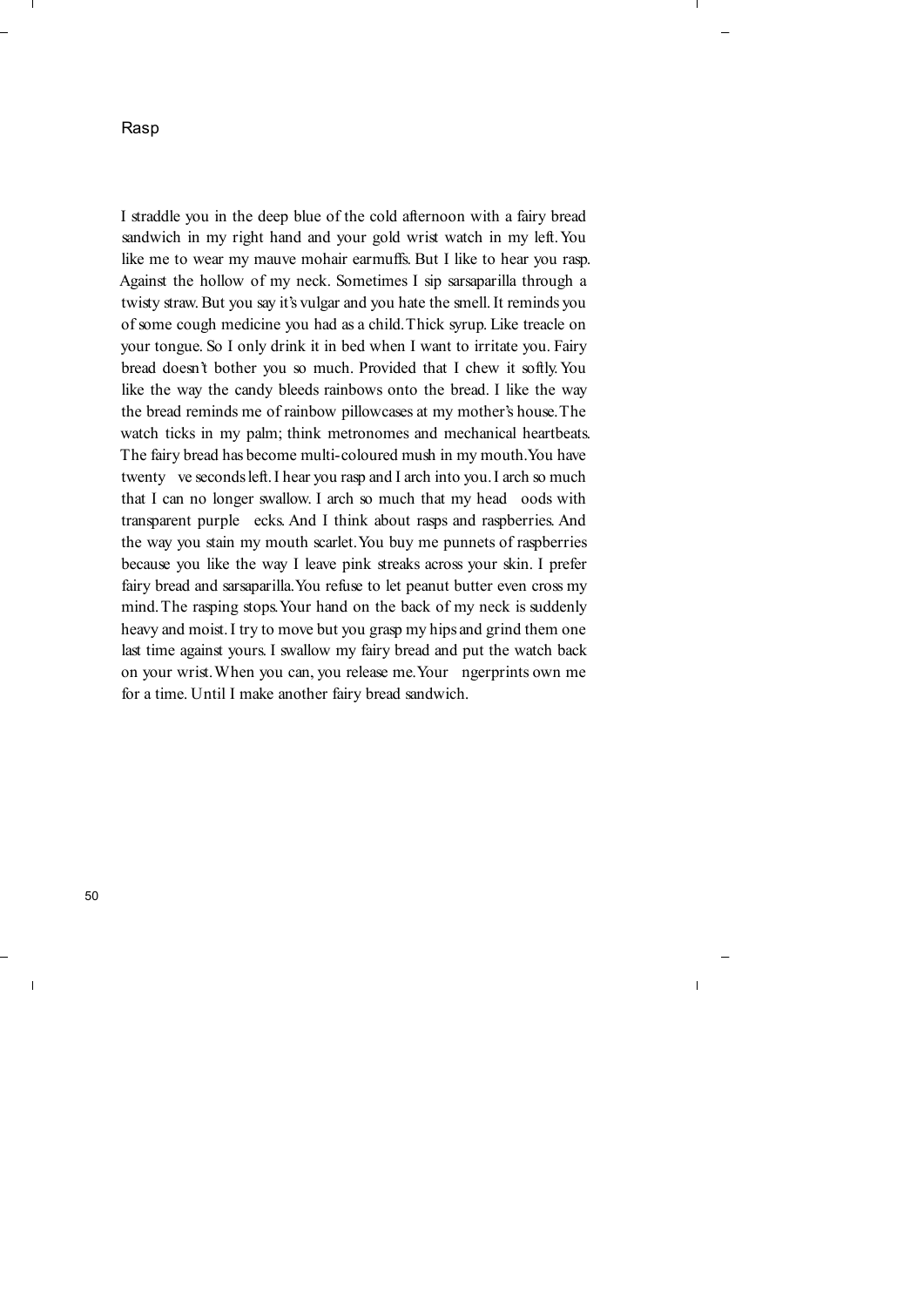# Rasp

I straddle you in the deep blue of the cold afternoon with a fairy bread sandwich in my right hand and your gold wrist watch in my left. You like me to wear my mauve mohair earmuffs. But I like to hear you rasp. Against the hollow of my neck. Sometimes I sip sarsaparilla through a twisty straw. But you say it's vulgar and you hate the smell. It reminds you of some cough medicine you had as a child. Thick syrup. Like treacle on your tongue. So I only drink it in bed when I want to irritate you. Fairy bread doesn't bother you so much. Provided that I chew it softly. You like the way the candy bleeds rainbows onto the bread. I like the way the bread reminds me of rainbow pillowcases at my mother's house. The watch ticks in my palm; think metronomes and mechanical heartbeats. The fairy bread has become multi-coloured mush in my mouth. You have twenty five seconds left. I hear you rasp and I arch into you. I arch so much that I can no longer swallow. I arch so much that my head floods with transparent purple flecks. And I think about rasps and raspberries. And the way you stain my mouth scarlet. You buy me punnets of raspberries because you like the way I leave pink streaks across your skin. I prefer fairy bread and sarsaparilla. You refuse to let peanut butter even cross my mind. The rasping stops. Your hand on the back of my neck is suddenly heavy and moist. I try to move but you grasp my hips and grind them one last time against yours. I swallow my fairy bread and put the watch back on your wrist. When you can, you release me. Your fingerprints own me for a time. Until I make another fairy bread sandwich.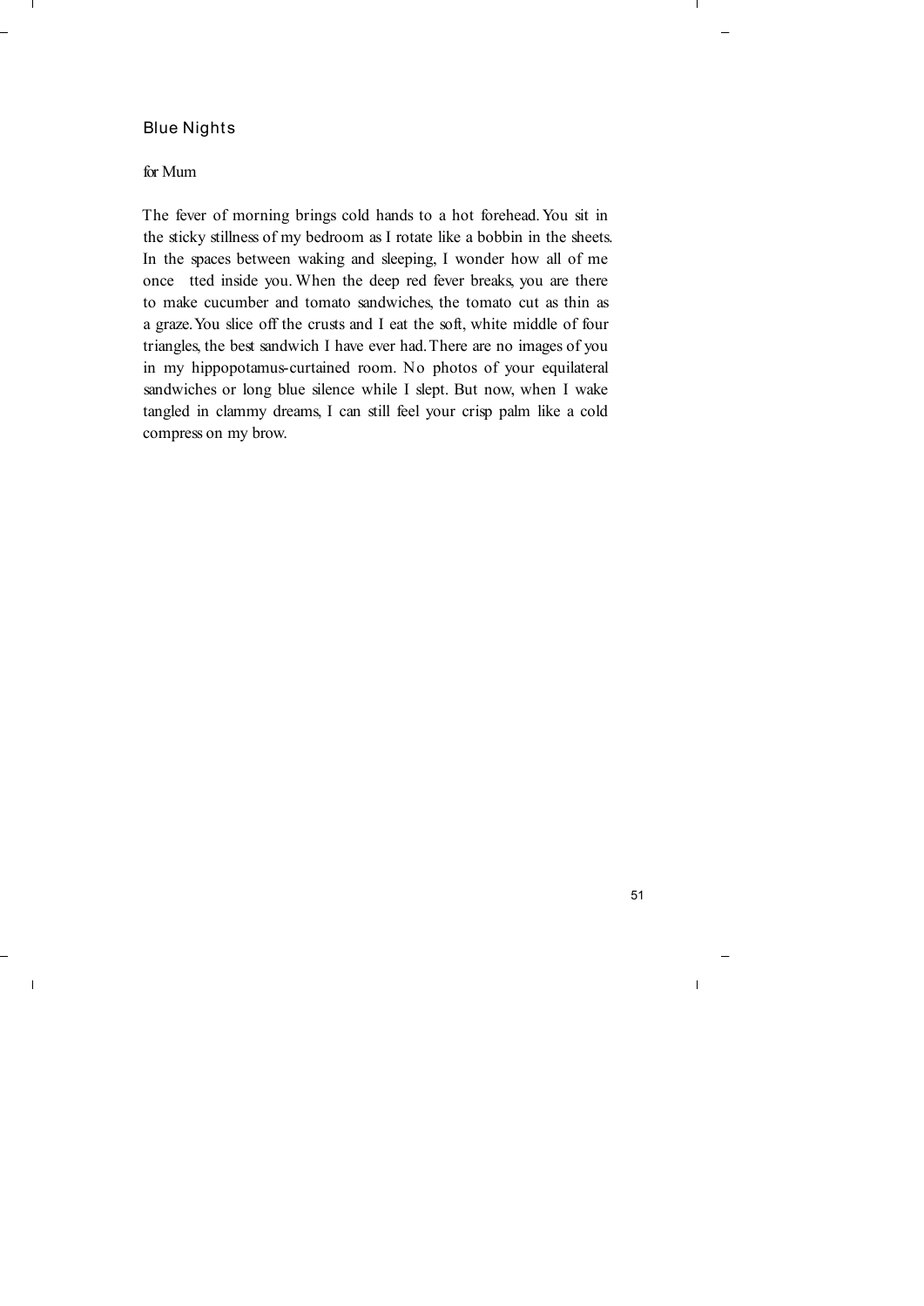## Blue Nights

for Mum

The fever of morning brings cold hands to a hot forehead. You sit in the sticky stillness of my bedroom as I rotate like a bobbin in the sheets. In the spaces between waking and sleeping, I wonder how all of me once tted inside you. When the deep red fever breaks, you are there to make cucumber and tomato sandwiches, the tomato cut as thin as a graze. You slice off the crusts and I eat the soft, white middle of four triangles, the best sandwich I have ever had. There are no images of you in my hippopotamus-curtained room. No photos of your equilateral sandwiches or long blue silence while I slept. But now, when I wake tangled in clammy dreams, I can still feel your crisp palm like a cold compress on my brow.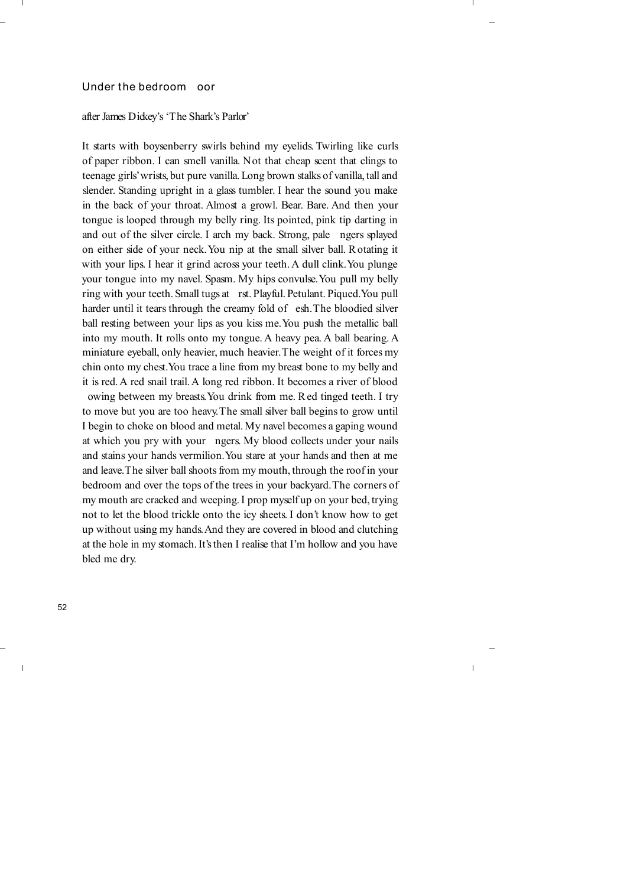## Under the bedroom floor

after James Dickey's 'The Shark's Parlor'

It starts with boysenberry swirls behind my eyelids. Twirling like curls of paper ribbon. I can smell vanilla. Not that cheap scent that clings to teenage girls' wrists, but pure vanilla. Long brown stalks of vanilla, tall and slender. Standing upright in a glass tumbler. I hear the sound you make in the back of your throat. Almost a growl. Bear. Bare. And then your tongue is looped through my belly ring. Its pointed, pink tip darting in and out of the silver circle. I arch my back. Strong, pale fingers splayed on either side of your neck. You nip at the small silver ball. Rotating it with your lips. I hear it grind across your teeth. A dull clink. You plunge your tongue into my navel. Spasm. My hips convulse. You pull my belly ring with your teeth. Small tugs at first. Playful. Petulant. Piqued. You pull harder until it tears through the creamy fold of flesh. The bloodied silver ball resting between your lips as you kiss me. You push the metallic ball into my mouth. It rolls onto my tongue. A heavy pea. A ball bearing. A miniature eyeball, only heavier, much heavier. The weight of it forces my chin onto my chest. You trace a line from my breast bone to my belly and it is red. A red snail trail. A long red ribbon. It becomes a river of blood flowing between my breasts. You drink from me. Red tinged teeth. I try to move but you are too heavy. The small silver ball begins to grow until I begin to choke on blood and metal. My navel becomes a gaping wound at which you pry with your fingers. My blood collects under your nails and stains your hands vermilion. You stare at your hands and then at me and leave. The silver ball shoots from my mouth, through the roof in your bedroom and over the tops of the trees in your backyard. The corners of my mouth are cracked and weeping. I prop myself up on your bed, trying not to let the blood trickle onto the icy sheets. I don't know how to get up without using my hands. And they are covered in blood and clutching at the hole in my stomach. It's then I realise that I'm hollow and you have bled me dry.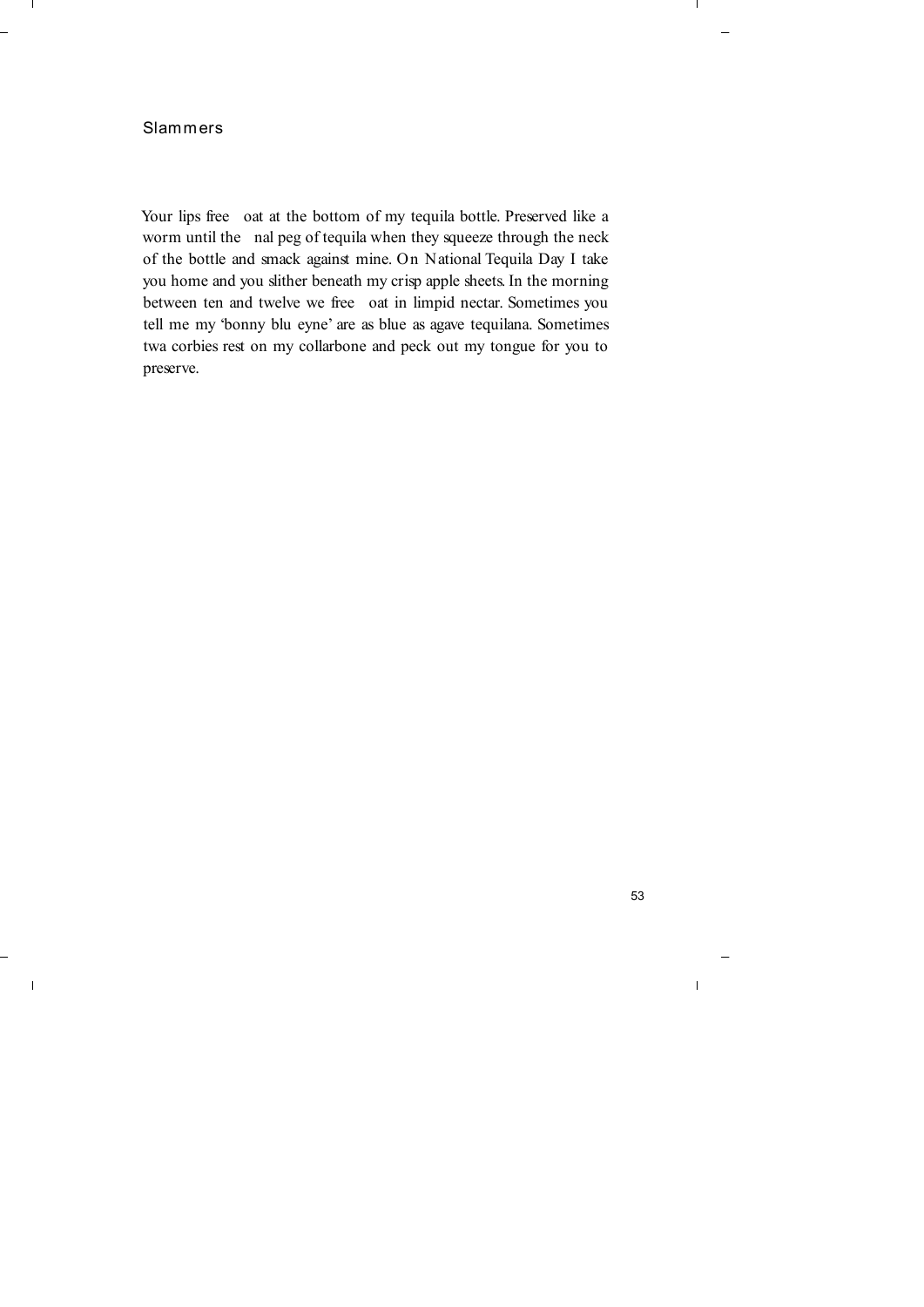## Slammers

Your lips free oat at the bottom of my tequila bottle. Preserved like a worm until the nal peg of tequila when they squeeze through the neck of the bottle and smack against mine. On National Tequila Day I take you home and you slither beneath my crisp apple sheets. In the morning between ten and twelve we free oat in limpid nectar. Sometimes you tell me my 'bonny blu eyne' are as blue as agave tequilana. Sometimes twa corbies rest on my collarbone and peck out my tongue for you to preserve.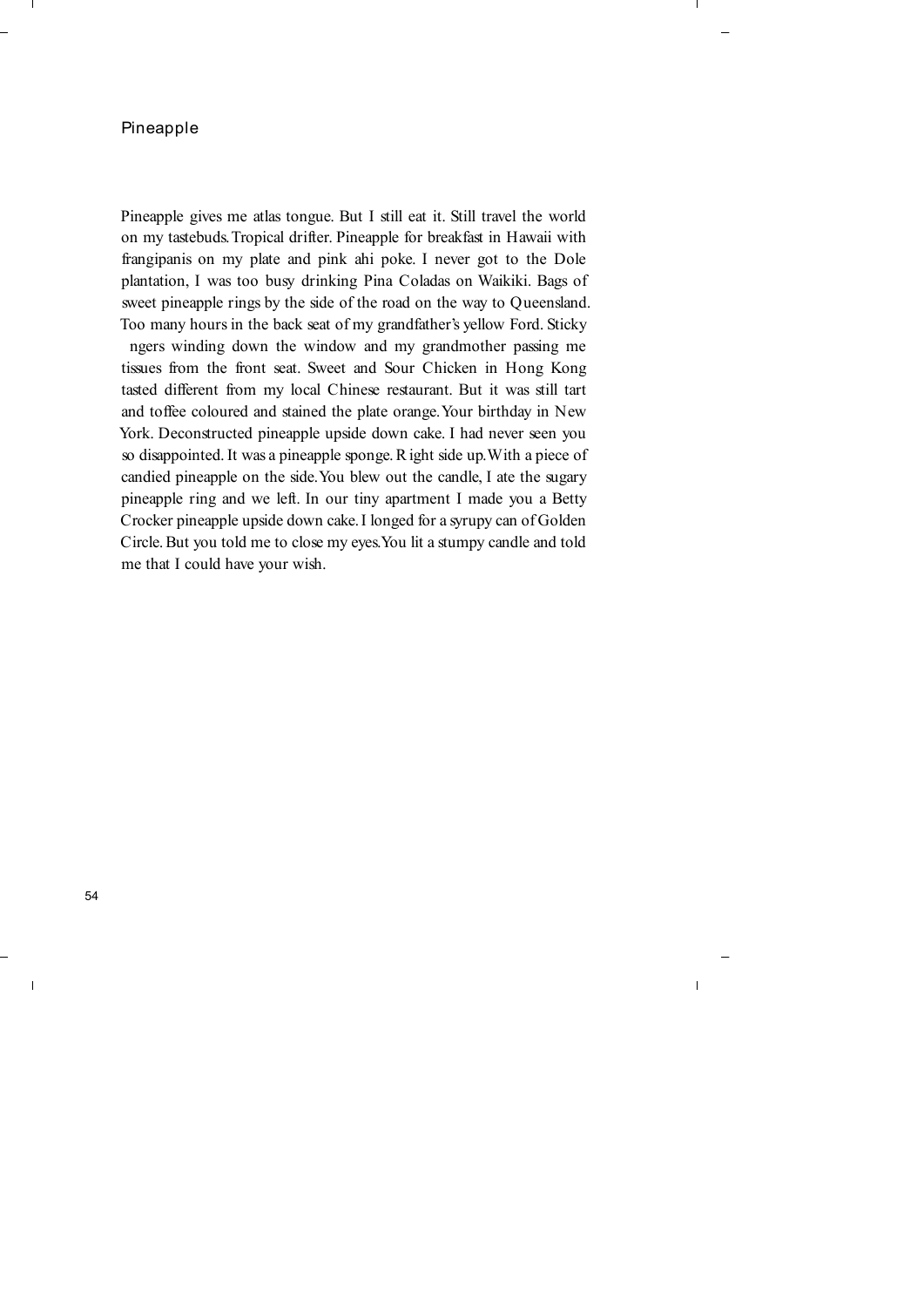# Pineapple

Pineapple gives me atlas tongue. But I still eat it. Still travel the world on my tastebuds. Tropical drifter. Pineapple for breakfast in Hawaii with frangipanis on my plate and pink ahi poke. I never got to the Dole plantation, I was too busy drinking Pina Coladas on Waikiki. Bags of sweet pineapple rings by the side of the road on the way to Queensland. Too many hours in the back seat of my grandfather's yellow Ford. Sticky ngers winding down the window and my grandmother passing me tissues from the front seat. Sweet and Sour Chicken in Hong Kong tasted different from my local Chinese restaurant. But it was still tart and toffee coloured and stained the plate orange. Your birthday in New York. Deconstructed pineapple upside down cake. I had never seen you so disappointed. It was a pineapple sponge. Right side up. With a piece of candied pineapple on the side. You blew out the candle, I ate the sugary pineapple ring and we left. In our tiny apartment I made you a Betty Crocker pineapple upside down cake. I longed for a syrupy can of Golden Circle. But you told me to close my eyes. You lit a stumpy candle and told me that I could have your wish.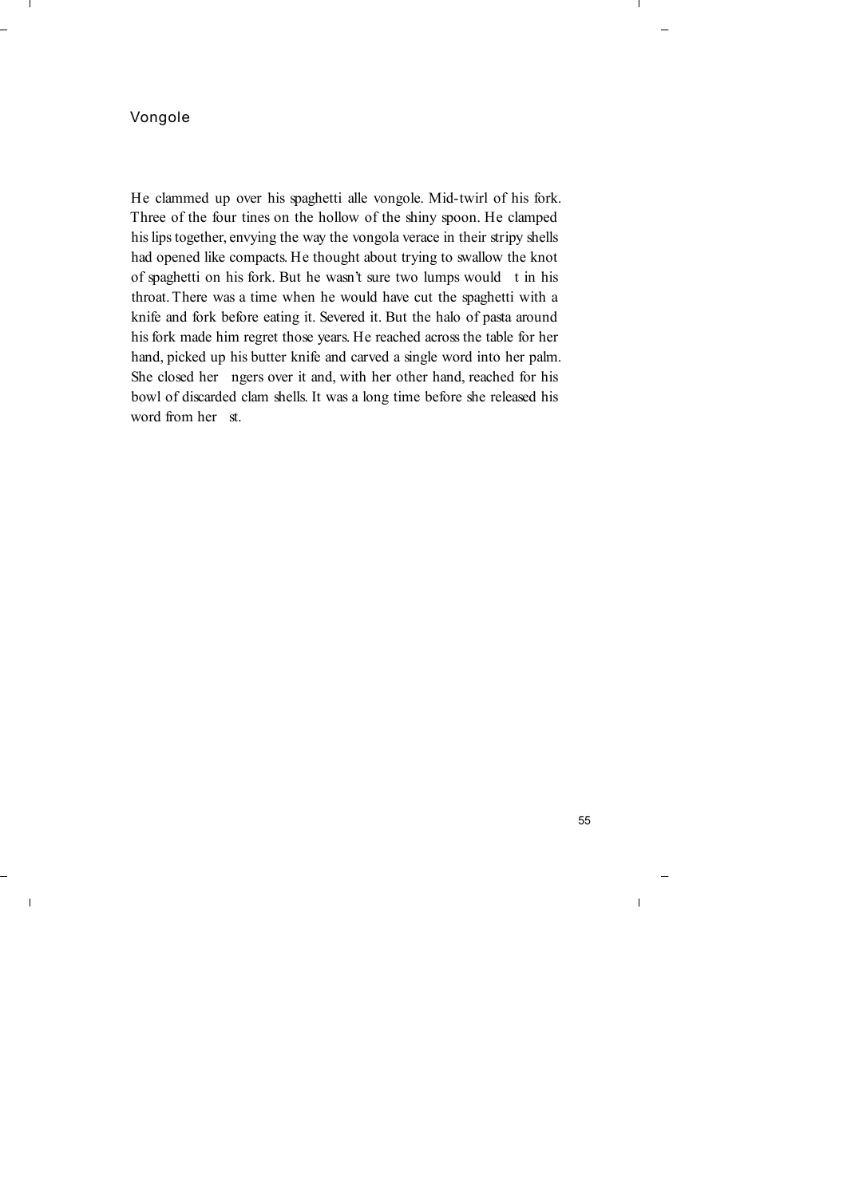# Vongole

He clammed up over his spaghetti alle vongole. Mid-twirl of his fork. Three of the four tines on the hollow of the shiny spoon. He clamped his lips together, envying the way the vongola verace in their stripy shells had opened like compacts. He thought about trying to swallow the knot of spaghetti on his fork. But he wasn't sure two lumps would fit in his throat. There was a time when he would have cut the spaghetti with a knife and fork before eating it. Severed it. But the halo of pasta around his fork made him regret those years. He reached across the table for her hand, picked up his butter knife and carved a single word into her palm. She closed her fingers over it and, with her other hand, reached for his bowl of discarded clam shells. It was a long time before she released his word from her fist.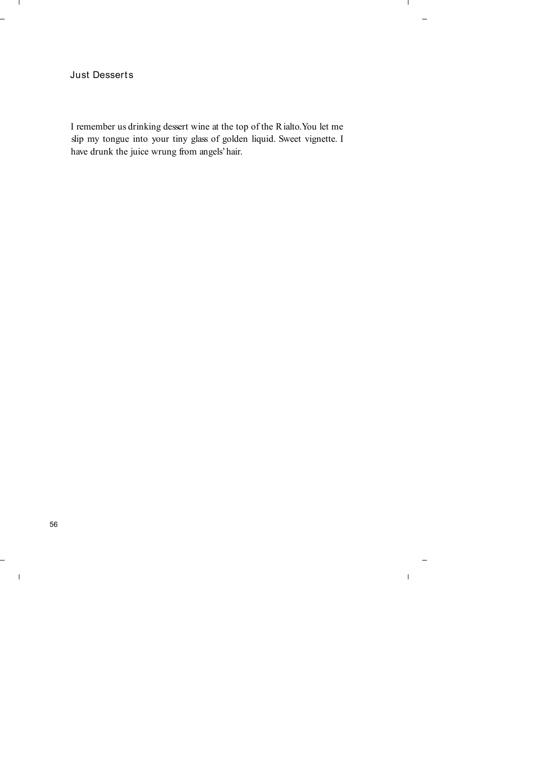## Just Desserts

I remember us drinking dessert wine at the top of the Rialto. You let me slip my tongue into your tiny glass of golden liquid. Sweet vignette. I have drunk the juice wrung from angels' hair.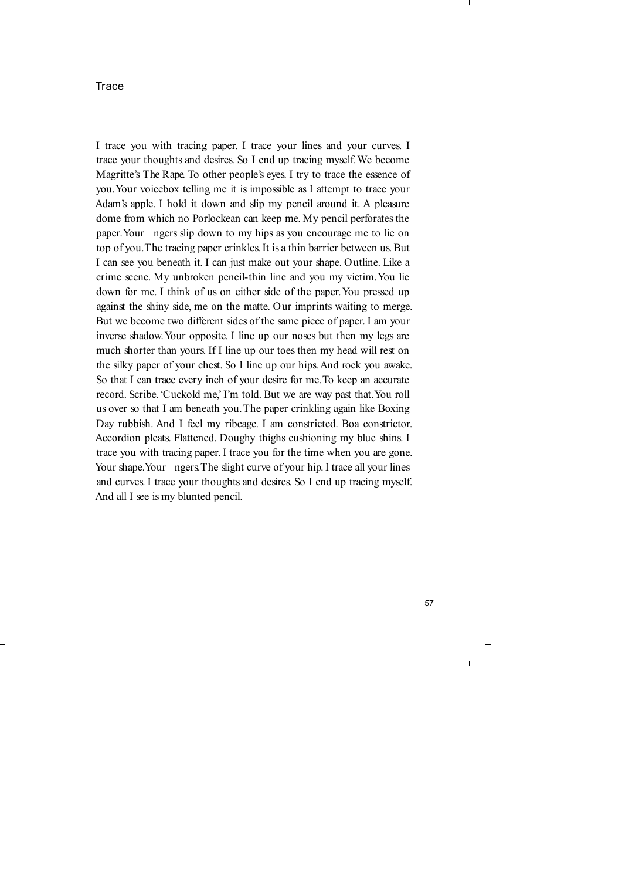# Trace

I trace you with tracing paper. I trace your lines and your curves. I trace your thoughts and desires. So I end up tracing myself. We become Magritte's The Rape. To other people's eyes. I try to trace the essence of you. Your voicebox telling me it is impossible as I attempt to trace your Adam's apple. I hold it down and slip my pencil around it. A pleasure dome from which no Porlockean can keep me. My pencil perforates the paper. Your ngers slip down to my hips as you encourage me to lie on top of you. The tracing paper crinkles. It is a thin barrier between us. But I can see you beneath it. I can just make out your shape. Outline. Like a crime scene. My unbroken pencil-thin line and you my victim. You lie down for me. I think of us on either side of the paper. You pressed up against the shiny side, me on the matte. Our imprints waiting to merge. But we become two different sides of the same piece of paper. I am your inverse shadow. Your opposite. I line up our noses but then my legs are much shorter than yours. If I line up our toes then my head will rest on the silky paper of your chest. So I line up our hips. And rock you awake. So that I can trace every inch of your desire for me. To keep an accurate record. Scribe. 'Cuckold me,' I'm told. But we are way past that. You roll us over so that I am beneath you. The paper crinkling again like Boxing Day rubbish. And I feel my ribcage. I am constricted. Boa constrictor. Accordion pleats. Flattened. Doughy thighs cushioning my blue shins. I trace you with tracing paper. I trace you for the time when you are gone. Your shape. Your ngers. The slight curve of your hip. I trace all your lines and curves. I trace your thoughts and desires. So I end up tracing myself. And all I see is my blunted pencil.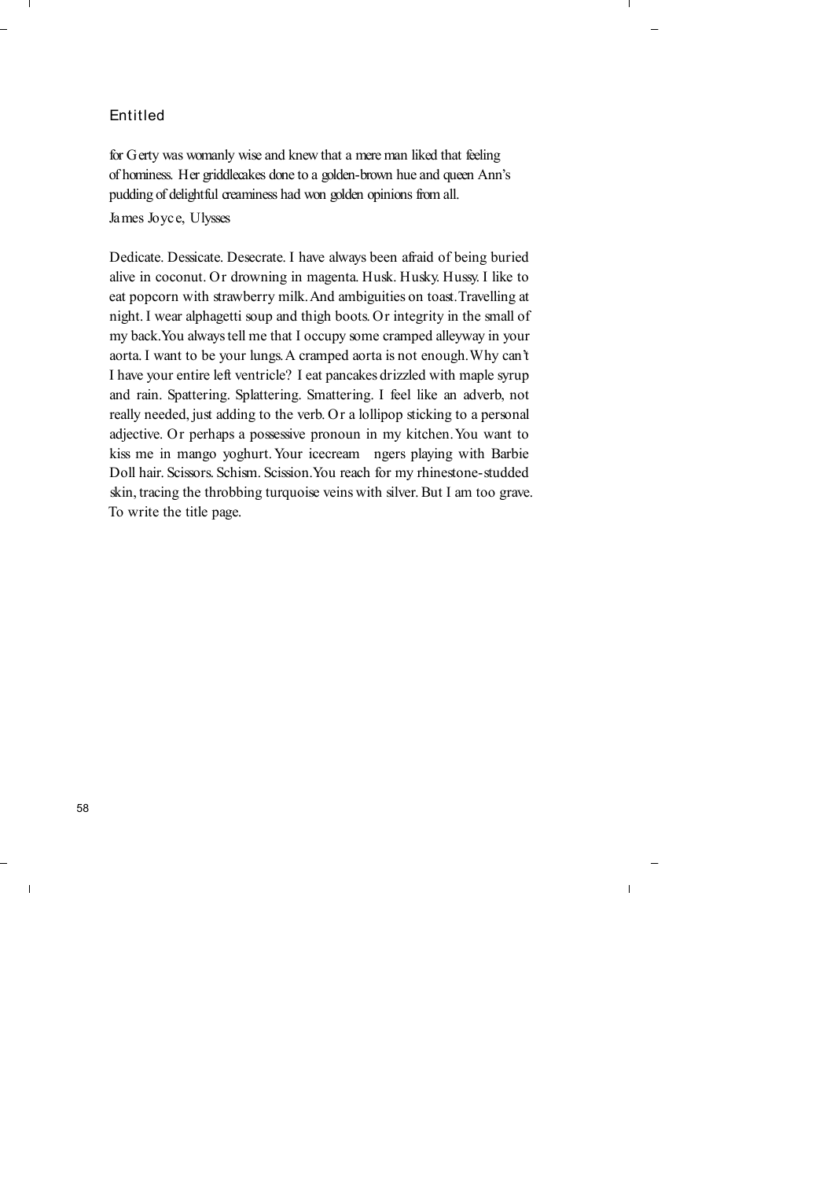## Entitled

for Gerty was womanly wise and knew that a mere man liked that feeling of hominess. Her griddlecakes done to a golden-brown hue and queen Ann's pudding of delightful creaminess had won golden opinions from all.

James Joyce, Ulysses

Dedicate. Dessicate. Desecrate. I have always been afraid of being buried alive in coconut. Or drowning in magenta. Husk. Husky. Hussy. I like to eat popcorn with strawberry milk. And ambiguities on toast. Travelling at night. I wear alphagetti soup and thigh boots. Or integrity in the small of my back. You always tell me that I occupy some cramped alleyway in your aorta. I want to be your lungs. A cramped aorta is not enough. Why can't I have your entire left ventricle? I eat pancakes drizzled with maple syrup and rain. Spattering. Splattering. Smattering. I feel like an adverb, not really needed, just adding to the verb. Or a lollipop sticking to a personal adjective. Or perhaps a possessive pronoun in my kitchen. You want to kiss me in mango yoghurt. Your icecream ngers playing with Barbie Doll hair. Scissors. Schism. Scission. You reach for my rhinestone-studded skin, tracing the throbbing turquoise veins with silver. But I am too grave. To write the title page.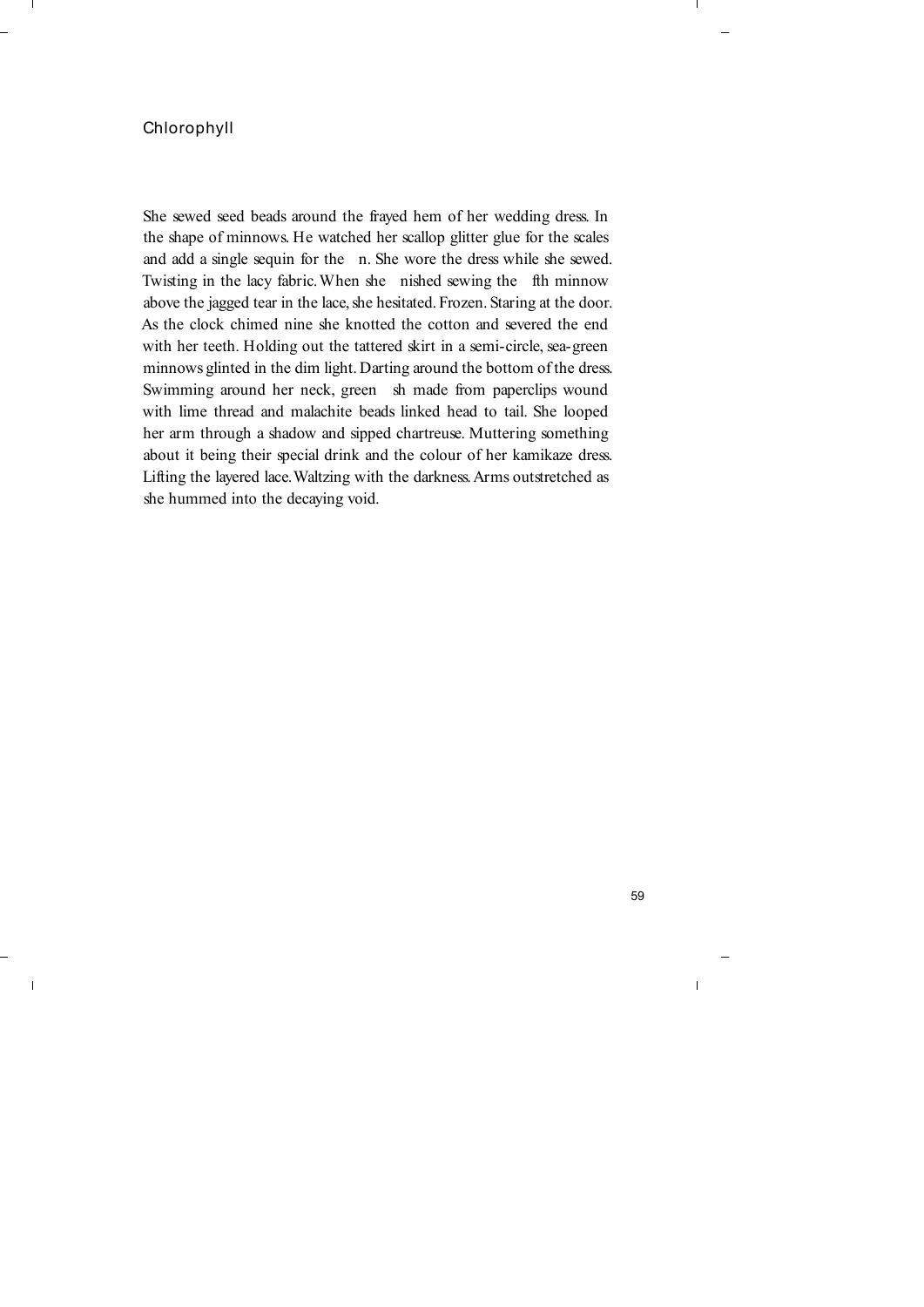# Chlorophyll

She sewed seed beads around the frayed hem of her wedding dress. In the shape of minnows. He watched her scallop glitter glue for the scales and add a single sequin for the fin. She wore the dress while she sewed. Twisting in the lacy fabric. When she finished sewing the fifth minnow above the jagged tear in the lace, she hesitated. Frozen. Staring at the door. As the clock chimed nine she knotted the cotton and severed the end with her teeth. Holding out the tattered skirt in a semi-circle, sea-green minnows glinted in the dim light. Darting around the bottom of the dress. Swimming around her neck, green fish made from paperclips wound with lime thread and malachite beads linked head to tail. She looped her arm through a shadow and sipped chartreuse. Muttering something about it being their special drink and the colour of her kamikaze dress. Lifting the layered lace. Waltzing with the darkness. Arms outstretched as she hummed into the decaying void.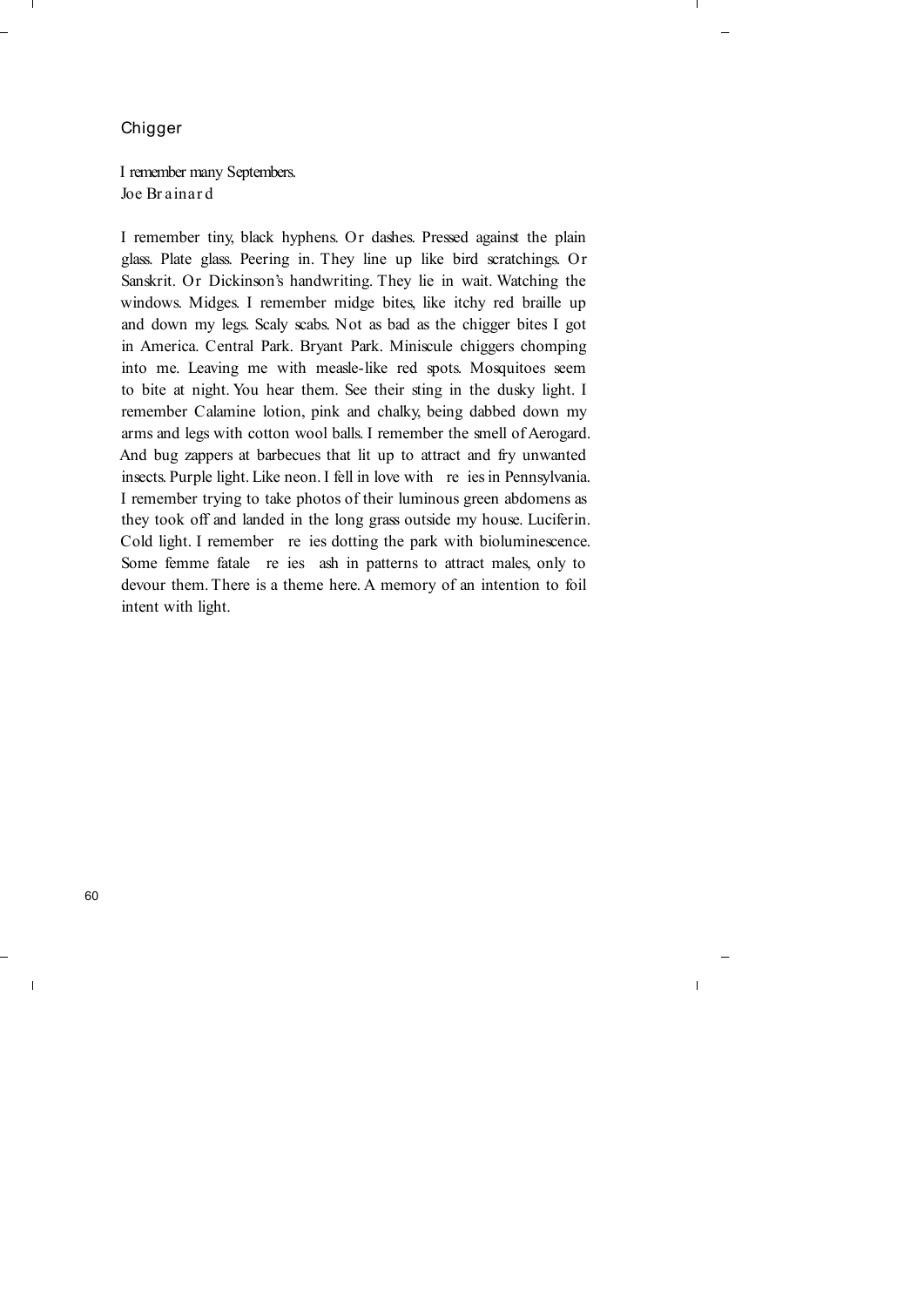## Chigger

*I remember many Septembers.*
*Joe Brainard*

I remember tiny, black hyphens. Or dashes. Pressed against the plain glass. Plate glass. Peering in. They line up like bird scratchings. Or Sanskrit. Or Dickinson's handwriting. They lie in wait. Watching the windows. Midges. I remember midge bites, like itchy red braille up and down my legs. Scaly scabs. Not as bad as the chigger bites I got in America. Central Park. Bryant Park. Miniscule chiggers chomping into me. Leaving me with measle-like red spots. Mosquitoes seem to bite at night. You hear them. See their sting in the dusky light. I remember Calamine lotion, pink and chalky, being dabbed down my arms and legs with cotton wool balls. I remember the smell of Aerogard. And bug zappers at barbecues that lit up to attract and fry unwanted insects. Purple light. Like neon. I fell in love with fireflies in Pennsylvania. I remember trying to take photos of their luminous green abdomens as they took off and landed in the long grass outside my house. Luciferin. Cold light. I remember fireflies dotting the park with bioluminescence. Some femme fatale fireflies flash in patterns to attract males, only to devour them. There is a theme here. A memory of an intention to foil intent with light.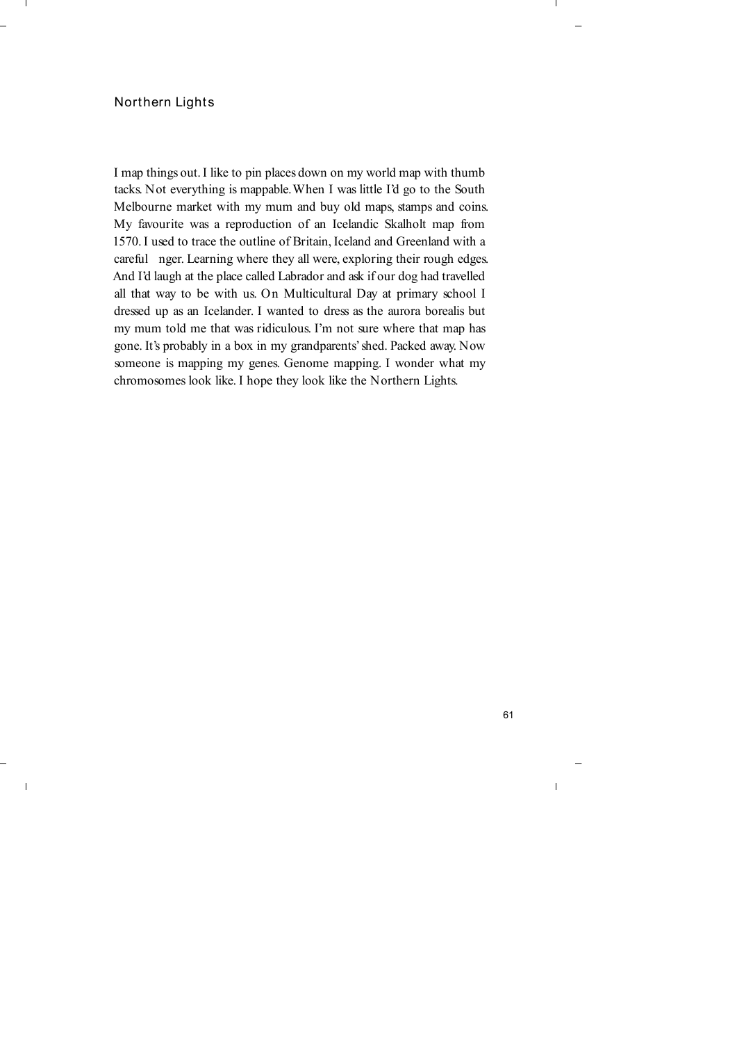## Northern Lights

I map things out. I like to pin places down on my world map with thumb tacks. Not everything is mappable. When I was little I'd go to the South Melbourne market with my mum and buy old maps, stamps and coins. My favourite was a reproduction of an Icelandic Skalholt map from 1570. I used to trace the outline of Britain, Iceland and Greenland with a careful finger. Learning where they all were, exploring their rough edges. And I'd laugh at the place called Labrador and ask if our dog had travelled all that way to be with us. On Multicultural Day at primary school I dressed up as an Icelander. I wanted to dress as the aurora borealis but my mum told me that was ridiculous. I'm not sure where that map has gone. It's probably in a box in my grandparents' shed. Packed away. Now someone is mapping my genes. Genome mapping. I wonder what my chromosomes look like. I hope they look like the Northern Lights.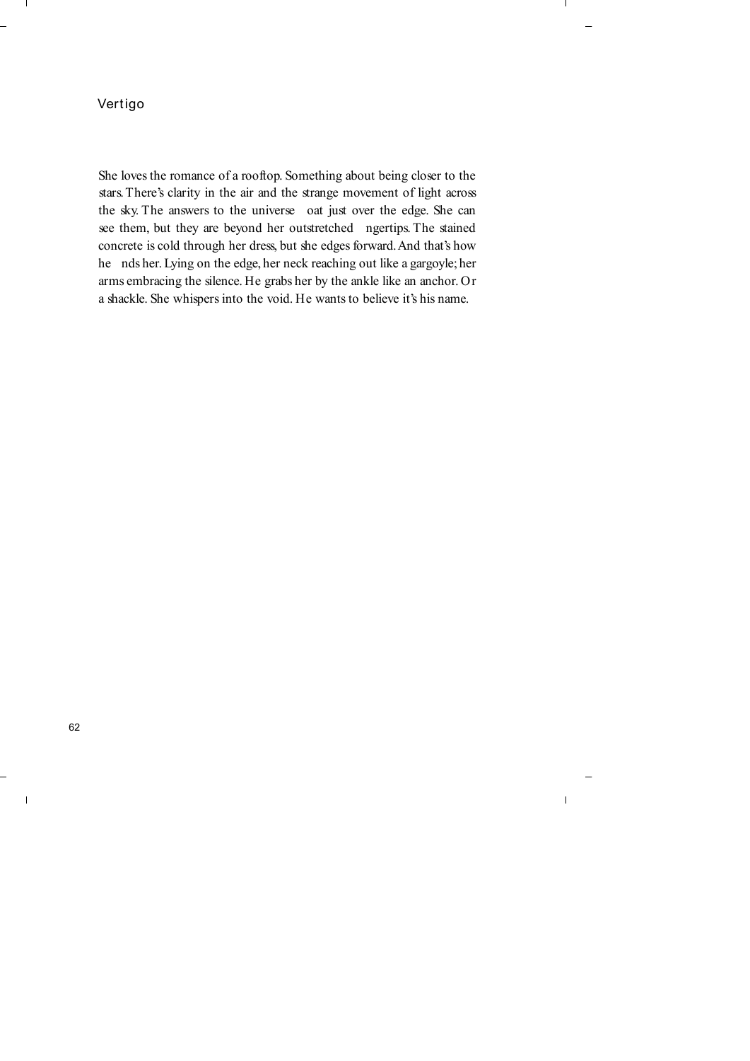# Vertigo

She loves the romance of a rooftop. Something about being closer to the stars. There's clarity in the air and the strange movement of light across the sky. The answers to the universe float just over the edge. She can see them, but they are beyond her outstretched fingertips. The stained concrete is cold through her dress, but she edges forward. And that's how he finds her. Lying on the edge, her neck reaching out like a gargoyle; her arms embracing the silence. He grabs her by the ankle like an anchor. Or a shackle. She whispers into the void. He wants to believe it's his name.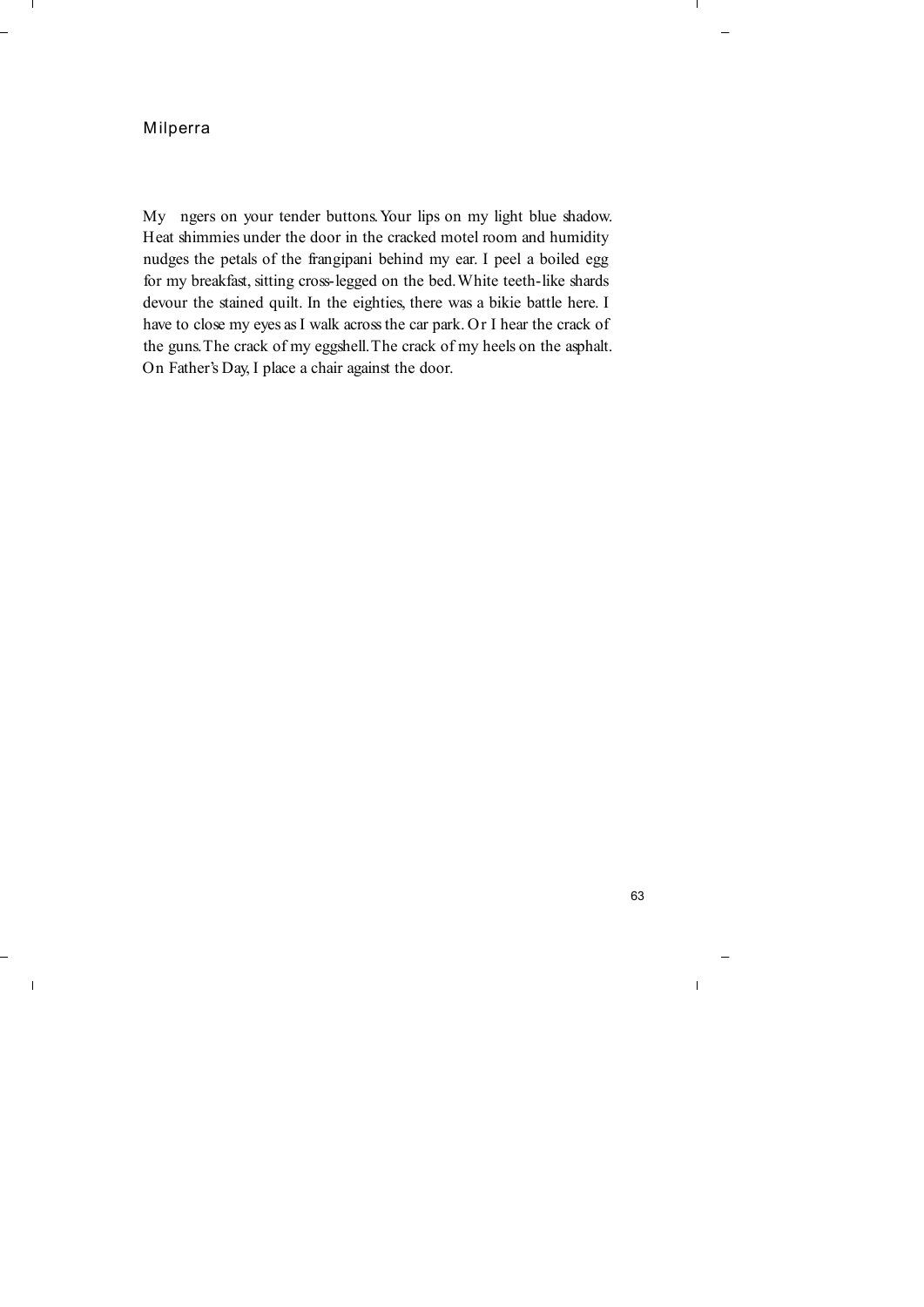# Milperra

My fingers on your tender buttons. Your lips on my light blue shadow. Heat shimmies under the door in the cracked motel room and humidity nudges the petals of the frangipani behind my ear. I peel a boiled egg for my breakfast, sitting cross-legged on the bed. White teeth-like shards devour the stained quilt. In the eighties, there was a bikie battle here. I have to close my eyes as I walk across the car park. Or I hear the crack of the guns. The crack of my eggshell. The crack of my heels on the asphalt. On Father's Day, I place a chair against the door.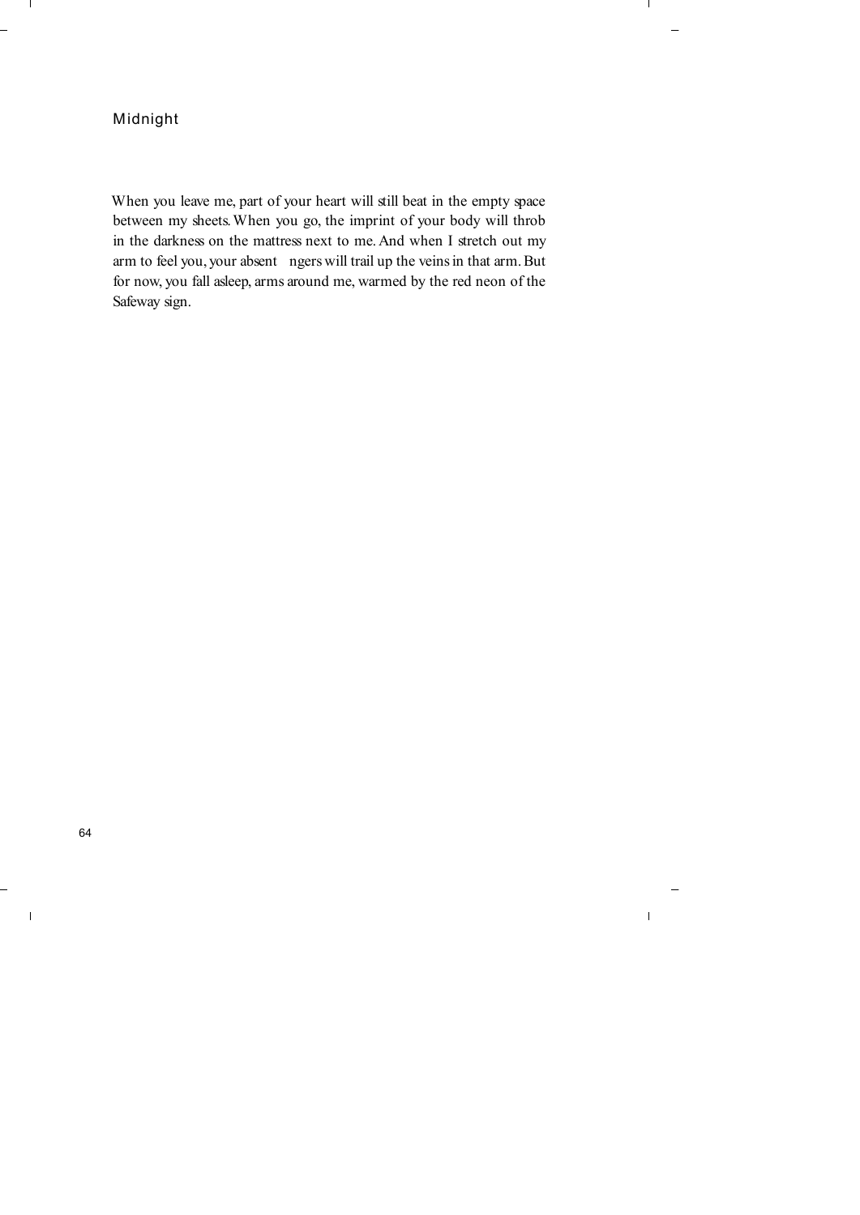# Midnight

When you leave me, part of your heart will still beat in the empty space between my sheets. When you go, the imprint of your body will throb in the darkness on the mattress next to me. And when I stretch out my arm to feel you, your absent fingers will trail up the veins in that arm. But for now, you fall asleep, arms around me, warmed by the red neon of the Safeway sign.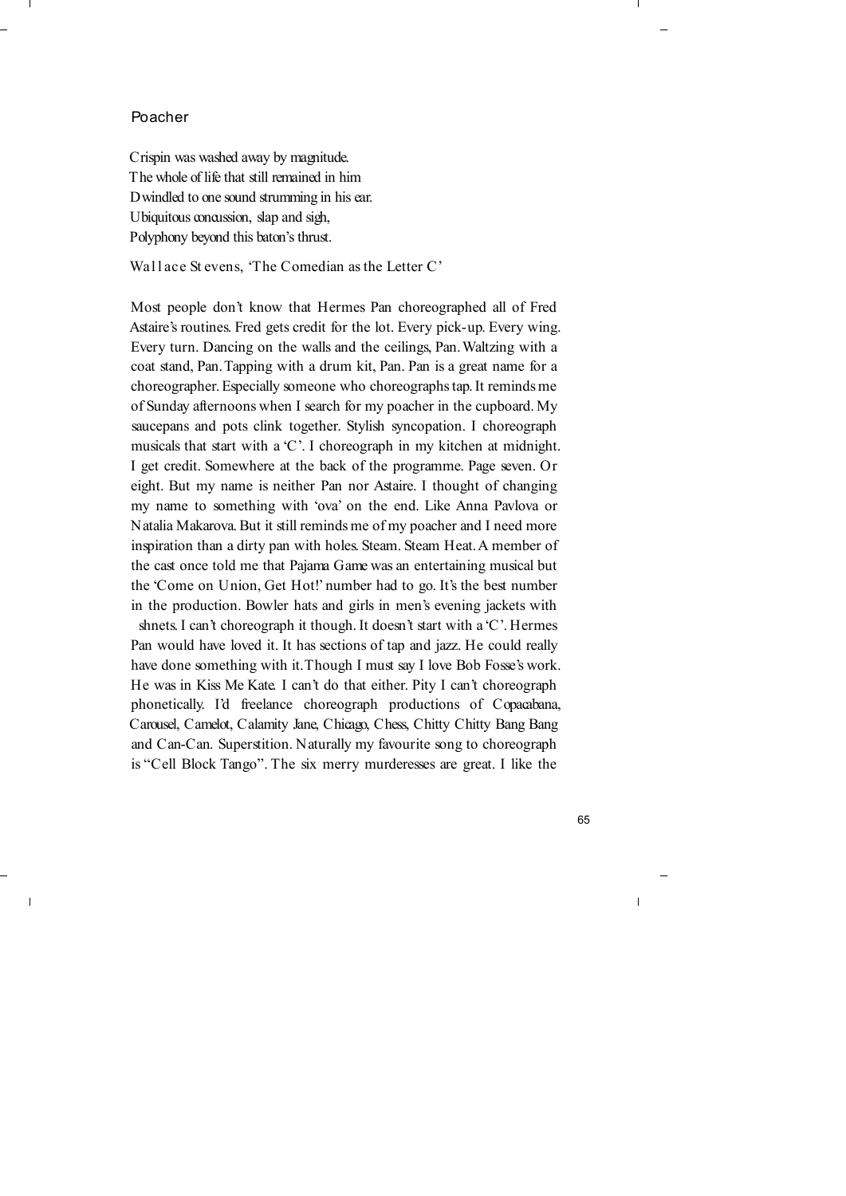## Poacher

Crispin was washed away by magnitude.
The whole of life that still remained in him
Dwindled to one sound strumming in his ear.
Ubiquitous concussion, slap and sigh,
Polyphony beyond this baton's thrust.

Wallace Stevens, 'The Comedian as the Letter C'

Most people don't know that Hermes Pan choreographed all of Fred Astaire's routines. Fred gets credit for the lot. Every pick-up. Every wing. Every turn. Dancing on the walls and the ceilings, Pan. Waltzing with a coat stand, Pan. Tapping with a drum kit, Pan. Pan is a great name for a choreographer. Especially someone who choreographs tap. It reminds me of Sunday afternoons when I search for my poacher in the cupboard. My saucepans and pots clink together. Stylish syncopation. I choreograph musicals that start with a 'C'. I choreograph in my kitchen at midnight. I get credit. Somewhere at the back of the programme. Page seven. Or eight. But my name is neither Pan nor Astaire. I thought of changing my name to something with 'ova' on the end. Like Anna Pavlova or Natalia Makarova. But it still reminds me of my poacher and I need more inspiration than a dirty pan with holes. Steam. Steam Heat. A member of the cast once told me that Pajama Game was an entertaining musical but the 'Come on Union, Get Hot!' number had to go. It's the best number in the production. Bowler hats and girls in men's evening jackets with shnets. I can't choreograph it though. It doesn't start with a 'C'. Hermes Pan would have loved it. It has sections of tap and jazz. He could really have done something with it. Though I must say I love Bob Fosse's work. He was in Kiss Me Kate. I can't do that either. Pity I can't choreograph phonetically. I'd freelance choreograph productions of Copacabana, Carousel, Camelot, Calamity Jane, Chicago, Chess, Chitty Chitty Bang Bang and Can-Can. Superstition. Naturally my favourite song to choreograph is "Cell Block Tango". The six merry murderesses are great. I like the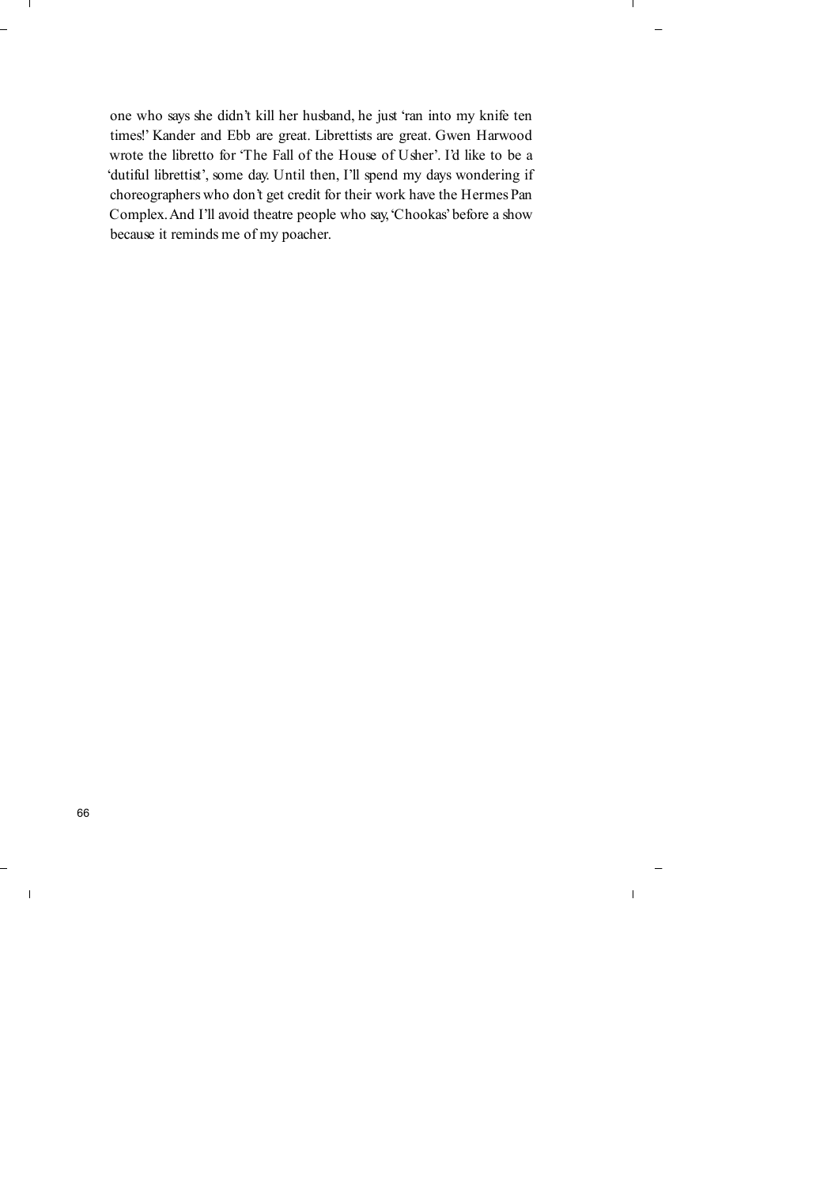one who says she didn't kill her husband, he just 'ran into my knife ten times!' Kander and Ebb are great. Librettists are great. Gwen Harwood wrote the libretto for 'The Fall of the House of Usher'. I'd like to be a 'dutiful librettist', some day. Until then, I'll spend my days wondering if choreographers who don't get credit for their work have the Hermes Pan Complex. And I'll avoid theatre people who say, 'Chookas' before a show because it reminds me of my poacher.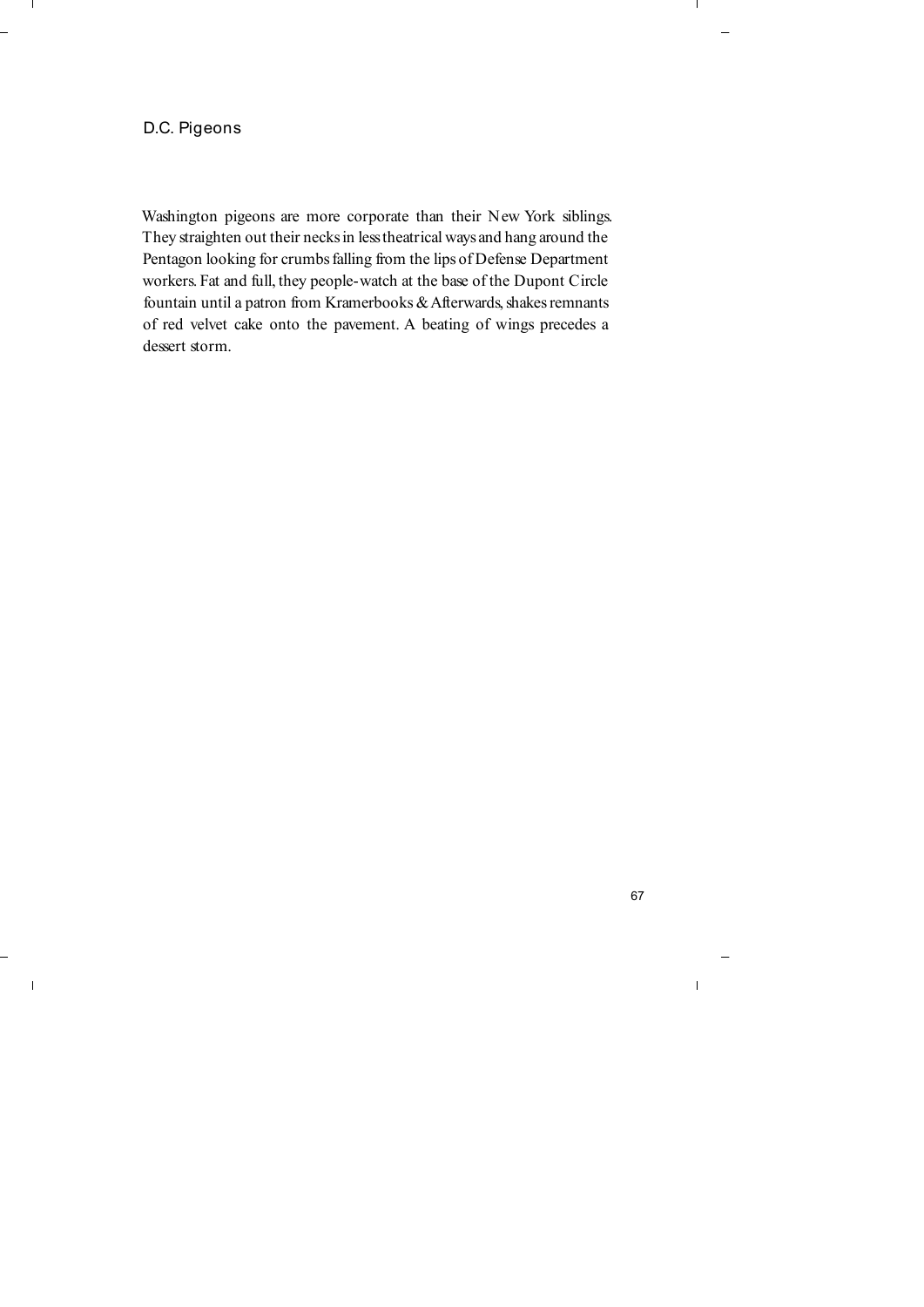# D.C. Pigeons

Washington pigeons are more corporate than their New York siblings. They straighten out their necks in less theatrical ways and hang around the Pentagon looking for crumbs falling from the lips of Defense Department workers. Fat and full, they people-watch at the base of the Dupont Circle fountain until a patron from Kramerbooks & Afterwards, shakes remnants of red velvet cake onto the pavement. A beating of wings precedes a dessert storm.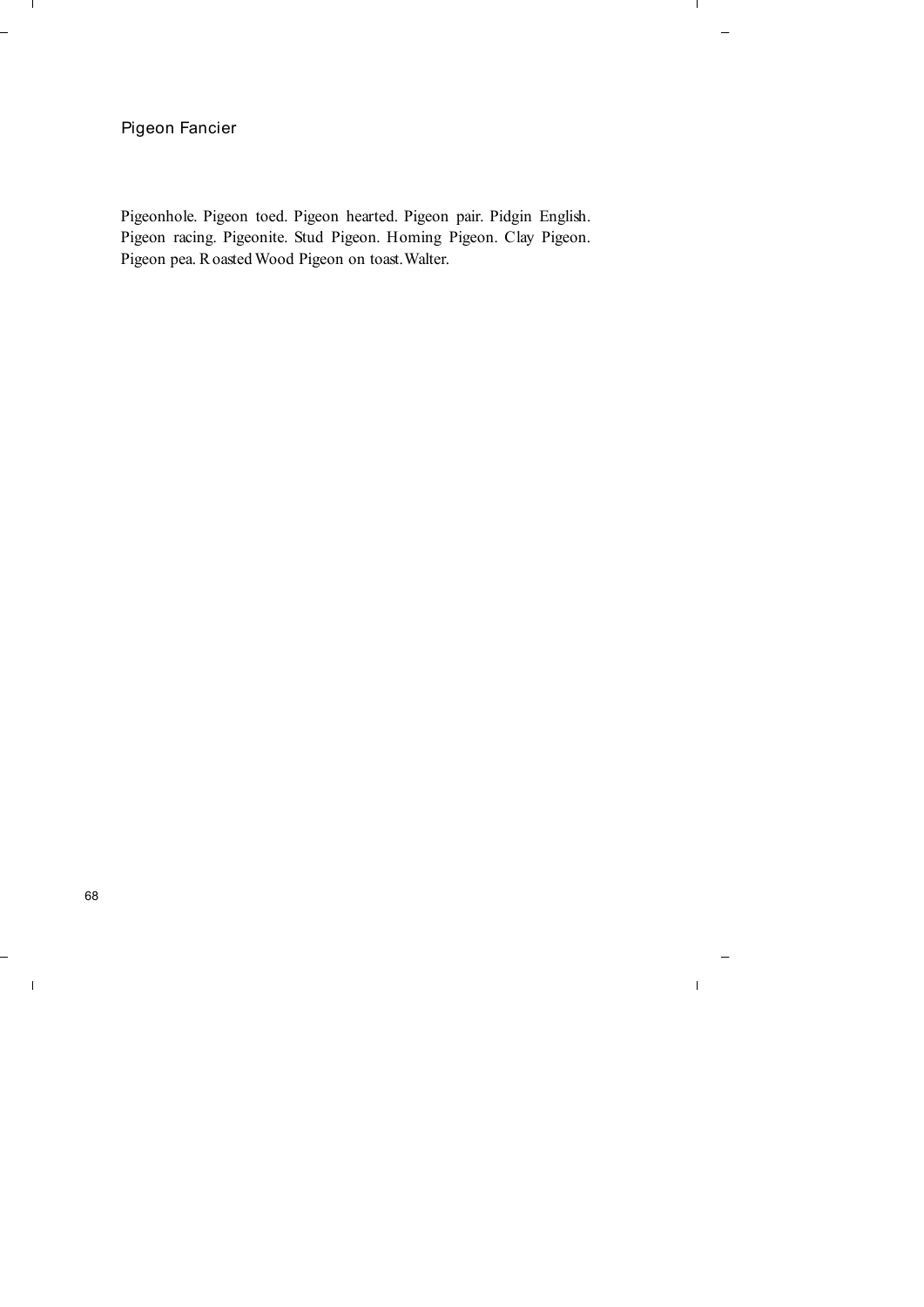## Pigeon Fancier

Pigeonhole. Pigeon toed. Pigeon hearted. Pigeon pair. Pidgin English. Pigeon racing. Pigeonite. Stud Pigeon. Homing Pigeon. Clay Pigeon. Pigeon pea. Roasted Wood Pigeon on toast. Walter.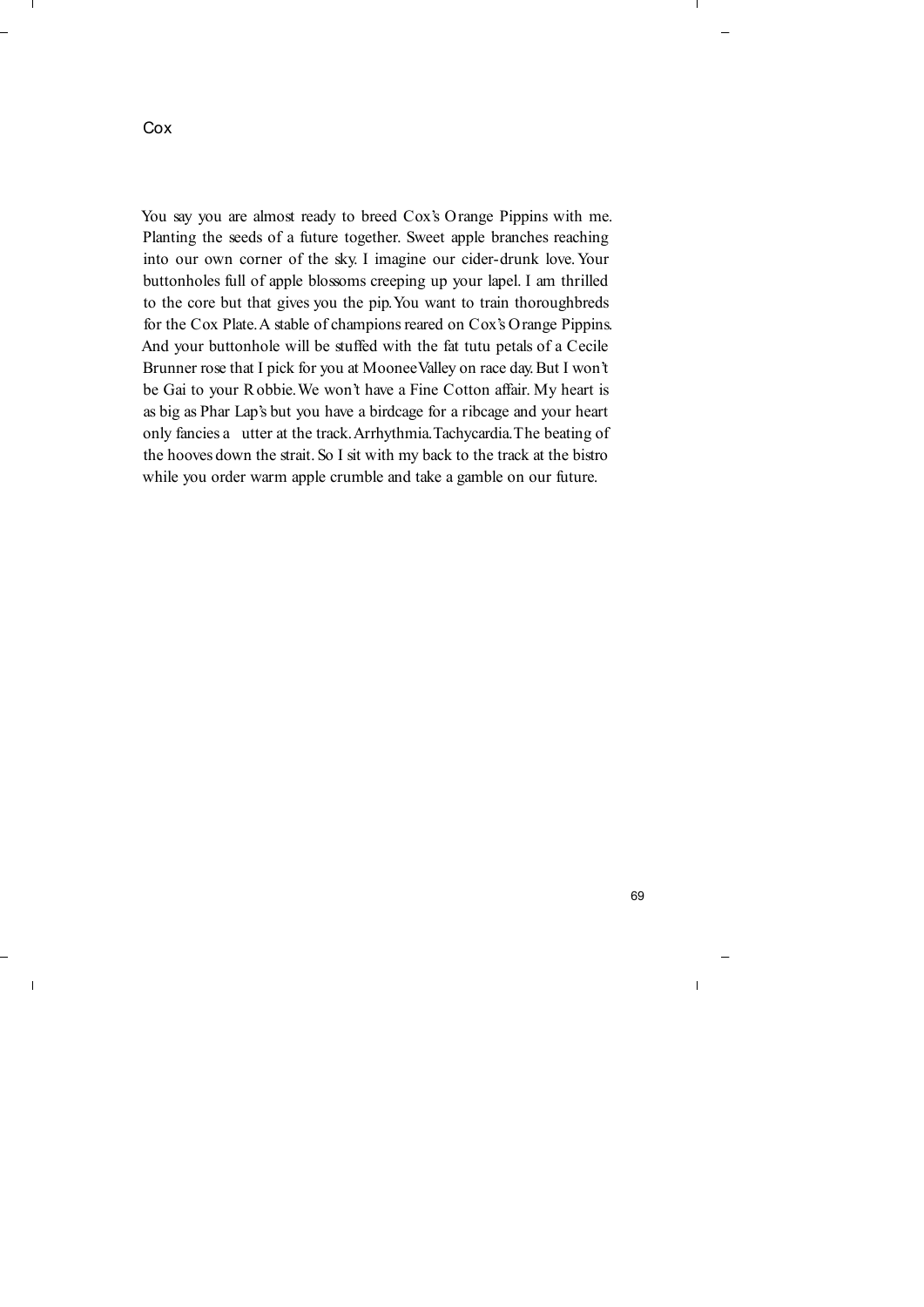# Cox

You say you are almost ready to breed Cox's Orange Pippins with me. Planting the seeds of a future together. Sweet apple branches reaching into our own corner of the sky. I imagine our cider-drunk love. Your buttonholes full of apple blossoms creeping up your lapel. I am thrilled to the core but that gives you the pip. You want to train thoroughbreds for the Cox Plate. A stable of champions reared on Cox's Orange Pippins. And your buttonhole will be stuffed with the fat tutu petals of a Cecile Brunner rose that I pick for you at Moonee Valley on race day. But I won't be Gai to your Robbie. We won't have a Fine Cotton affair. My heart is as big as Phar Lap's but you have a birdcage for a ribcage and your heart only fancies a utter at the track. Arrhythmia. Tachycardia. The beating of the hooves down the strait. So I sit with my back to the track at the bistro while you order warm apple crumble and take a gamble on our future.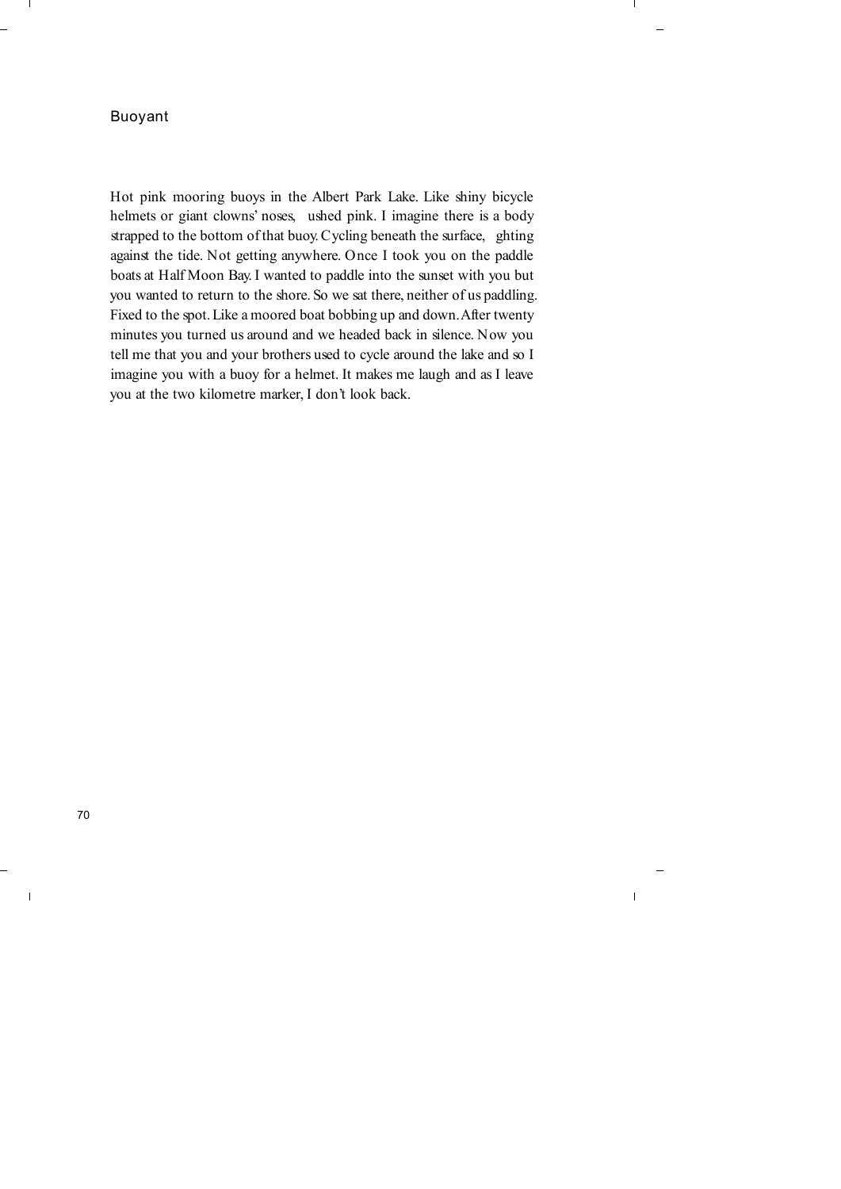## Buoyant

Hot pink mooring buoys in the Albert Park Lake. Like shiny bicycle helmets or giant clowns' noses, flushed pink. I imagine there is a body strapped to the bottom of that buoy. Cycling beneath the surface, fighting against the tide. Not getting anywhere. Once I took you on the paddle boats at Half Moon Bay. I wanted to paddle into the sunset with you but you wanted to return to the shore. So we sat there, neither of us paddling. Fixed to the spot. Like a moored boat bobbing up and down. After twenty minutes you turned us around and we headed back in silence. Now you tell me that you and your brothers used to cycle around the lake and so I imagine you with a buoy for a helmet. It makes me laugh and as I leave you at the two kilometre marker, I don't look back.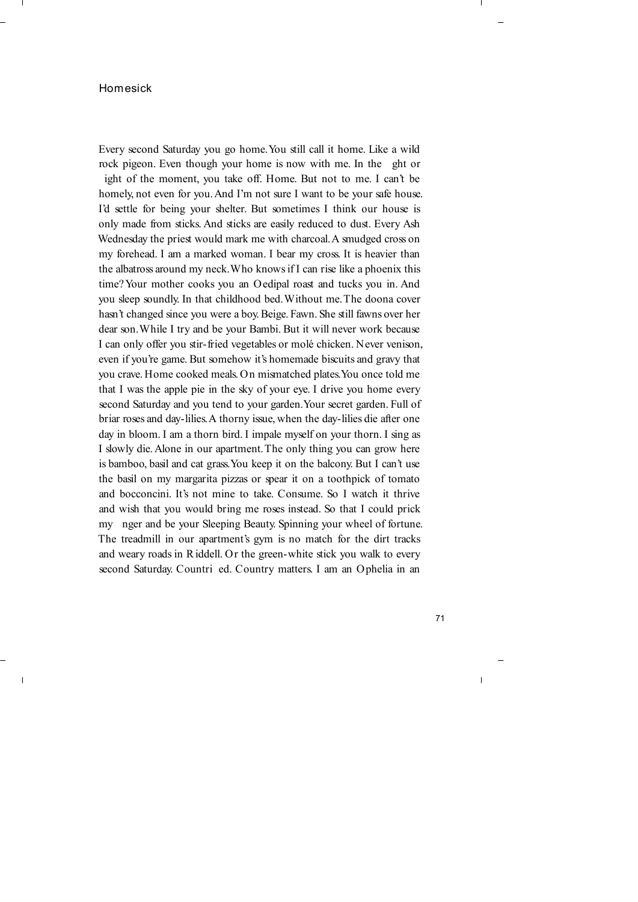# Homesick

Every second Saturday you go home. You still call it home. Like a wild rock pigeon. Even though your home is now with me. In the flight or fight of the moment, you take off. Home. But not to me. I can't be homely, not even for you. And I'm not sure I want to be your safe house. I'd settle for being your shelter. But sometimes I think our house is only made from sticks. And sticks are easily reduced to dust. Every Ash Wednesday the priest would mark me with charcoal. A smudged cross on my forehead. I am a marked woman. I bear my cross. It is heavier than the albatross around my neck. Who knows if I can rise like a phoenix this time? Your mother cooks you an Oedipal roast and tucks you in. And you sleep soundly. In that childhood bed. Without me. The doona cover hasn't changed since you were a boy. Beige. Fawn. She still fawns over her dear son. While I try and be your Bambi. But it will never work because I can only offer you stir-fried vegetables or molé chicken. Never venison, even if you're game. But somehow it's homemade biscuits and gravy that you crave. Home cooked meals. On mismatched plates. You once told me that I was the apple pie in the sky of your eye. I drive you home every second Saturday and you tend to your garden. Your secret garden. Full of briar roses and day-lilies. A thorny issue, when the day-lilies die after one day in bloom. I am a thorn bird. I impale myself on your thorn. I sing as I slowly die. Alone in our apartment. The only thing you can grow here is bamboo, basil and cat grass. You keep it on the balcony. But I can't use the basil on my margarita pizzas or spear it on a toothpick of tomato and bocconcini. It's not mine to take. Consume. So I watch it thrive and wish that you would bring me roses instead. So that I could prick my finger and be your Sleeping Beauty. Spinning your wheel of fortune. The treadmill in our apartment's gym is no match for the dirt tracks and weary roads in Riddell. Or the green-white stick you walk to every second Saturday. Countrified. Country matters. I am an Ophelia in an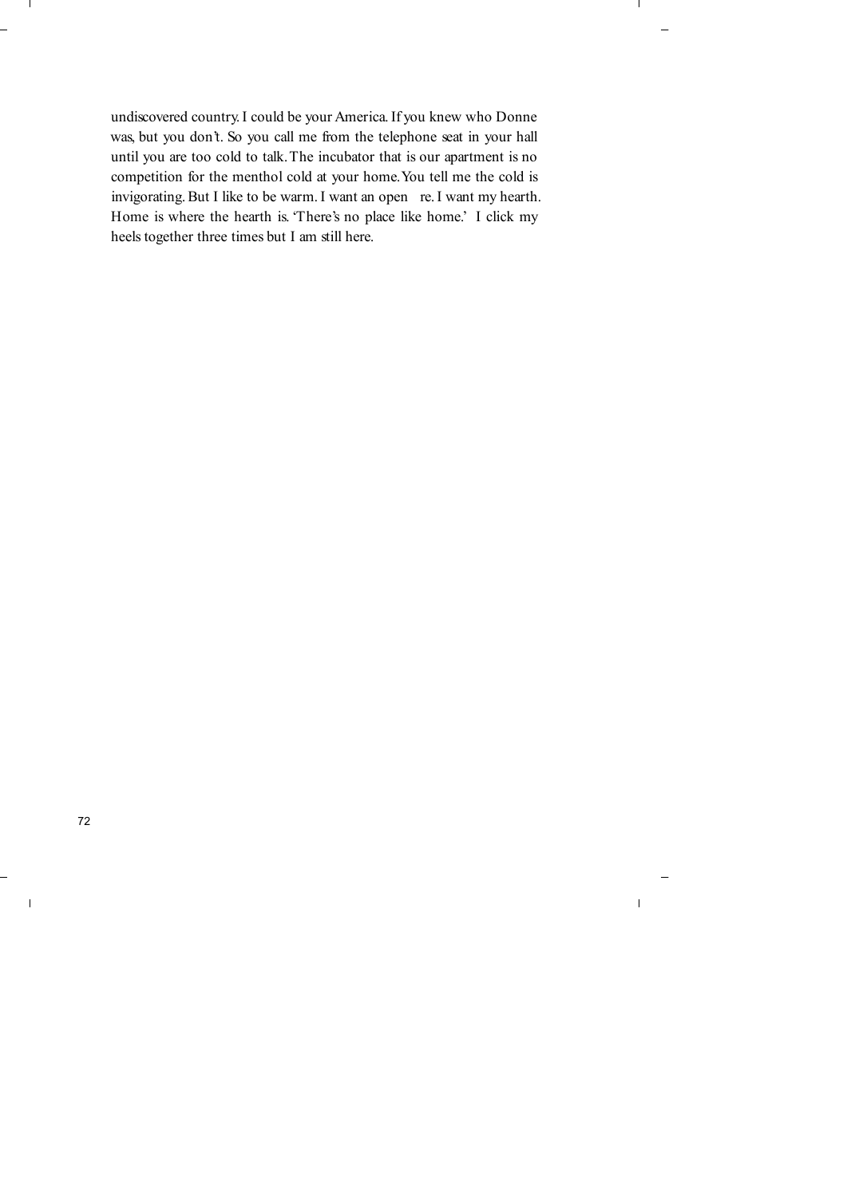undiscovered country. I could be your America. If you knew who Donne was, but you don't. So you call me from the telephone seat in your hall until you are too cold to talk. The incubator that is our apartment is no competition for the menthol cold at your home. You tell me the cold is invigorating. But I like to be warm. I want an open fire. I want my hearth. Home is where the hearth is. 'There's no place like home.' I click my heels together three times but I am still here.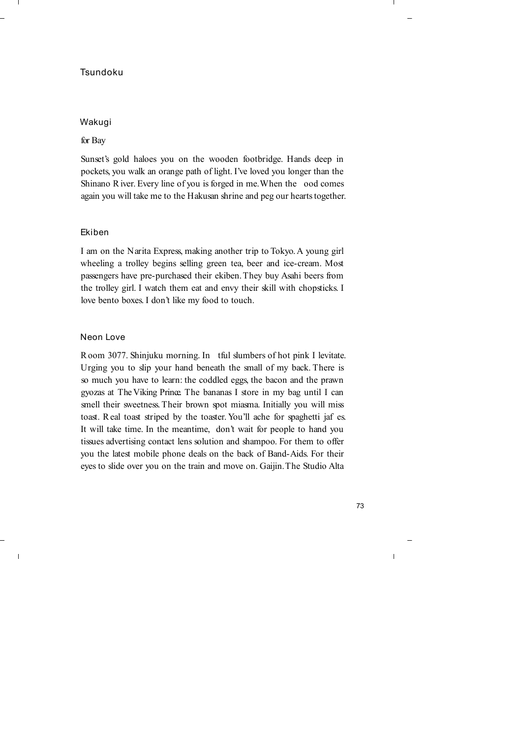## Tsundoku

### Wakugi

for Bay

Sunset's gold haloes you on the wooden footbridge. Hands deep in pockets, you walk an orange path of light. I've loved you longer than the Shinano River. Every line of you is forged in me. When the flood comes again you will take me to the Hakusan shrine and peg our hearts together.

### Ekiben

I am on the Narita Express, making another trip to Tokyo. A young girl wheeling a trolley begins selling green tea, beer and ice-cream. Most passengers have pre-purchased their ekiben. They buy Asahi beers from the trolley girl. I watch them eat and envy their skill with chopsticks. I love bento boxes. I don't like my food to touch.

### Neon Love

Room 3077. Shinjuku morning. In fitful slumbers of hot pink I levitate. Urging you to slip your hand beneath the small of my back. There is so much you have to learn: the coddled eggs, the bacon and the prawn gyozas at The Viking Prince. The bananas I store in my bag until I can smell their sweetness. Their brown spot miasma. Initially you will miss toast. Real toast striped by the toaster. You'll ache for spaghetti jaffles. It will take time. In the meantime, don't wait for people to hand you tissues advertising contact lens solution and shampoo. For them to offer you the latest mobile phone deals on the back of Band-Aids. For their eyes to slide over you on the train and move on. Gaijin. The Studio Alta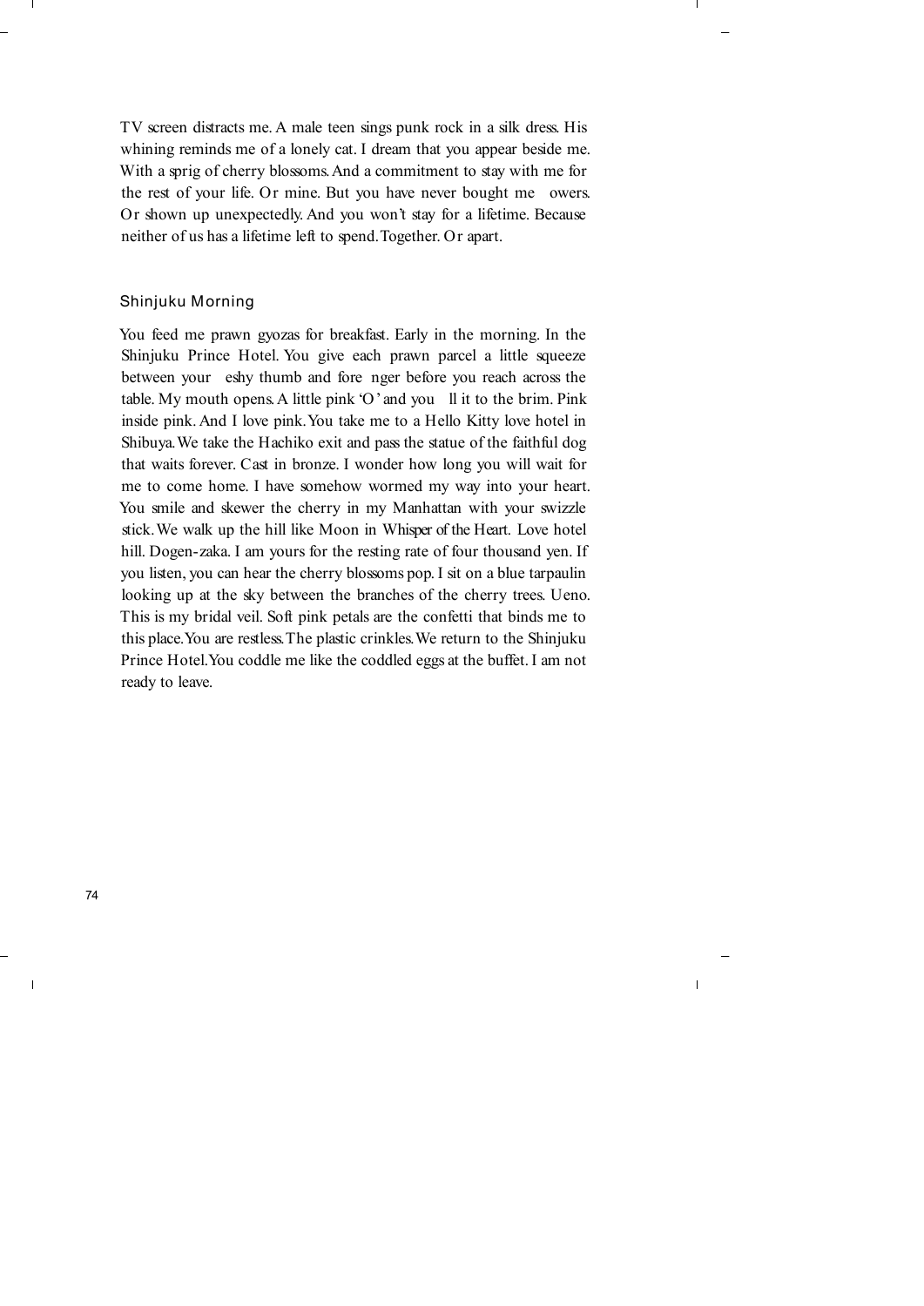TV screen distracts me. A male teen sings punk rock in a silk dress. His whining reminds me of a lonely cat. I dream that you appear beside me. With a sprig of cherry blossoms. And a commitment to stay with me for the rest of your life. Or mine. But you have never bought me flowers. Or shown up unexpectedly. And you won't stay for a lifetime. Because neither of us has a lifetime left to spend. Together. Or apart.

### Shinjuku Morning

You feed me prawn gyozas for breakfast. Early in the morning. In the Shinjuku Prince Hotel. You give each prawn parcel a little squeeze between your fleshy thumb and forefinger before you reach across the table. My mouth opens. A little pink 'O' and you fill it to the brim. Pink inside pink. And I love pink. You take me to a Hello Kitty love hotel in Shibuya. We take the Hachiko exit and pass the statue of the faithful dog that waits forever. Cast in bronze. I wonder how long you will wait for me to come home. I have somehow wormed my way into your heart. You smile and skewer the cherry in my Manhattan with your swizzle stick. We walk up the hill like Moon in *Whisper of the Heart*. Love hotel hill. Dogen-zaka. I am yours for the resting rate of four thousand yen. If you listen, you can hear the cherry blossoms pop. I sit on a blue tarpaulin looking up at the sky between the branches of the cherry trees. Ueno. This is my bridal veil. Soft pink petals are the confetti that binds me to this place. You are restless. The plastic crinkles. We return to the Shinjuku Prince Hotel. You coddle me like the coddled eggs at the buffet. I am not ready to leave.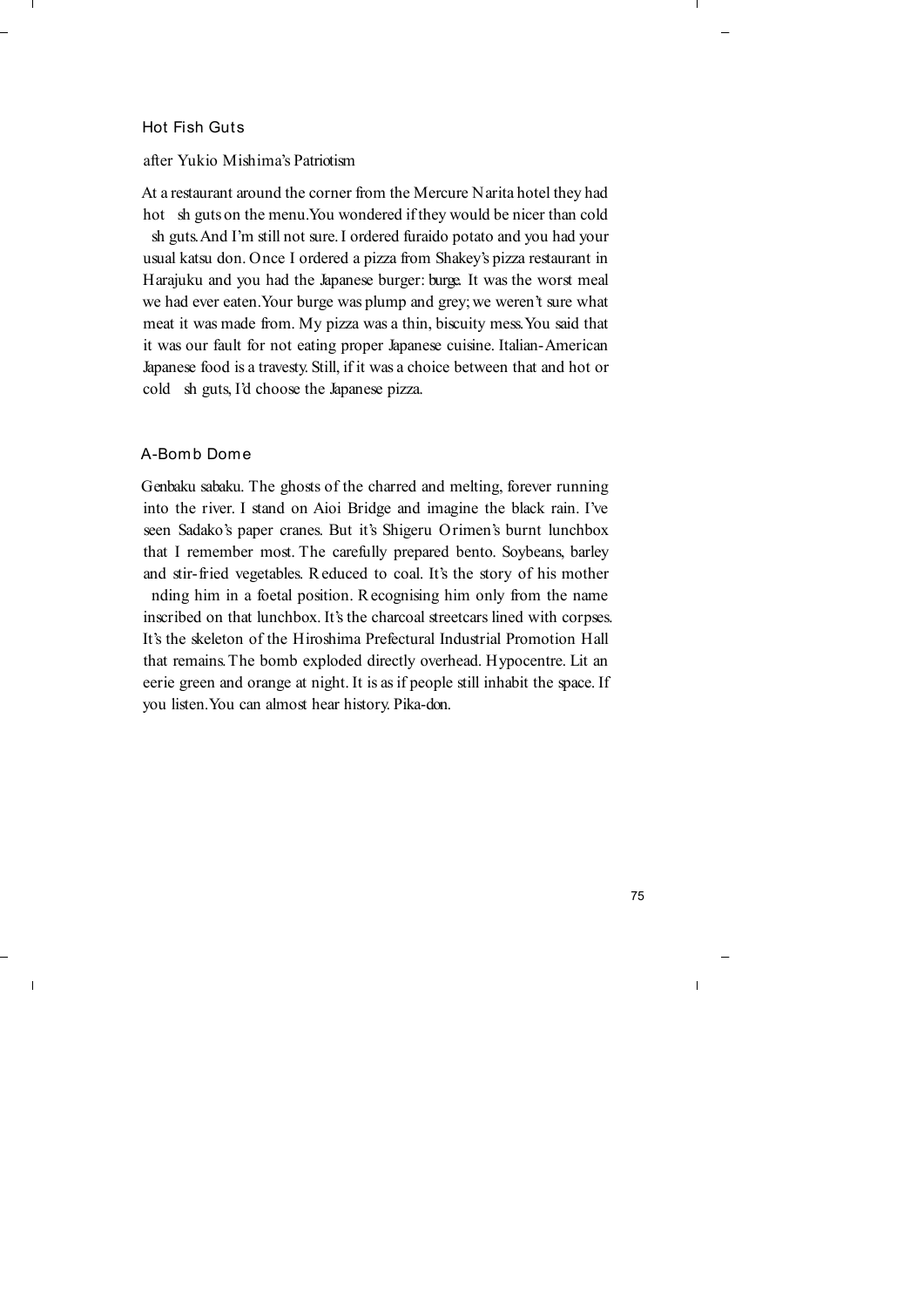## Hot Fish Guts

after Yukio Mishima's *Patriotism*

At a restaurant around the corner from the Mercure Narita hotel they had hot fish guts on the menu. You wondered if they would be nicer than cold fish guts. And I'm still not sure. I ordered furaido potato and you had your usual katsu don. Once I ordered a pizza from Shakey's pizza restaurant in Harajuku and you had the Japanese burger: burge. It was the worst meal we had ever eaten. Your burge was plump and grey; we weren't sure what meat it was made from. My pizza was a thin, biscuity mess. You said that it was our fault for not eating proper Japanese cuisine. Italian-American Japanese food is a travesty. Still, if it was a choice between that and hot or cold fish guts, I'd choose the Japanese pizza.

## A-Bomb Dome

Genbaku sabaku. The ghosts of the charred and melting, forever running into the river. I stand on Aioi Bridge and imagine the black rain. I've seen Sadako's paper cranes. But it's Shigeru Orimen's burnt lunchbox that I remember most. The carefully prepared bento. Soybeans, barley and stir-fried vegetables. Reduced to coal. It's the story of his mother finding him in a foetal position. Recognising him only from the name inscribed on that lunchbox. It's the charcoal streetcars lined with corpses. It's the skeleton of the Hiroshima Prefectural Industrial Promotion Hall that remains. The bomb exploded directly overhead. Hypocentre. Lit an eerie green and orange at night. It is as if people still inhabit the space. If you listen. You can almost hear history. Pika-don.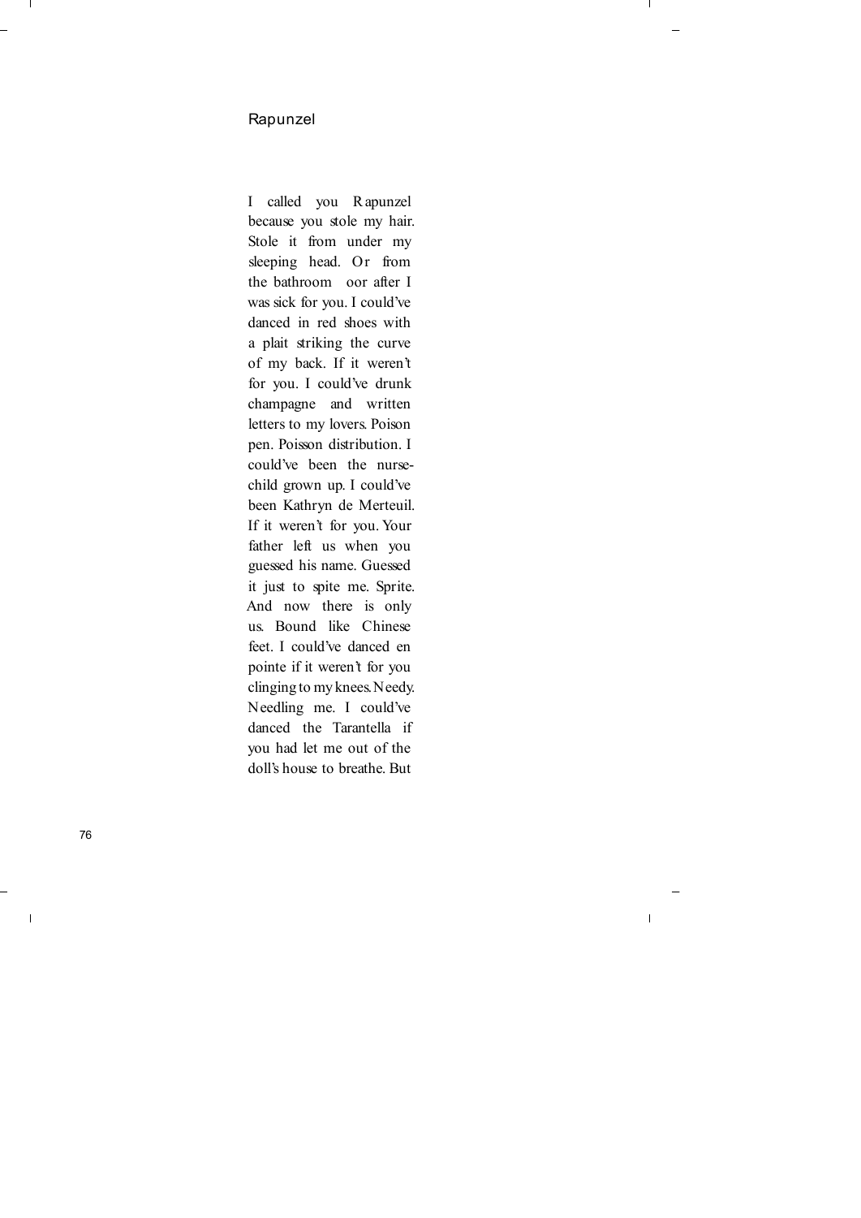## Rapunzel

I called you Rapunzel because you stole my hair. Stole it from under my sleeping head. Or from the bathroom oor after I was sick for you. I could've danced in red shoes with a plait striking the curve of my back. If it weren't for you. I could've drunk champagne and written letters to my lovers. Poison pen. Poisson distribution. I could've been the nurse-child grown up. I could've been Kathryn de Merteuil. If it weren't for you. Your father left us when you guessed his name. Guessed it just to spite me. Sprite. And now there is only us. Bound like Chinese feet. I could've danced en pointe if it weren't for you clinging to my knees. Needy. Needling me. I could've danced the Tarantella if you had let me out of the doll's house to breathe. But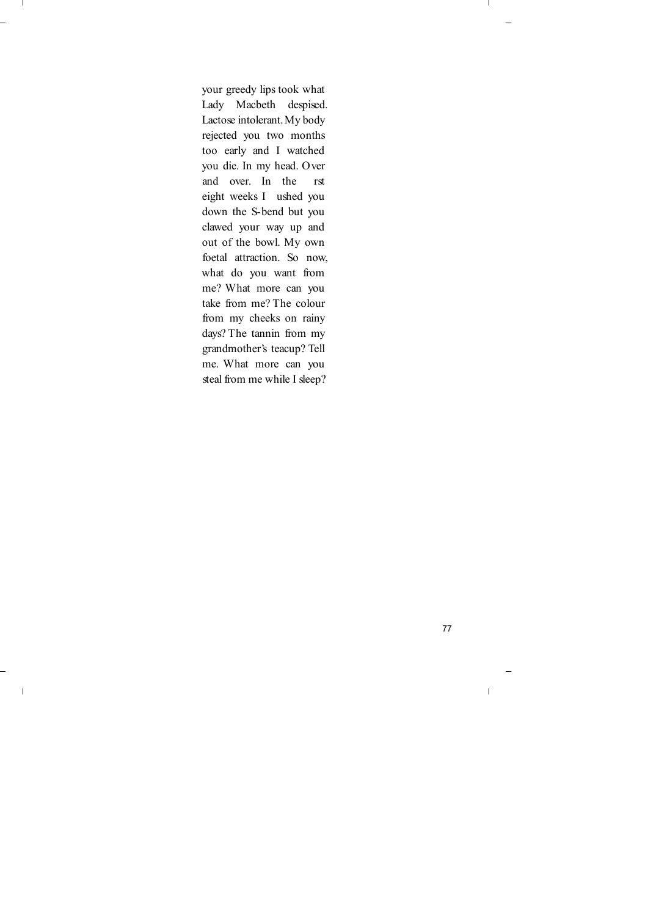your greedy lips took what Lady Macbeth despised. Lactose intolerant. My body rejected you two months too early and I watched you die. In my head. Over and over. In the first eight weeks I flushed you down the S-bend but you clawed your way up and out of the bowl. My own foetal attraction. So now, what do you want from me? What more can you take from me? The colour from my cheeks on rainy days? The tannin from my grandmother's teacup? Tell me. What more can you steal from me while I sleep?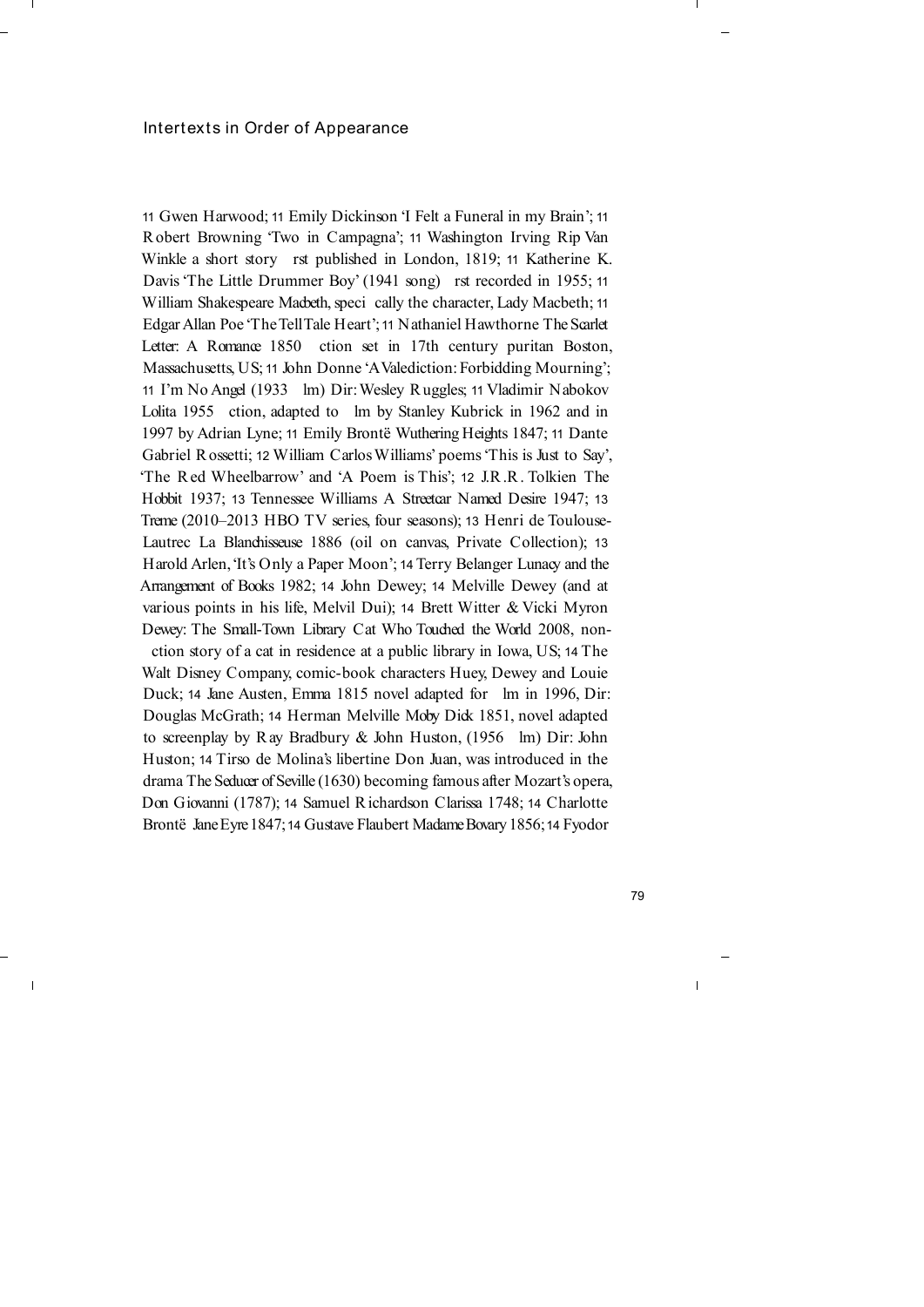## Intertexts in Order of Appearance

11 Gwen Harwood; 11 Emily Dickinson 'I Felt a Funeral in my Brain'; 11 Robert Browning 'Two in Campagna'; 11 Washington Irving *Rip Van Winkle* a short story rst published in London, 1819; 11 Katherine K. Davis 'The Little Drummer Boy' (1941 song) rst recorded in 1955; 11 William Shakespeare *Macbeth*, speci cally the character, Lady Macbeth; 11 Edgar Allan Poe 'The Tell Tale Heart'; 11 Nathaniel Hawthorne *The Scarlet Letter: A Romance* 1850 ction set in 17th century puritan Boston, Massachusetts, US; 11 John Donne 'A Valediction: Forbidding Mourning'; 11 *I'm No Angel* (1933 lm) Dir: Wesley Ruggles; 11 Vladimir Nabokov *Lolita* 1955 ction, adapted to lm by Stanley Kubrick in 1962 and in 1997 by Adrian Lyne; 11 Emily Brontë *Wuthering Heights* 1847; 11 Dante Gabriel Rossetti; 12 William Carlos Williams' poems 'This is Just to Say', 'The Red Wheelbarrow' and 'A Poem is This'; 12 J.R.R. Tolkien *The Hobbit* 1937; 13 Tennessee Williams *A Streetcar Named Desire* 1947; 13 *Treme* (2010–2013 HBO TV series, four seasons); 13 Henri de Toulouse-Lautrec *La Blanchisseuse* 1886 (oil on canvas, Private Collection); 13 Harold Arlen, 'It's Only a Paper Moon'; 14 Terry Belanger *Lunacy and the Arrangement of Books* 1982; 14 John Dewey; 14 Melville Dewey (and at various points in his life, Melvil Dui); 14 Brett Witter & Vicki Myron *Dewey: The Small-Town Library Cat Who Touched the World* 2008, non- ction story of a cat in residence at a public library in Iowa, US; 14 The Walt Disney Company, comic-book characters Huey, Dewey and Louie Duck; 14 Jane Austen, *Emma* 1815 novel adapted for lm in 1996, Dir: Douglas McGrath; 14 Herman Melville *Moby Dick* 1851, novel adapted to screenplay by Ray Bradbury & John Huston, (1956 lm) Dir: John Huston; 14 Tirso de Molina's libertine Don Juan, was introduced in the drama *The Seducer of Seville* (1630) becoming famous after Mozart's opera, *Don Giovanni* (1787); 14 Samuel Richardson *Clarissa* 1748; 14 Charlotte Brontë *Jane Eyre* 1847; 14 Gustave Flaubert *Madame Bovary* 1856; 14 Fyodor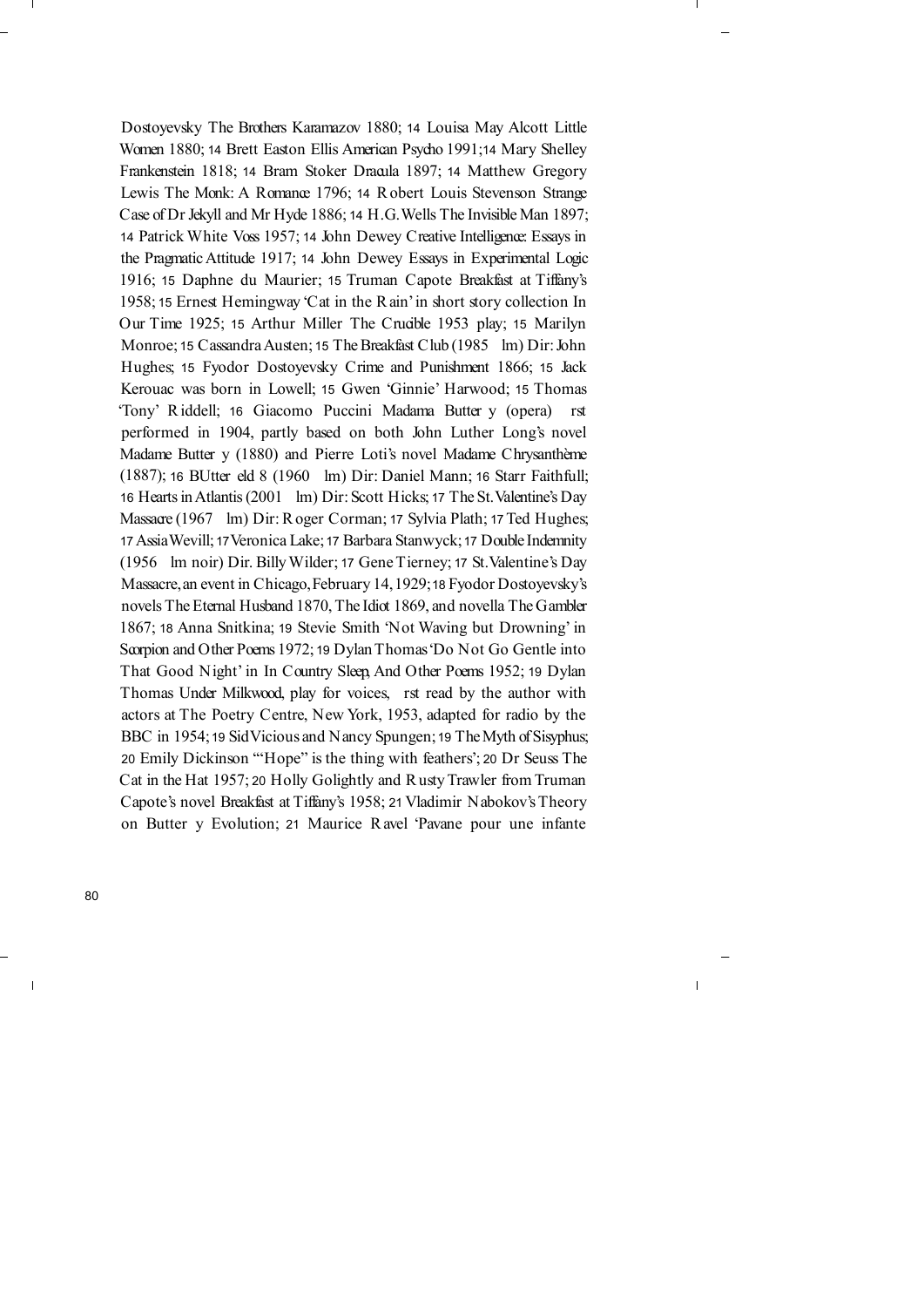Dostoyevsky The Brothers Karamazov 1880; 14 Louisa May Alcott Little Women 1880; 14 Brett Easton Ellis American Psycho 1991;14 Mary Shelley Frankenstein 1818; 14 Bram Stoker Dracula 1897; 14 Matthew Gregory Lewis The Monk: A Romance 1796; 14 Robert Louis Stevenson Strange Case of Dr Jekyll and Mr Hyde 1886; 14 H.G. Wells The Invisible Man 1897; 14 Patrick White Voss 1957; 14 John Dewey Creative Intelligence: Essays in the Pragmatic Attitude 1917; 14 John Dewey Essays in Experimental Logic 1916; 15 Daphne du Maurier; 15 Truman Capote Breakfast at Tiffany's 1958; 15 Ernest Hemingway 'Cat in the Rain' in short story collection In Our Time 1925; 15 Arthur Miller The Crucible 1953 play; 15 Marilyn Monroe; 15 Cassandra Austen; 15 The Breakfast Club (1985 lm) Dir: John Hughes; 15 Fyodor Dostoyevsky Crime and Punishment 1866; 15 Jack Kerouac was born in Lowell; 15 Gwen 'Ginnie' Harwood; 15 Thomas 'Tony' Riddell; 16 Giacomo Puccini Madama Butter y (opera) rst performed in 1904, partly based on both John Luther Long's novel Madame Butter y (1880) and Pierre Loti's novel Madame Chrysanthème (1887); 16 BUtter eld 8 (1960 lm) Dir: Daniel Mann; 16 Starr Faithfull; 16 Hearts in Atlantis (2001 lm) Dir: Scott Hicks; 17 The St. Valentine's Day Massacre (1967 lm) Dir: Roger Corman; 17 Sylvia Plath; 17 Ted Hughes; 17 Assia Wevill; 17 Veronica Lake; 17 Barbara Stanwyck; 17 Double Indemnity (1956 lm noir) Dir. Billy Wilder; 17 Gene Tierney; 17 St. Valentine's Day Massacre, an event in Chicago, February 14, 1929; 18 Fyodor Dostoyevsky's novels The Eternal Husband 1870, The Idiot 1869, and novella The Gambler 1867; 18 Anna Snitkina; 19 Stevie Smith 'Not Waving but Drowning' in Scorpion and Other Poems 1972; 19 Dylan Thomas 'Do Not Go Gentle into That Good Night' in In Country Sleep, And Other Poems 1952; 19 Dylan Thomas Under Milkwood, play for voices, rst read by the author with actors at The Poetry Centre, New York, 1953, adapted for radio by the BBC in 1954; 19 Sid Vicious and Nancy Spungen; 19 The Myth of Sisyphus; 20 Emily Dickinson '"Hope" is the thing with feathers'; 20 Dr Seuss The Cat in the Hat 1957; 20 Holly Golightly and Rusty Trawler from Truman Capote's novel Breakfast at Tiffany's 1958; 21 Vladimir Nabokov's Theory on Butter y Evolution; 21 Maurice Ravel 'Pavane pour une infante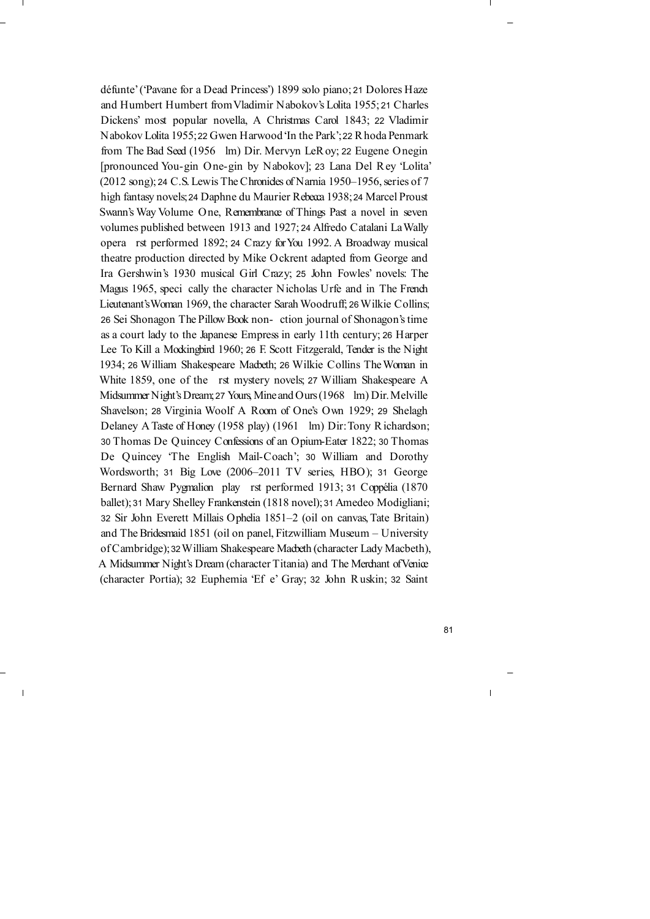défunte' ('Pavane for a Dead Princess') 1899 solo piano; 21 Dolores Haze and Humbert Humbert from Vladimir Nabokov's *Lolita* 1955; 21 Charles Dickens' most popular novella, A Christmas Carol 1843; 22 Vladimir Nabokov *Lolita* 1955; 22 Gwen Harwood 'In the Park'; 22 Rhoda Penmark from *The Bad Seed* (1956 film) Dir. Mervyn LeRoy; 22 Eugene Onegin [pronounced You-gin One-gin by Nabokov]; 23 Lana Del Rey 'Lolita' (2012 song); 24 C.S. Lewis *The Chronicles of Narnia* 1950–1956, series of 7 high fantasy novels; 24 Daphne du Maurier *Rebecca* 1938; 24 Marcel Proust *Swann's Way Volume One, Remembrance of Things Past* a novel in seven volumes published between 1913 and 1927; 24 Alfredo Catalani *La Wally* opera first performed 1892; 24 *Crazy for You* 1992. A Broadway musical theatre production directed by Mike Ockrent adapted from George and Ira Gershwin's 1930 musical *Girl Crazy*; 25 John Fowles' novels: *The Magus* 1965, specifically the character Nicholas Urfe and in *The French Lieutenant's Woman* 1969, the character Sarah Woodruff; 26 Wilkie Collins; 26 Sei Shonagon *The Pillow Book* non-fiction journal of Shonagon's time as a court lady to the Japanese Empress in early 11th century; 26 Harper Lee *To Kill a Mockingbird* 1960; 26 F. Scott Fitzgerald, *Tender is the Night* 1934; 26 William Shakespeare *Macbeth*; 26 Wilkie Collins *The Woman in White* 1859, one of the first mystery novels; 27 William Shakespeare *A Midsummer Night's Dream*; 27 *Yours, Mine and Ours* (1968 film) Dir. Melville Shavelson; 28 Virginia Woolf *A Room of One's Own* 1929; 29 Shelagh Delaney *A Taste of Honey* (1958 play) (1961 film) Dir: Tony Richardson; 30 Thomas De Quincey *Confessions of an Opium-Eater* 1822; 30 Thomas De Quincey 'The English Mail-Coach'; 30 William and Dorothy Wordsworth; 31 Big Love (2006–2011 TV series, HBO); 31 George Bernard Shaw *Pygmalion* play first performed 1913; 31 *Coppélia* (1870 ballet); 31 Mary Shelley *Frankenstein* (1818 novel); 31 Amedeo Modigliani; 32 Sir John Everett Millais *Ophelia* 1851–2 (oil on canvas, Tate Britain) and *The Bridesmaid* 1851 (oil on panel, Fitzwilliam Museum – University of Cambridge); 32 William Shakespeare *Macbeth* (character Lady Macbeth), *A Midsummer Night's Dream* (character Titania) and *The Merchant of Venice* (character Portia); 32 Euphemia 'Effie' Gray; 32 John Ruskin; 32 Saint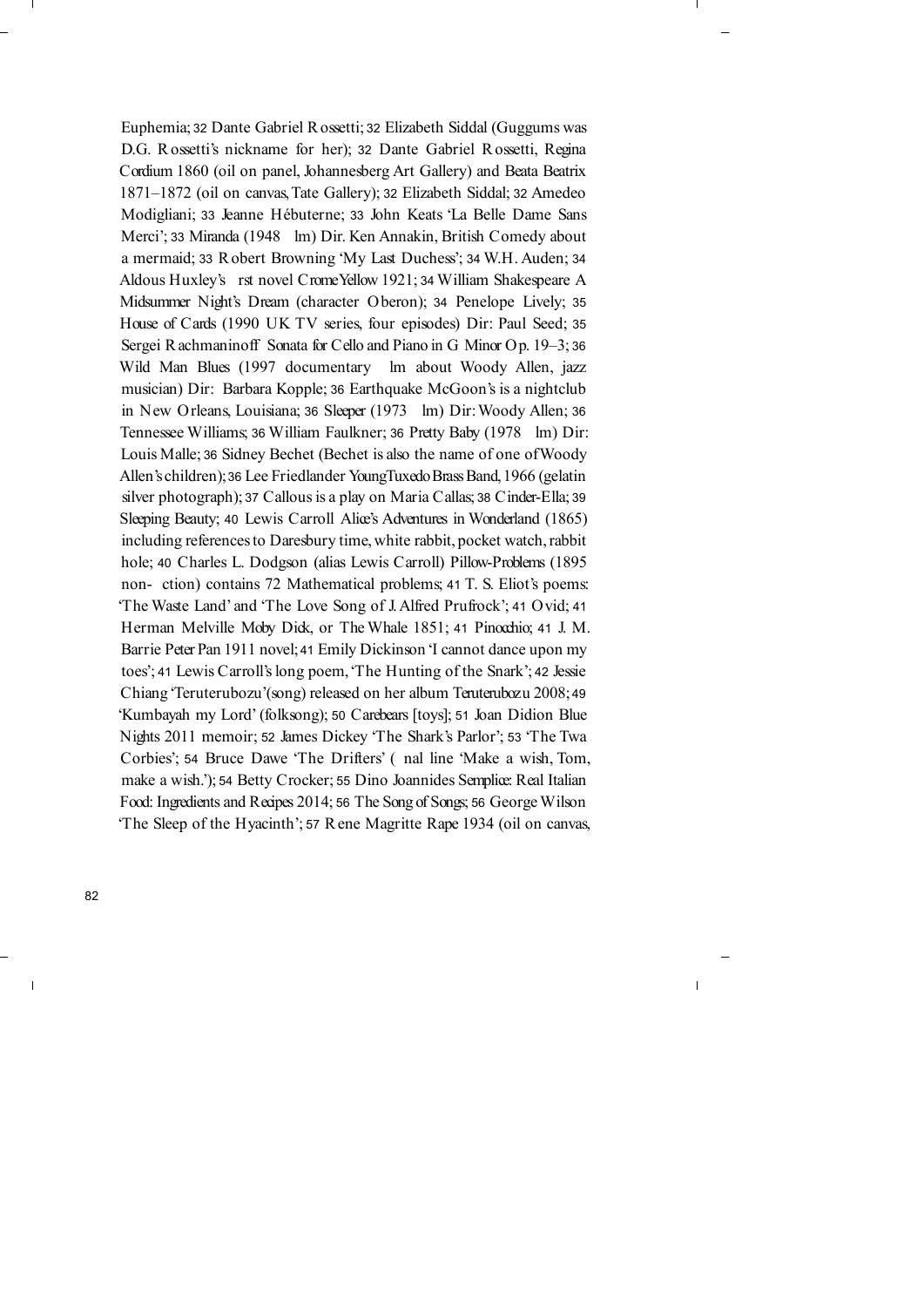Euphemia; 32 Dante Gabriel Rossetti; 32 Elizabeth Siddal (Guggums was D.G. Rossetti's nickname for her); 32 Dante Gabriel Rossetti, *Regina Cordium* 1860 (oil on panel, Johannesberg Art Gallery) and *Beata Beatrix* 1871–1872 (oil on canvas, Tate Gallery); 32 Elizabeth Siddal; 32 Amedeo Modigliani; 33 Jeanne Hébuterne; 33 John Keats 'La Belle Dame Sans Merci'; 33 *Miranda* (1948 film) Dir. Ken Annakin, British Comedy about a mermaid; 33 Robert Browning 'My Last Duchess'; 34 W.H. Auden; 34 Aldous Huxley's first novel *Crome Yellow* 1921; 34 William Shakespeare *A Midsummer Night's Dream* (character Oberon); 34 Penelope Lively; 35 *House of Cards* (1990 UK TV series, four episodes) Dir: Paul Seed; 35 Sergei Rachmaninoff *Sonata for Cello and Piano in G Minor* Op. 19–3; 36 *Wild Man Blues* (1997 documentary film about Woody Allen, jazz musician) Dir: Barbara Kopple; 36 Earthquake McGoon's is a nightclub in New Orleans, Louisiana; 36 *Sleeper* (1973 film) Dir: Woody Allen; 36 Tennessee Williams; 36 William Faulkner; 36 *Pretty Baby* (1978 film) Dir: Louis Malle; 36 Sidney Bechet (Bechet is also the name of one of Woody Allen's children); 36 Lee Friedlander *Young Tuxedo Brass Band*, 1966 (gelatin silver photograph); 37 Callous is a play on Maria Callas; 38 Cinder-Ella; 39 Sleeping Beauty; 40 Lewis Carroll *Alice's Adventures in Wonderland* (1865) including references to Daresbury time, white rabbit, pocket watch, rabbit hole; 40 Charles L. Dodgson (alias Lewis Carroll) *Pillow-Problems* (1895 non-fiction) contains 72 Mathematical problems; 41 T. S. Eliot's poems: 'The Waste Land' and 'The Love Song of J. Alfred Prufrock'; 41 Ovid; 41 Herman Melville *Moby Dick, or The Whale* 1851; 41 *Pinocchio*; 41 J. M. Barrie *Peter Pan* 1911 novel; 41 Emily Dickinson 'I cannot dance upon my toes'; 41 Lewis Carroll's long poem, 'The Hunting of the Snark'; 42 Jessie Chiang 'Teruterubozu' (song) released on her album *Teruterubozu* 2008; 49 'Kumbayah my Lord' (folksong); 50 Carebears [toys]; 51 Joan Didion *Blue Nights* 2011 memoir; 52 James Dickey 'The Shark's Parlor'; 53 'The Twa Corbies'; 54 Bruce Dawe 'The Drifters' (final line 'Make a wish, Tom, make a wish.'); 54 Betty Crocker; 55 Dino Joannides *Semplice: Real Italian Food: Ingredients and Recipes* 2014; 56 *The Song of Songs*; 56 George Wilson 'The Sleep of the Hyacinth'; 57 Rene Magritte *Rape* 1934 (oil on canvas,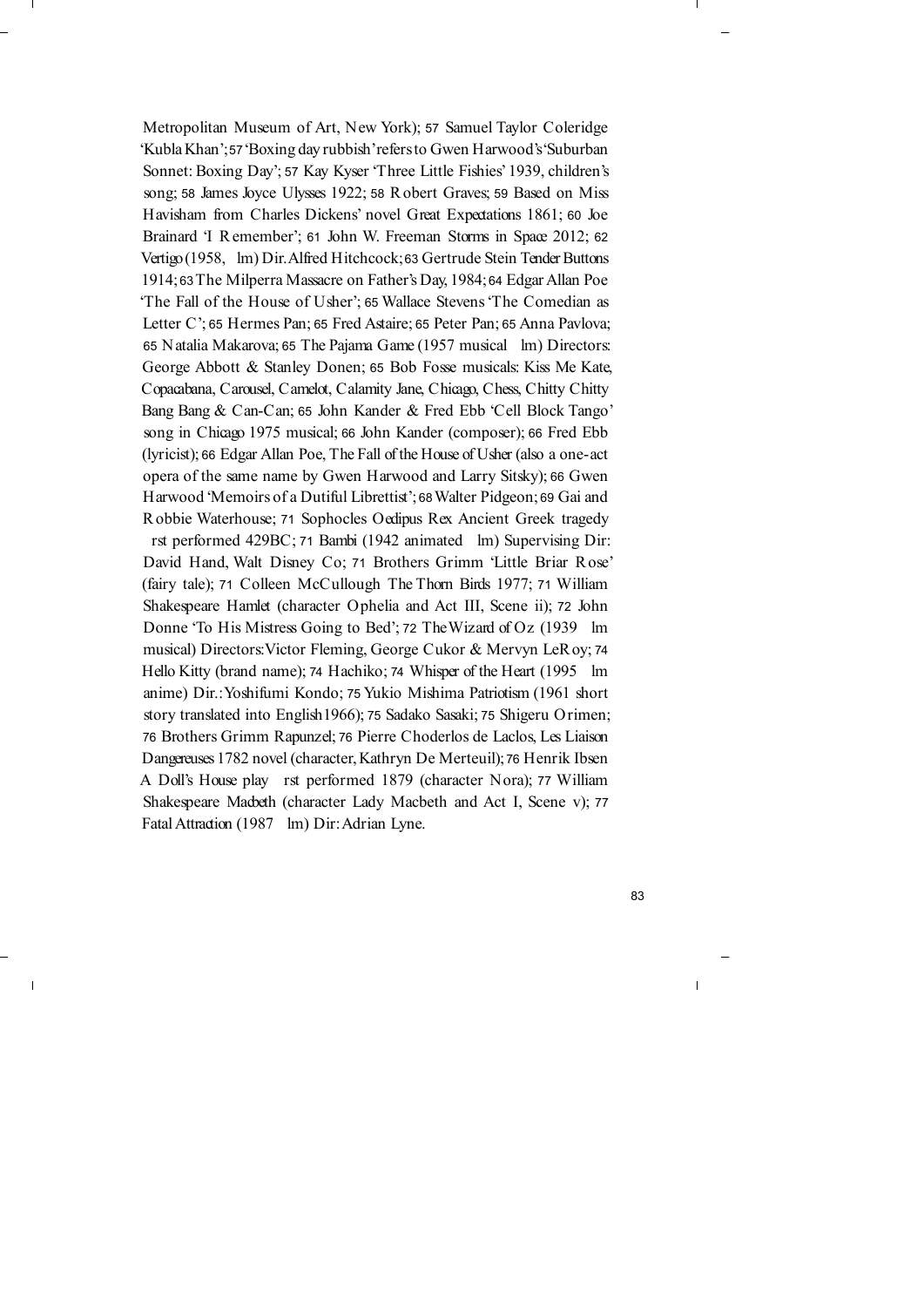Metropolitan Museum of Art, New York); 57 Samuel Taylor Coleridge 'Kubla Khan'; 57 'Boxing day rubbish' refers to Gwen Harwood's 'Suburban Sonnet: Boxing Day'; 57 Kay Kyser 'Three Little Fishies' 1939, children's song; 58 James Joyce *Ulysses* 1922; 58 Robert Graves; 59 Based on Miss Havisham from Charles Dickens' novel *Great Expectations* 1861; 60 Joe Brainard 'I Remember'; 61 John W. Freeman *Storms in Space* 2012; 62 *Vertigo* (1958, film) Dir. Alfred Hitchcock; 63 Gertrude Stein *Tender Buttons* 1914; 63 The Milperra Massacre on Father's Day, 1984; 64 Edgar Allan Poe 'The Fall of the House of Usher'; 65 Wallace Stevens 'The Comedian as Letter C'; 65 Hermes Pan; 65 Fred Astaire; 65 Peter Pan; 65 Anna Pavlova; 65 Natalia Makarova; 65 The Pajama Game (1957 musical film) Directors: George Abbott & Stanley Donen; 65 Bob Fosse musicals: Kiss Me Kate, Copacabana, Carousel, Camelot, Calamity Jane, Chicago, Chess, Chitty Chitty Bang Bang & Can-Can; 65 John Kander & Fred Ebb 'Cell Block Tango' song in *Chicago* 1975 musical; 66 John Kander (composer); 66 Fred Ebb (lyricist); 66 Edgar Allan Poe, The Fall of the House of Usher (also a one-act opera of the same name by Gwen Harwood and Larry Sitsky); 66 Gwen Harwood 'Memoirs of a Dutiful Librettist'; 68 Walter Pidgeon; 69 Gai and Robbie Waterhouse; 71 Sophocles *Oedipus Rex* Ancient Greek tragedy first performed 429BC; 71 *Bambi* (1942 animated film) Supervising Dir: David Hand, Walt Disney Co; 71 Brothers Grimm 'Little Briar Rose' (fairy tale); 71 Colleen McCullough *The Thorn Birds* 1977; 71 William Shakespeare *Hamlet* (character Ophelia and Act III, Scene ii); 72 John Donne 'To His Mistress Going to Bed'; 72 *The Wizard of Oz* (1939 film musical) Directors: Victor Fleming, George Cukor & Mervyn LeRoy; 74 Hello Kitty (brand name); 74 Hachiko; 74 *Whisper of the Heart* (1995 film anime) Dir.: Yoshifumi Kondo; 75 Yukio Mishima *Patriotism* (1961 short story translated into English 1966); 75 Sadako Sasaki; 75 Shigeru Orimen; 76 Brothers Grimm *Rapunzel*; 76 Pierre Choderlos de Laclos, *Les Liaison Dangereuses* 1782 novel (character, Kathryn De Merteuil); 76 Henrik Ibsen *A Doll's House* play first performed 1879 (character Nora); 77 William Shakespeare *Macbeth* (character Lady Macbeth and Act I, Scene v); 77 *Fatal Attraction* (1987 film) Dir: Adrian Lyne.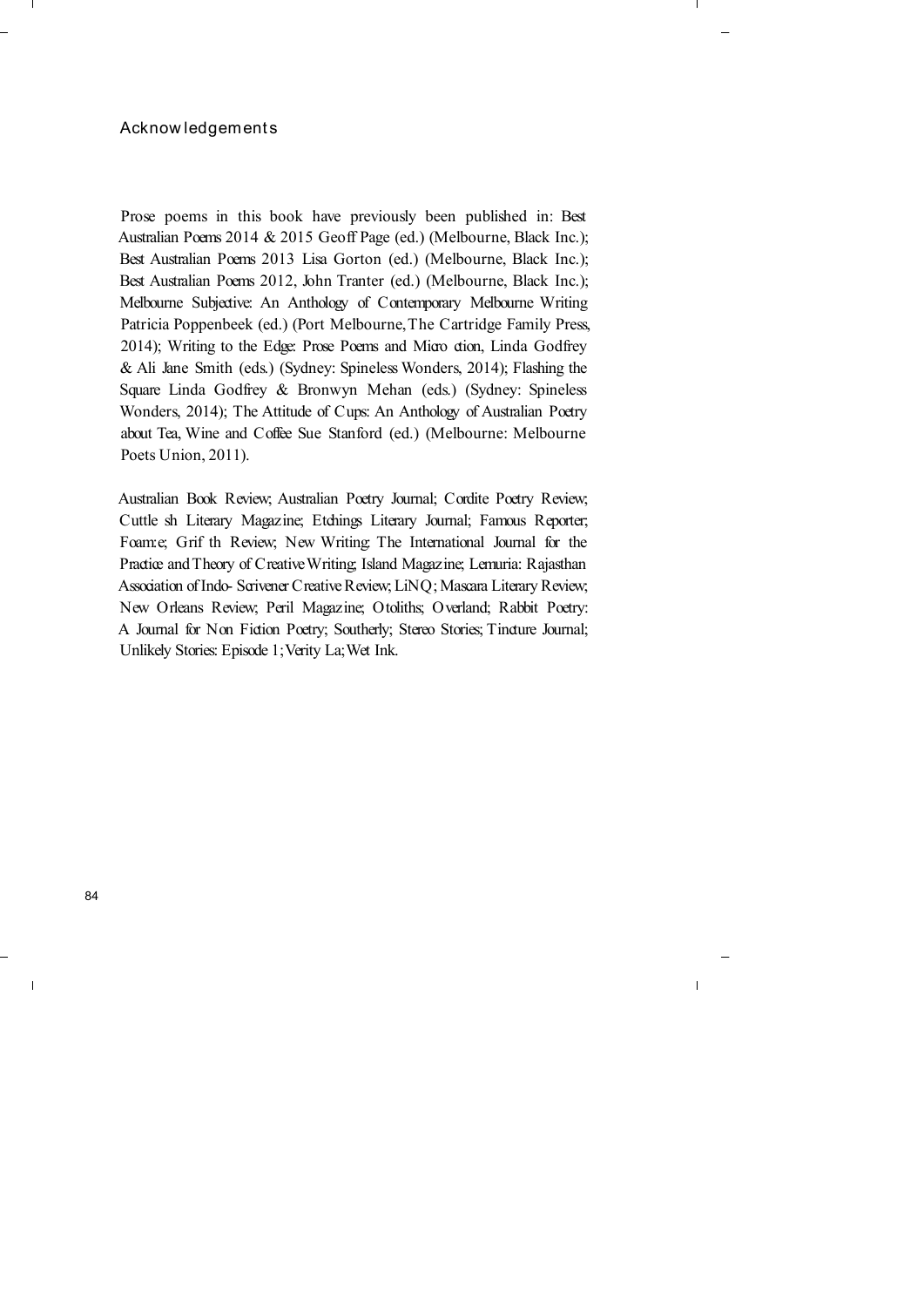## Acknowledgements

Prose poems in this book have previously been published in: Best Australian Poems 2014 & 2015 Geoff Page (ed.) (Melbourne, Black Inc.); Best Australian Poems 2013 Lisa Gorton (ed.) (Melbourne, Black Inc.); Best Australian Poems 2012, John Tranter (ed.) (Melbourne, Black Inc.); Melbourne Subjective: An Anthology of Contemporary Melbourne Writing Patricia Poppenbeek (ed.) (Port Melbourne, The Cartridge Family Press, 2014); Writing to the Edge: Prose Poems and Micro ction, Linda Godfrey & Ali Jane Smith (eds.) (Sydney: Spineless Wonders, 2014); Flashing the Square Linda Godfrey & Bronwyn Mehan (eds.) (Sydney: Spineless Wonders, 2014); The Attitude of Cups: An Anthology of Australian Poetry about Tea, Wine and Coffee Sue Stanford (ed.) (Melbourne: Melbourne Poets Union, 2011).

Australian Book Review; Australian Poetry Journal; Cordite Poetry Review; Cuttle sh Literary Magazine; Etchings Literary Journal; Famous Reporter; Foam:e; Grif th Review; New Writing: The International Journal for the Practice and Theory of Creative Writing; Island Magazine; Lemuria: Rajasthan Association of Indo- Scrivener Creative Review; LiNQ; Mascara Literary Review; New Orleans Review; Peril Magazine; Otoliths; Overland; Rabbit Poetry: A Journal for Non Fiction Poetry; Southerly; Stereo Stories; Tincture Journal; Unlikely Stories: Episode 1; Verity La; Wet Ink.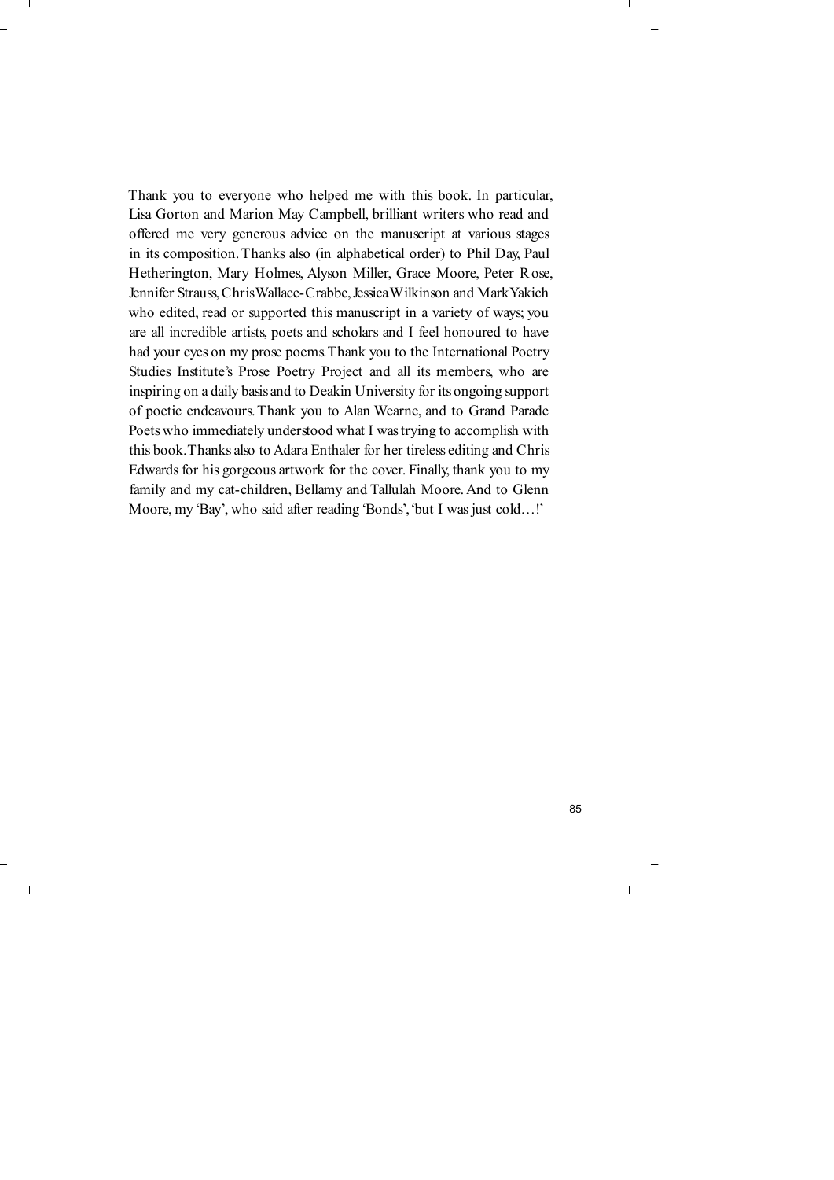Thank you to everyone who helped me with this book. In particular, Lisa Gorton and Marion May Campbell, brilliant writers who read and offered me very generous advice on the manuscript at various stages in its composition. Thanks also (in alphabetical order) to Phil Day, Paul Hetherington, Mary Holmes, Alyson Miller, Grace Moore, Peter Rose, Jennifer Strauss, Chris Wallace-Crabbe, Jessica Wilkinson and Mark Yakich who edited, read or supported this manuscript in a variety of ways; you are all incredible artists, poets and scholars and I feel honoured to have had your eyes on my prose poems. Thank you to the International Poetry Studies Institute's Prose Poetry Project and all its members, who are inspiring on a daily basis and to Deakin University for its ongoing support of poetic endeavours. Thank you to Alan Wearne, and to Grand Parade Poets who immediately understood what I was trying to accomplish with this book. Thanks also to Adara Enthaler for her tireless editing and Chris Edwards for his gorgeous artwork for the cover. Finally, thank you to my family and my cat-children, Bellamy and Tallulah Moore. And to Glenn Moore, my 'Bay', who said after reading 'Bonds', 'but I was just cold…!'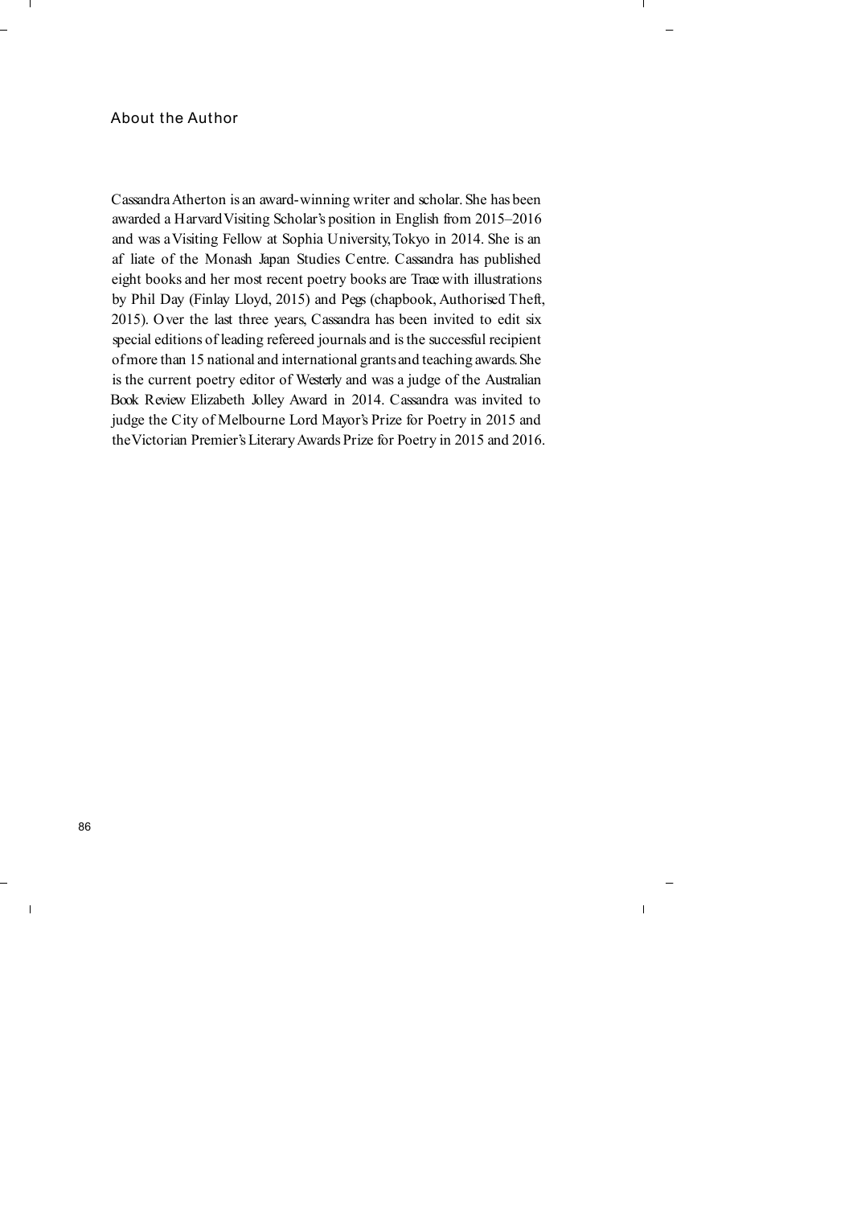## About the Author

Cassandra Atherton is an award-winning writer and scholar. She has been awarded a Harvard Visiting Scholar's position in English from 2015–2016 and was a Visiting Fellow at Sophia University, Tokyo in 2014. She is an af liate of the Monash Japan Studies Centre. Cassandra has published eight books and her most recent poetry books are *Trace* with illustrations by Phil Day (Finlay Lloyd, 2015) and *Pegs* (chapbook, Authorised Theft, 2015). Over the last three years, Cassandra has been invited to edit six special editions of leading refereed journals and is the successful recipient of more than 15 national and international grants and teaching awards. She is the current poetry editor of *Westerly* and was a judge of the Australian Book Review Elizabeth Jolley Award in 2014. Cassandra was invited to judge the City of Melbourne Lord Mayor's Prize for Poetry in 2015 and the Victorian Premier's Literary Awards Prize for Poetry in 2015 and 2016.